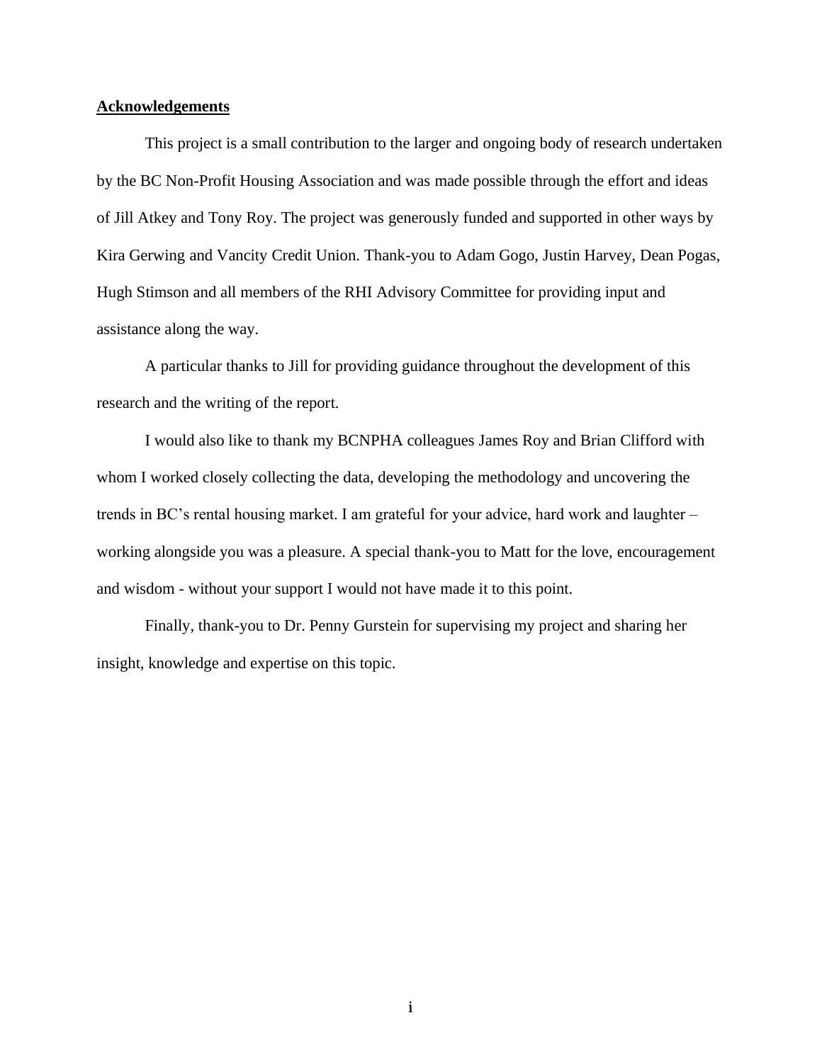## Acknowledgements

This project is a small contribution to the larger and ongoing body of research undertaken by the BC Non-Profit Housing Association and was made possible through the effort and ideas of Jill Atkey and Tony Roy. The project was generously funded and supported in other ways by Kira Gerwing and Vancity Credit Union. Thank-you to Adam Gogo, Justin Harvey, Dean Pogas, Hugh Stimson and all members of the RHI Advisory Committee for providing input and assistance along the way.

A particular thanks to Jill for providing guidance throughout the development of this research and the writing of the report.

I would also like to thank my BCNPHA colleagues James Roy and Brian Clifford with whom I worked closely collecting the data, developing the methodology and uncovering the trends in BC's rental housing market. I am grateful for your advice, hard work and laughter – working alongside you was a pleasure. A special thank-you to Matt for the love, encouragement and wisdom - without your support I would not have made it to this point.

Finally, thank-you to Dr. Penny Gurstein for supervising my project and sharing her insight, knowledge and expertise on this topic.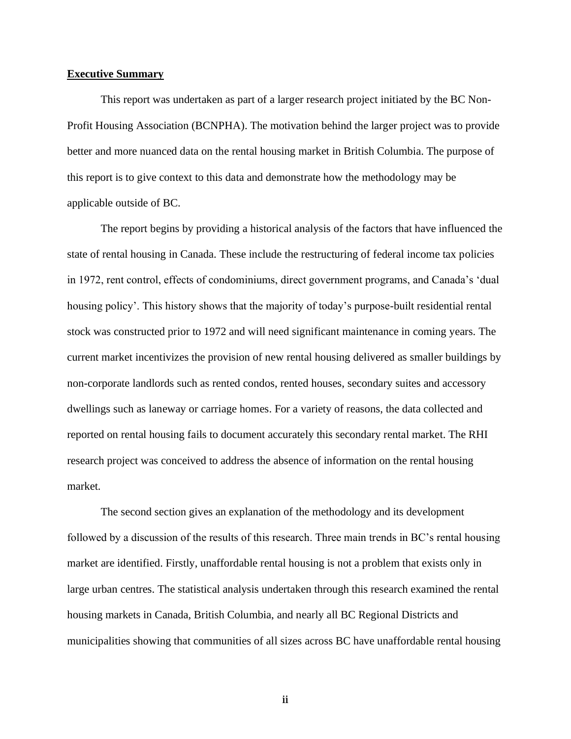## Executive Summary

This report was undertaken as part of a larger research project initiated by the BC Non-Profit Housing Association (BCNPHA). The motivation behind the larger project was to provide better and more nuanced data on the rental housing market in British Columbia. The purpose of this report is to give context to this data and demonstrate how the methodology may be applicable outside of BC.

The report begins by providing a historical analysis of the factors that have influenced the state of rental housing in Canada. These include the restructuring of federal income tax policies in 1972, rent control, effects of condominiums, direct government programs, and Canada's 'dual housing policy'. This history shows that the majority of today's purpose-built residential rental stock was constructed prior to 1972 and will need significant maintenance in coming years. The current market incentivizes the provision of new rental housing delivered as smaller buildings by non-corporate landlords such as rented condos, rented houses, secondary suites and accessory dwellings such as laneway or carriage homes. For a variety of reasons, the data collected and reported on rental housing fails to document accurately this secondary rental market. The RHI research project was conceived to address the absence of information on the rental housing market.

The second section gives an explanation of the methodology and its development followed by a discussion of the results of this research. Three main trends in BC's rental housing market are identified. Firstly, unaffordable rental housing is not a problem that exists only in large urban centres. The statistical analysis undertaken through this research examined the rental housing markets in Canada, British Columbia, and nearly all BC Regional Districts and municipalities showing that communities of all sizes across BC have unaffordable rental housing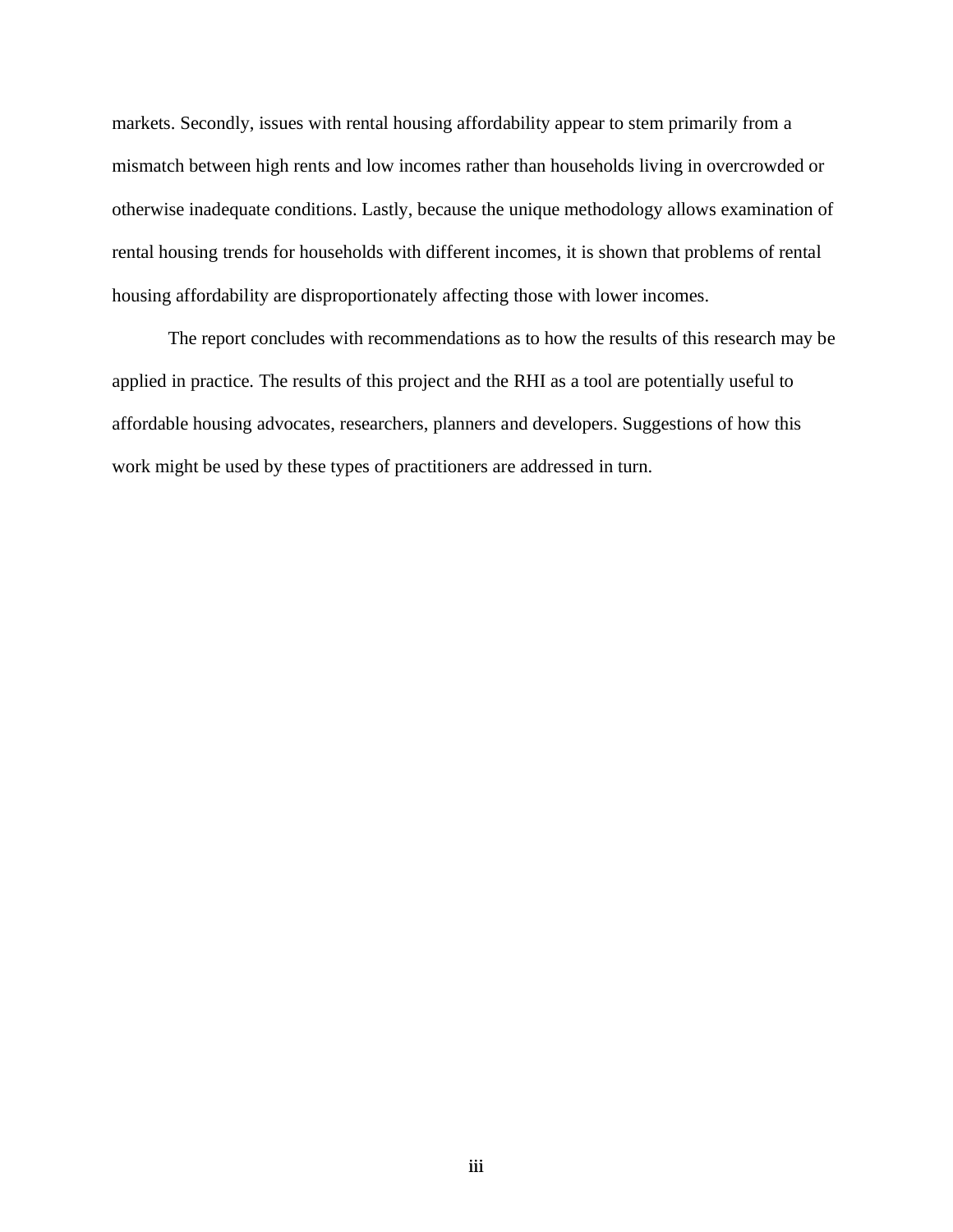markets. Secondly, issues with rental housing affordability appear to stem primarily from a mismatch between high rents and low incomes rather than households living in overcrowded or otherwise inadequate conditions. Lastly, because the unique methodology allows examination of rental housing trends for households with different incomes, it is shown that problems of rental housing affordability are disproportionately affecting those with lower incomes.

The report concludes with recommendations as to how the results of this research may be applied in practice. The results of this project and the RHI as a tool are potentially useful to affordable housing advocates, researchers, planners and developers. Suggestions of how this work might be used by these types of practitioners are addressed in turn.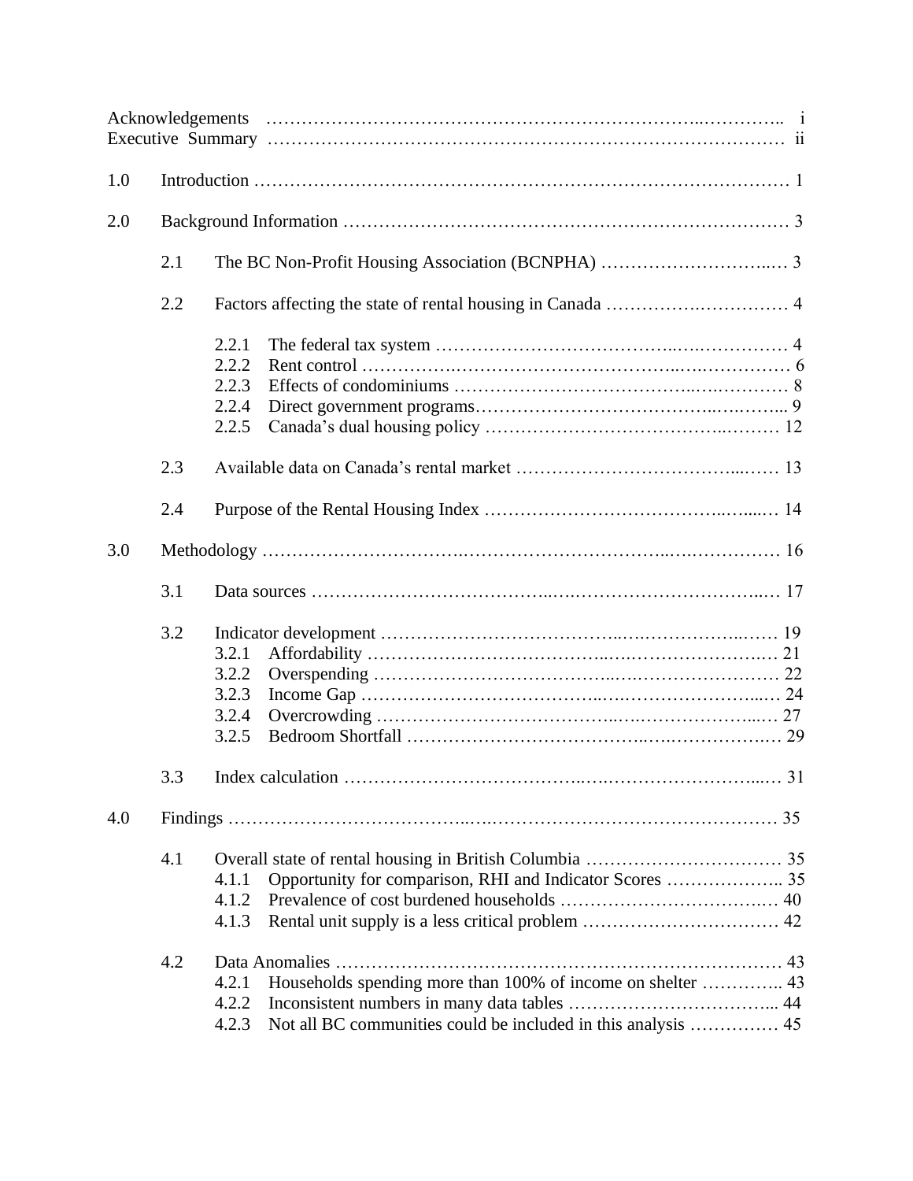Acknowledgements ........................................................................ i
Executive Summary ........................................................................ ii

1.0 Introduction ........................................................................ 1

2.0 Background Information ........................................................................ 3

- 2.1 The BC Non-Profit Housing Association (BCNPHA) ........................................ 3
- 2.2 Factors affecting the state of rental housing in Canada ........................................ 4
  - 2.2.1 The federal tax system ........................................ 4
  - 2.2.2 Rent control ........................................ 6
  - 2.2.3 Effects of condominiums ........................................ 8
  - 2.2.4 Direct government programs........................................ 9
  - 2.2.5 Canada's dual housing policy ........................................ 12
- 2.3 Available data on Canada's rental market ........................................ 13
- 2.4 Purpose of the Rental Housing Index ........................................ 14

3.0 Methodology ........................................................................ 16

- 3.1 Data sources ........................................ 17
- 3.2 Indicator development ........................................ 19
  - 3.2.1 Affordability ........................................ 21
  - 3.2.2 Overspending ........................................ 22
  - 3.2.3 Income Gap ........................................ 24
  - 3.2.4 Overcrowding ........................................ 27
  - 3.2.5 Bedroom Shortfall ........................................ 29
- 3.3 Index calculation ........................................ 31

4.0 Findings ........................................................................ 35

- 4.1 Overall state of rental housing in British Columbia ........................................ 35
  - 4.1.1 Opportunity for comparison, RHI and Indicator Scores ........................................ 35
  - 4.1.2 Prevalence of cost burdened households ........................................ 40
  - 4.1.3 Rental unit supply is a less critical problem ........................................ 42
- 4.2 Data Anomalies ........................................ 43
  - 4.2.1 Households spending more than 100% of income on shelter ........................................ 43
  - 4.2.2 Inconsistent numbers in many data tables ........................................ 44
  - 4.2.3 Not all BC communities could be included in this analysis ........................................ 45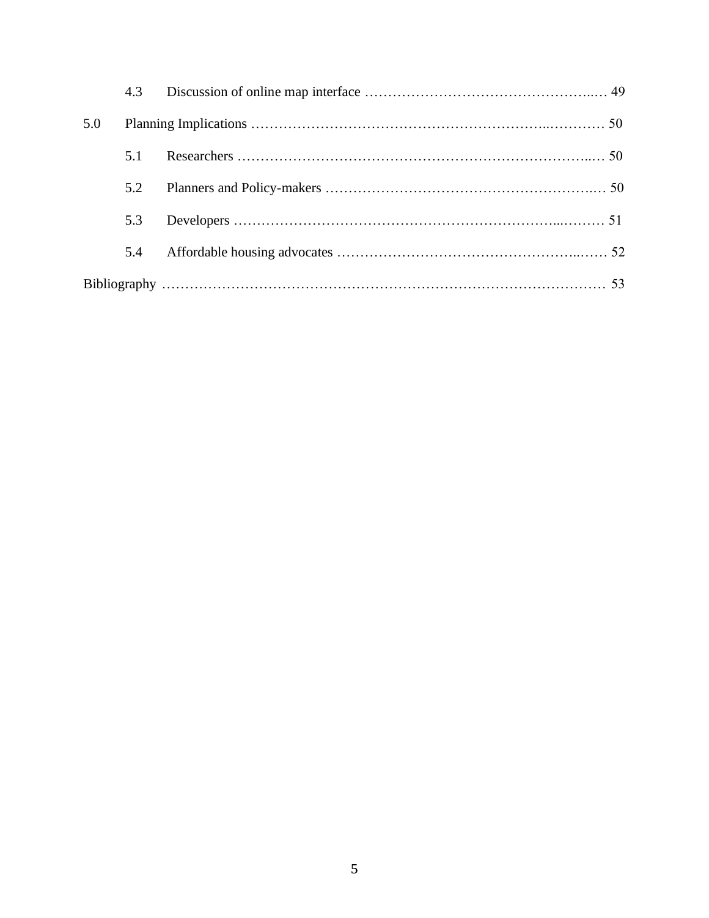4.3 Discussion of online map interface ………………………………………….… 49

5.0 Planning Implications ………………………………………………………..………… 50

5.1 Researchers ………………………………………………………………...… 50

5.2 Planners and Policy-makers ……………………………………………….… 50

5.3 Developers ……………………………………………………………...……… 51

5.4 Affordable housing advocates …………………………………………..…… 52

Bibliography ………………………………………………………………………………… 53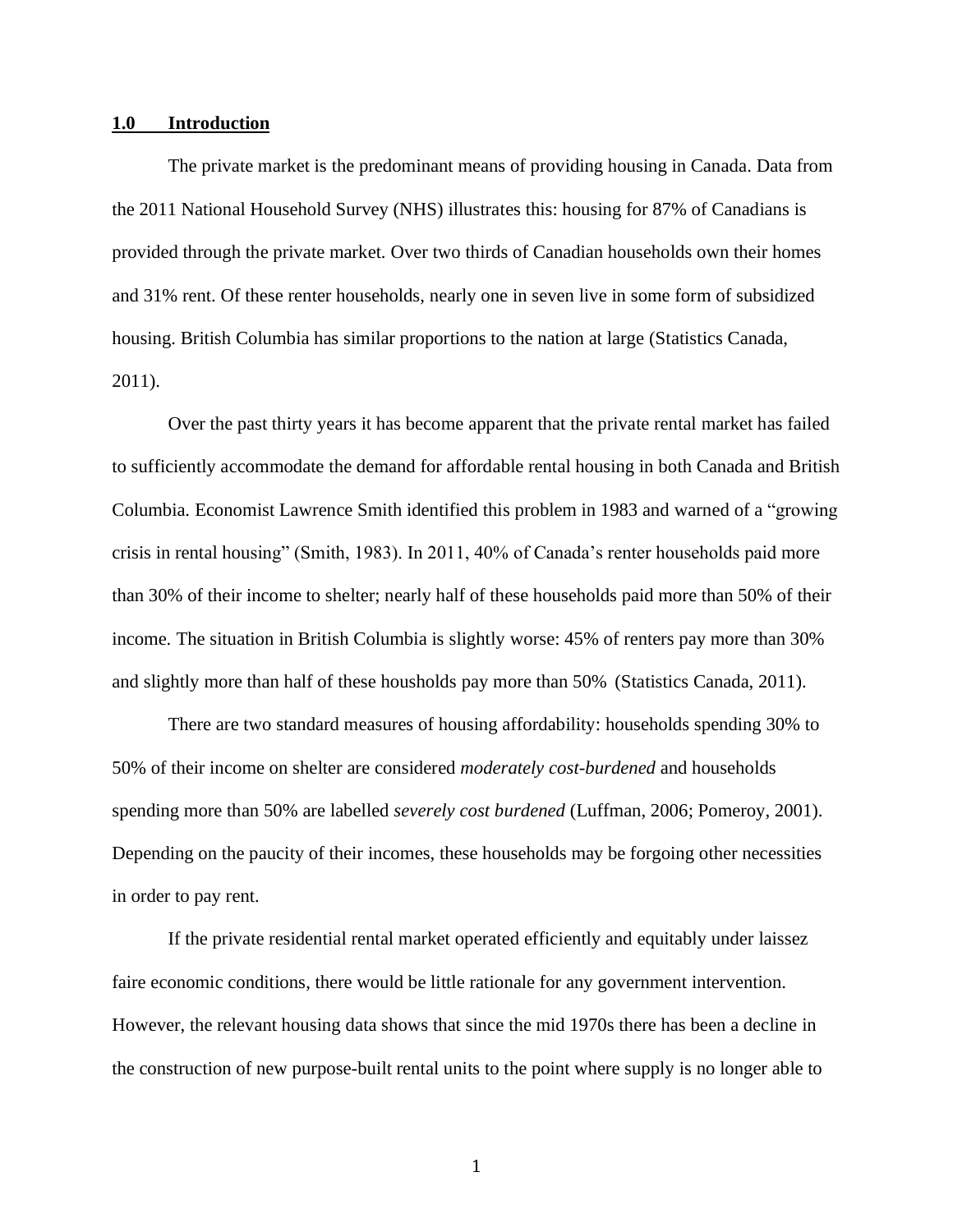## 1.0 Introduction

The private market is the predominant means of providing housing in Canada. Data from the 2011 National Household Survey (NHS) illustrates this: housing for 87% of Canadians is provided through the private market. Over two thirds of Canadian households own their homes and 31% rent. Of these renter households, nearly one in seven live in some form of subsidized housing. British Columbia has similar proportions to the nation at large (Statistics Canada, 2011).

Over the past thirty years it has become apparent that the private rental market has failed to sufficiently accommodate the demand for affordable rental housing in both Canada and British Columbia. Economist Lawrence Smith identified this problem in 1983 and warned of a "growing crisis in rental housing" (Smith, 1983). In 2011, 40% of Canada's renter households paid more than 30% of their income to shelter; nearly half of these households paid more than 50% of their income. The situation in British Columbia is slightly worse: 45% of renters pay more than 30% and slightly more than half of these housholds pay more than 50% (Statistics Canada, 2011).

There are two standard measures of housing affordability: households spending 30% to 50% of their income on shelter are considered *moderately cost-burdened* and households spending more than 50% are labelled *severely cost burdened* (Luffman, 2006; Pomeroy, 2001). Depending on the paucity of their incomes, these households may be forgoing other necessities in order to pay rent.

If the private residential rental market operated efficiently and equitably under laissez faire economic conditions, there would be little rationale for any government intervention. However, the relevant housing data shows that since the mid 1970s there has been a decline in the construction of new purpose-built rental units to the point where supply is no longer able to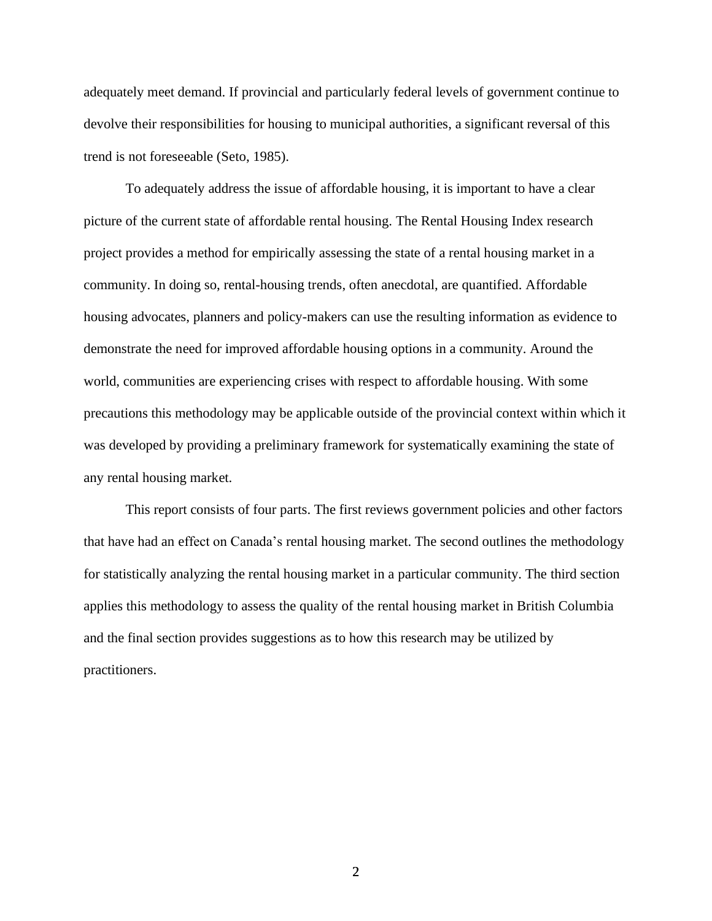adequately meet demand. If provincial and particularly federal levels of government continue to devolve their responsibilities for housing to municipal authorities, a significant reversal of this trend is not foreseeable (Seto, 1985).

To adequately address the issue of affordable housing, it is important to have a clear picture of the current state of affordable rental housing. The Rental Housing Index research project provides a method for empirically assessing the state of a rental housing market in a community. In doing so, rental-housing trends, often anecdotal, are quantified. Affordable housing advocates, planners and policy-makers can use the resulting information as evidence to demonstrate the need for improved affordable housing options in a community. Around the world, communities are experiencing crises with respect to affordable housing. With some precautions this methodology may be applicable outside of the provincial context within which it was developed by providing a preliminary framework for systematically examining the state of any rental housing market.

This report consists of four parts. The first reviews government policies and other factors that have had an effect on Canada's rental housing market. The second outlines the methodology for statistically analyzing the rental housing market in a particular community. The third section applies this methodology to assess the quality of the rental housing market in British Columbia and the final section provides suggestions as to how this research may be utilized by practitioners.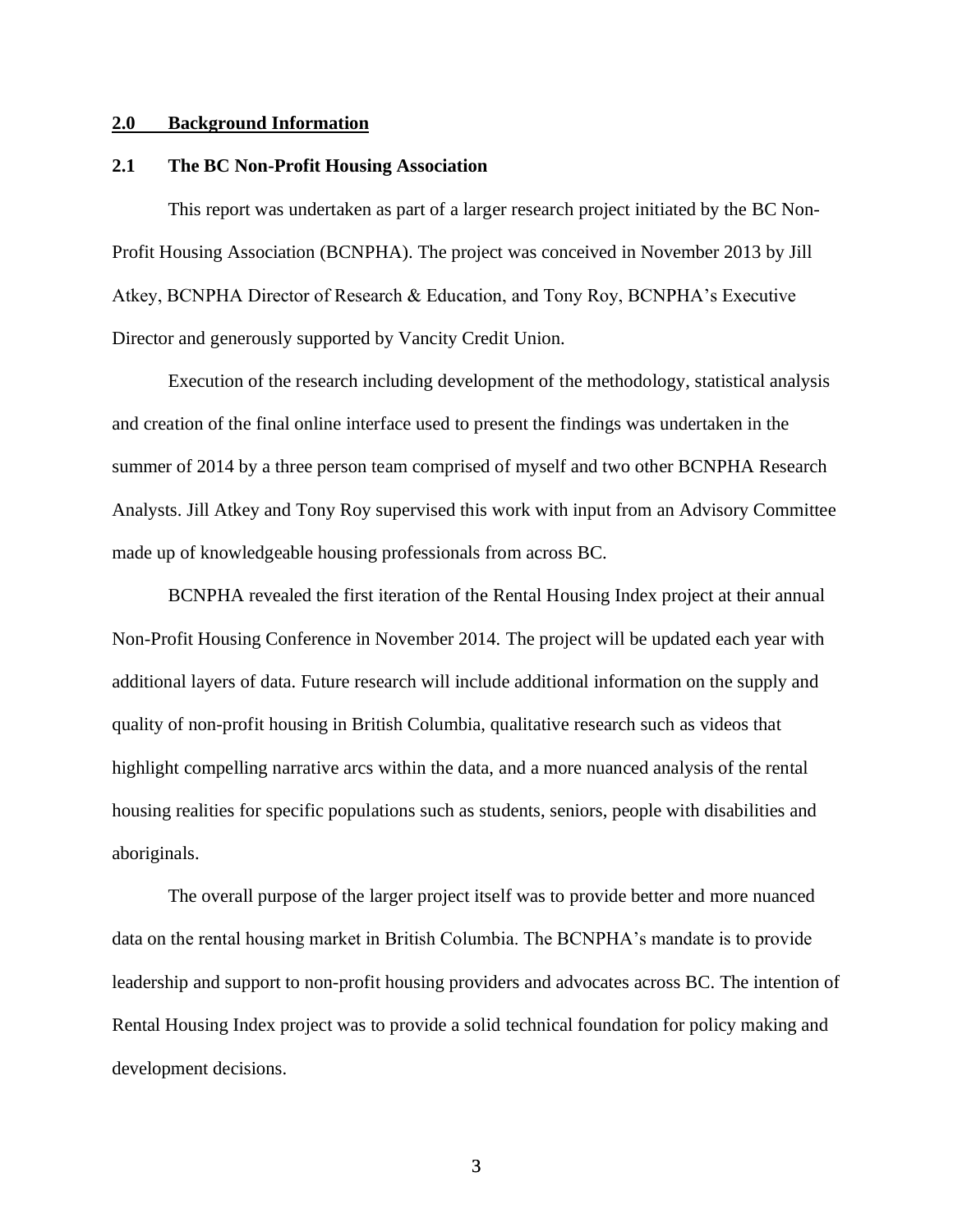## 2.0 Background Information

### 2.1 The BC Non-Profit Housing Association

This report was undertaken as part of a larger research project initiated by the BC Non-Profit Housing Association (BCNPHA). The project was conceived in November 2013 by Jill Atkey, BCNPHA Director of Research & Education, and Tony Roy, BCNPHA's Executive Director and generously supported by Vancity Credit Union.

Execution of the research including development of the methodology, statistical analysis and creation of the final online interface used to present the findings was undertaken in the summer of 2014 by a three person team comprised of myself and two other BCNPHA Research Analysts. Jill Atkey and Tony Roy supervised this work with input from an Advisory Committee made up of knowledgeable housing professionals from across BC.

BCNPHA revealed the first iteration of the Rental Housing Index project at their annual Non-Profit Housing Conference in November 2014. The project will be updated each year with additional layers of data. Future research will include additional information on the supply and quality of non-profit housing in British Columbia, qualitative research such as videos that highlight compelling narrative arcs within the data, and a more nuanced analysis of the rental housing realities for specific populations such as students, seniors, people with disabilities and aboriginals.

The overall purpose of the larger project itself was to provide better and more nuanced data on the rental housing market in British Columbia. The BCNPHA's mandate is to provide leadership and support to non-profit housing providers and advocates across BC. The intention of Rental Housing Index project was to provide a solid technical foundation for policy making and development decisions.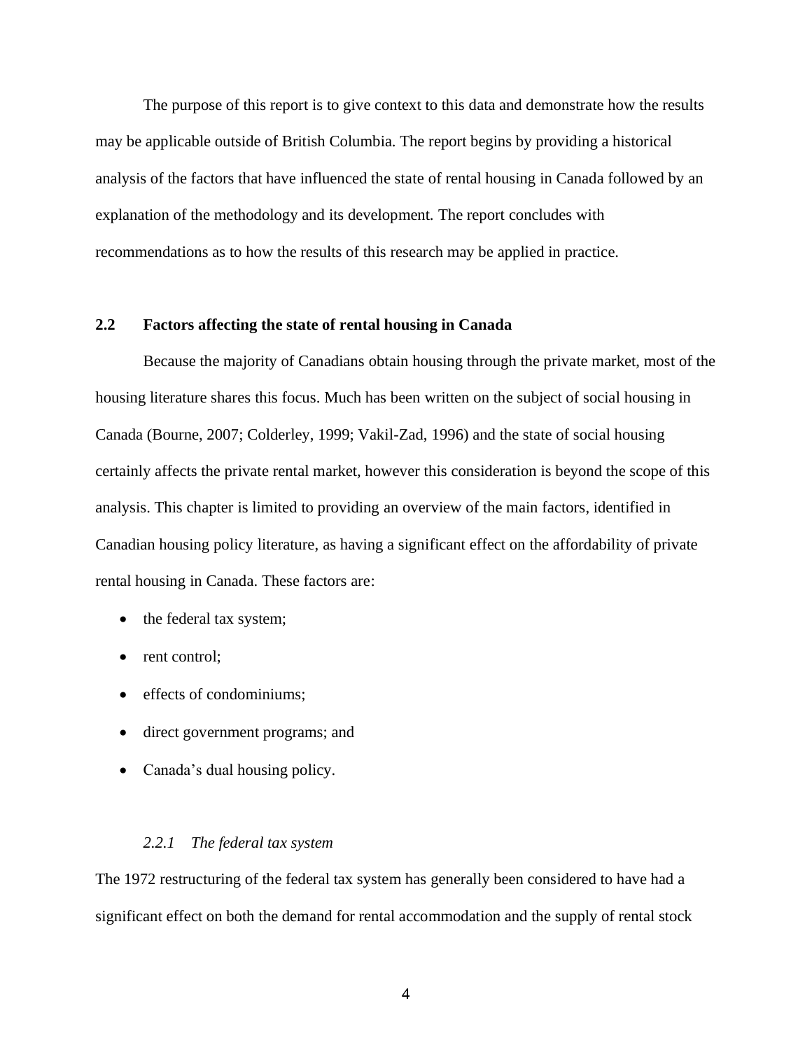The purpose of this report is to give context to this data and demonstrate how the results may be applicable outside of British Columbia. The report begins by providing a historical analysis of the factors that have influenced the state of rental housing in Canada followed by an explanation of the methodology and its development. The report concludes with recommendations as to how the results of this research may be applied in practice.

## 2.2 Factors affecting the state of rental housing in Canada

Because the majority of Canadians obtain housing through the private market, most of the housing literature shares this focus. Much has been written on the subject of social housing in Canada (Bourne, 2007; Colderley, 1999; Vakil-Zad, 1996) and the state of social housing certainly affects the private rental market, however this consideration is beyond the scope of this analysis. This chapter is limited to providing an overview of the main factors, identified in Canadian housing policy literature, as having a significant effect on the affordability of private rental housing in Canada. These factors are:

- the federal tax system;
- rent control;
- effects of condominiums;
- direct government programs; and
- Canada's dual housing policy.

### *2.2.1 The federal tax system*

The 1972 restructuring of the federal tax system has generally been considered to have had a significant effect on both the demand for rental accommodation and the supply of rental stock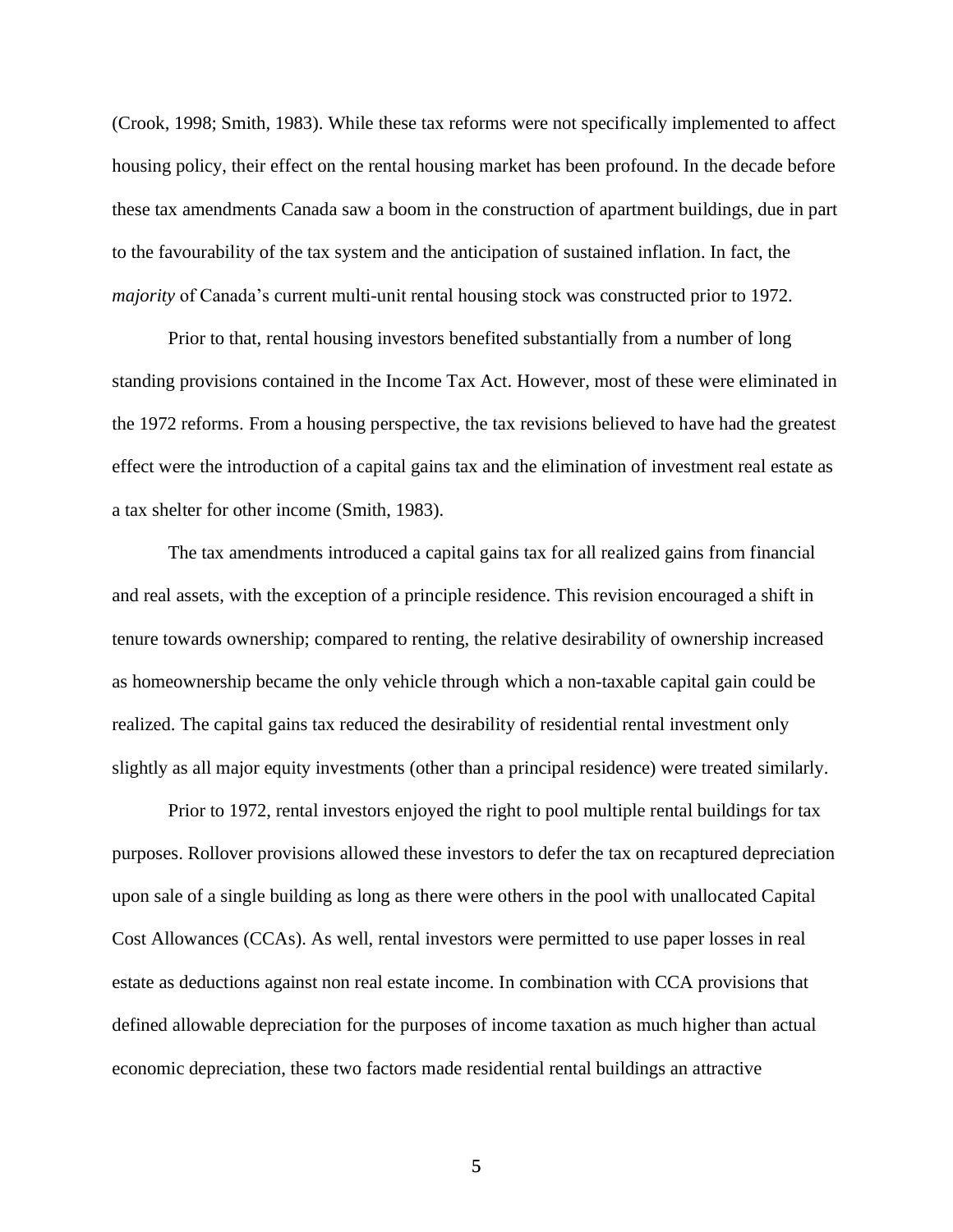(Crook, 1998; Smith, 1983). While these tax reforms were not specifically implemented to affect housing policy, their effect on the rental housing market has been profound. In the decade before these tax amendments Canada saw a boom in the construction of apartment buildings, due in part to the favourability of the tax system and the anticipation of sustained inflation. In fact, the *majority* of Canada's current multi-unit rental housing stock was constructed prior to 1972.

Prior to that, rental housing investors benefited substantially from a number of long standing provisions contained in the Income Tax Act. However, most of these were eliminated in the 1972 reforms. From a housing perspective, the tax revisions believed to have had the greatest effect were the introduction of a capital gains tax and the elimination of investment real estate as a tax shelter for other income (Smith, 1983).

The tax amendments introduced a capital gains tax for all realized gains from financial and real assets, with the exception of a principle residence. This revision encouraged a shift in tenure towards ownership; compared to renting, the relative desirability of ownership increased as homeownership became the only vehicle through which a non-taxable capital gain could be realized. The capital gains tax reduced the desirability of residential rental investment only slightly as all major equity investments (other than a principal residence) were treated similarly.

Prior to 1972, rental investors enjoyed the right to pool multiple rental buildings for tax purposes. Rollover provisions allowed these investors to defer the tax on recaptured depreciation upon sale of a single building as long as there were others in the pool with unallocated Capital Cost Allowances (CCAs). As well, rental investors were permitted to use paper losses in real estate as deductions against non real estate income. In combination with CCA provisions that defined allowable depreciation for the purposes of income taxation as much higher than actual economic depreciation, these two factors made residential rental buildings an attractive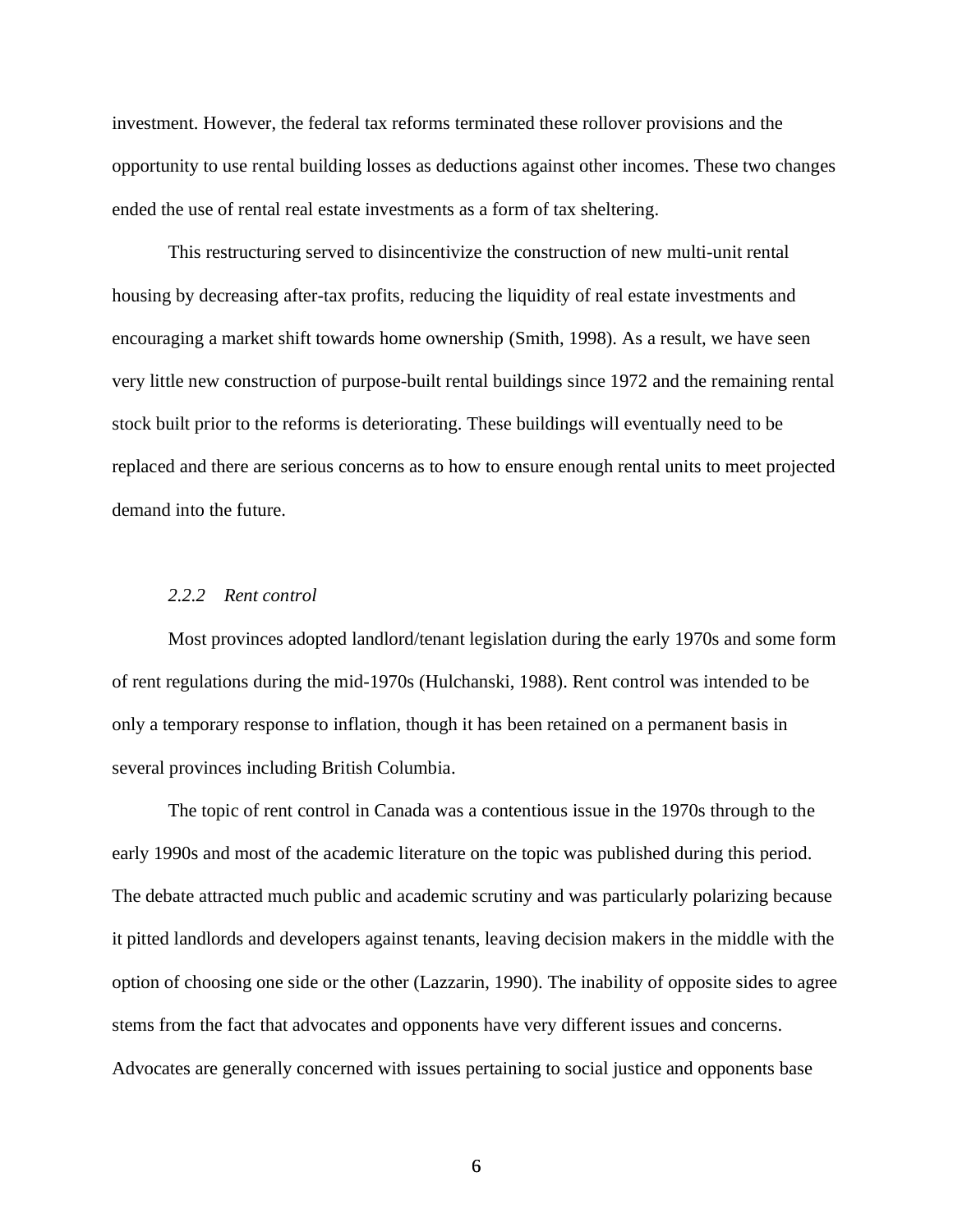investment. However, the federal tax reforms terminated these rollover provisions and the opportunity to use rental building losses as deductions against other incomes. These two changes ended the use of rental real estate investments as a form of tax sheltering.

This restructuring served to disincentivize the construction of new multi-unit rental housing by decreasing after-tax profits, reducing the liquidity of real estate investments and encouraging a market shift towards home ownership (Smith, 1998). As a result, we have seen very little new construction of purpose-built rental buildings since 1972 and the remaining rental stock built prior to the reforms is deteriorating. These buildings will eventually need to be replaced and there are serious concerns as to how to ensure enough rental units to meet projected demand into the future.

#### *2.2.2 Rent control*

Most provinces adopted landlord/tenant legislation during the early 1970s and some form of rent regulations during the mid-1970s (Hulchanski, 1988). Rent control was intended to be only a temporary response to inflation, though it has been retained on a permanent basis in several provinces including British Columbia.

The topic of rent control in Canada was a contentious issue in the 1970s through to the early 1990s and most of the academic literature on the topic was published during this period. The debate attracted much public and academic scrutiny and was particularly polarizing because it pitted landlords and developers against tenants, leaving decision makers in the middle with the option of choosing one side or the other (Lazzarin, 1990). The inability of opposite sides to agree stems from the fact that advocates and opponents have very different issues and concerns. Advocates are generally concerned with issues pertaining to social justice and opponents base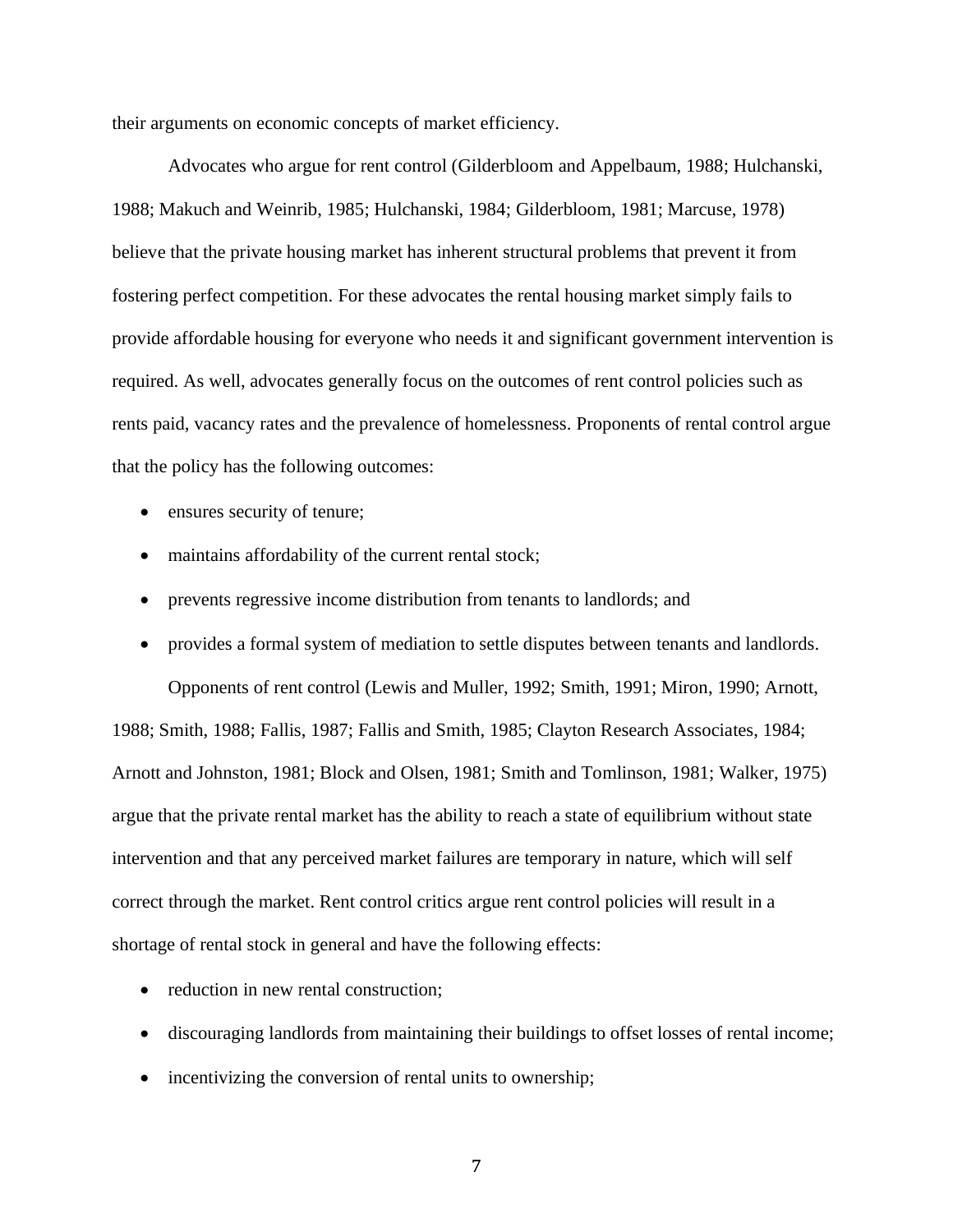their arguments on economic concepts of market efficiency.

Advocates who argue for rent control (Gilderbloom and Appelbaum, 1988; Hulchanski, 1988; Makuch and Weinrib, 1985; Hulchanski, 1984; Gilderbloom, 1981; Marcuse, 1978) believe that the private housing market has inherent structural problems that prevent it from fostering perfect competition. For these advocates the rental housing market simply fails to provide affordable housing for everyone who needs it and significant government intervention is required. As well, advocates generally focus on the outcomes of rent control policies such as rents paid, vacancy rates and the prevalence of homelessness. Proponents of rental control argue that the policy has the following outcomes:

- ensures security of tenure;
- maintains affordability of the current rental stock;
- prevents regressive income distribution from tenants to landlords; and
- provides a formal system of mediation to settle disputes between tenants and landlords.

Opponents of rent control (Lewis and Muller, 1992; Smith, 1991; Miron, 1990; Arnott, 1988; Smith, 1988; Fallis, 1987; Fallis and Smith, 1985; Clayton Research Associates, 1984; Arnott and Johnston, 1981; Block and Olsen, 1981; Smith and Tomlinson, 1981; Walker, 1975) argue that the private rental market has the ability to reach a state of equilibrium without state intervention and that any perceived market failures are temporary in nature, which will self correct through the market. Rent control critics argue rent control policies will result in a shortage of rental stock in general and have the following effects:

- reduction in new rental construction;
- discouraging landlords from maintaining their buildings to offset losses of rental income;
- incentivizing the conversion of rental units to ownership;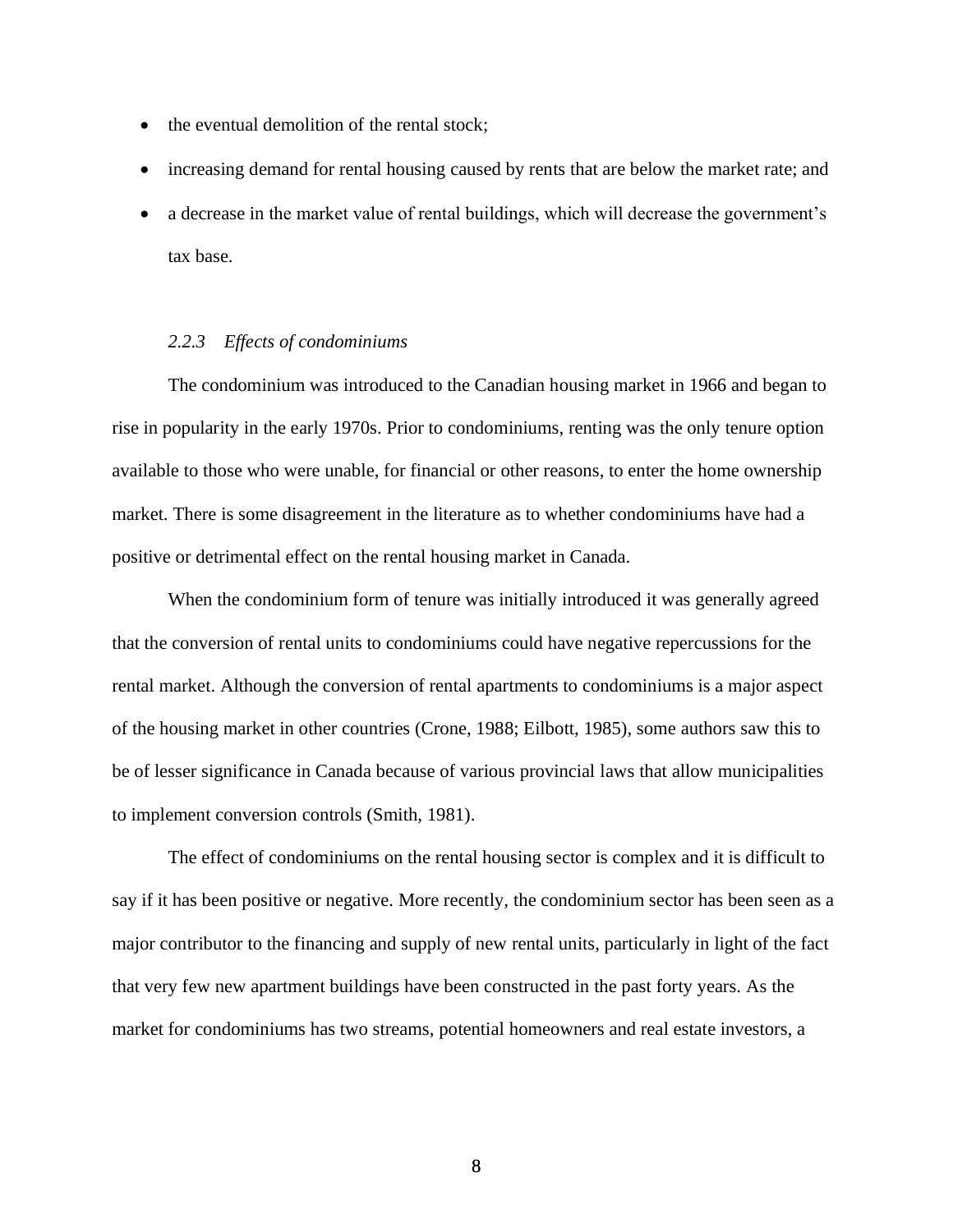- the eventual demolition of the rental stock;
- increasing demand for rental housing caused by rents that are below the market rate; and
- a decrease in the market value of rental buildings, which will decrease the government's tax base.

#### *2.2.3 Effects of condominiums*

The condominium was introduced to the Canadian housing market in 1966 and began to rise in popularity in the early 1970s. Prior to condominiums, renting was the only tenure option available to those who were unable, for financial or other reasons, to enter the home ownership market. There is some disagreement in the literature as to whether condominiums have had a positive or detrimental effect on the rental housing market in Canada.

When the condominium form of tenure was initially introduced it was generally agreed that the conversion of rental units to condominiums could have negative repercussions for the rental market. Although the conversion of rental apartments to condominiums is a major aspect of the housing market in other countries (Crone, 1988; Eilbott, 1985), some authors saw this to be of lesser significance in Canada because of various provincial laws that allow municipalities to implement conversion controls (Smith, 1981).

The effect of condominiums on the rental housing sector is complex and it is difficult to say if it has been positive or negative. More recently, the condominium sector has been seen as a major contributor to the financing and supply of new rental units, particularly in light of the fact that very few new apartment buildings have been constructed in the past forty years. As the market for condominiums has two streams, potential homeowners and real estate investors, a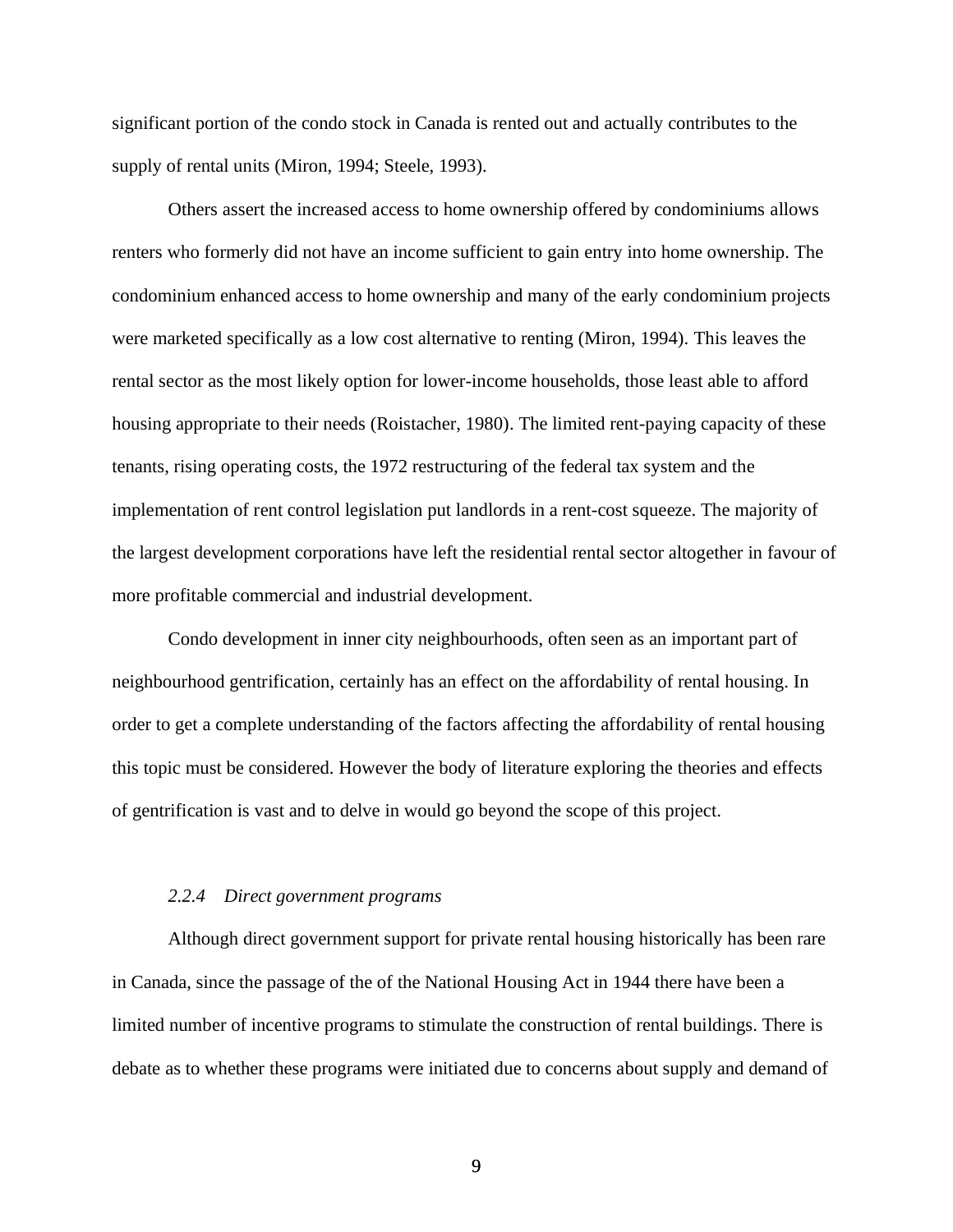significant portion of the condo stock in Canada is rented out and actually contributes to the supply of rental units (Miron, 1994; Steele, 1993).

Others assert the increased access to home ownership offered by condominiums allows renters who formerly did not have an income sufficient to gain entry into home ownership. The condominium enhanced access to home ownership and many of the early condominium projects were marketed specifically as a low cost alternative to renting (Miron, 1994). This leaves the rental sector as the most likely option for lower-income households, those least able to afford housing appropriate to their needs (Roistacher, 1980). The limited rent-paying capacity of these tenants, rising operating costs, the 1972 restructuring of the federal tax system and the implementation of rent control legislation put landlords in a rent-cost squeeze. The majority of the largest development corporations have left the residential rental sector altogether in favour of more profitable commercial and industrial development.

Condo development in inner city neighbourhoods, often seen as an important part of neighbourhood gentrification, certainly has an effect on the affordability of rental housing. In order to get a complete understanding of the factors affecting the affordability of rental housing this topic must be considered. However the body of literature exploring the theories and effects of gentrification is vast and to delve in would go beyond the scope of this project.

#### *2.2.4 Direct government programs*

Although direct government support for private rental housing historically has been rare in Canada, since the passage of the of the National Housing Act in 1944 there have been a limited number of incentive programs to stimulate the construction of rental buildings. There is debate as to whether these programs were initiated due to concerns about supply and demand of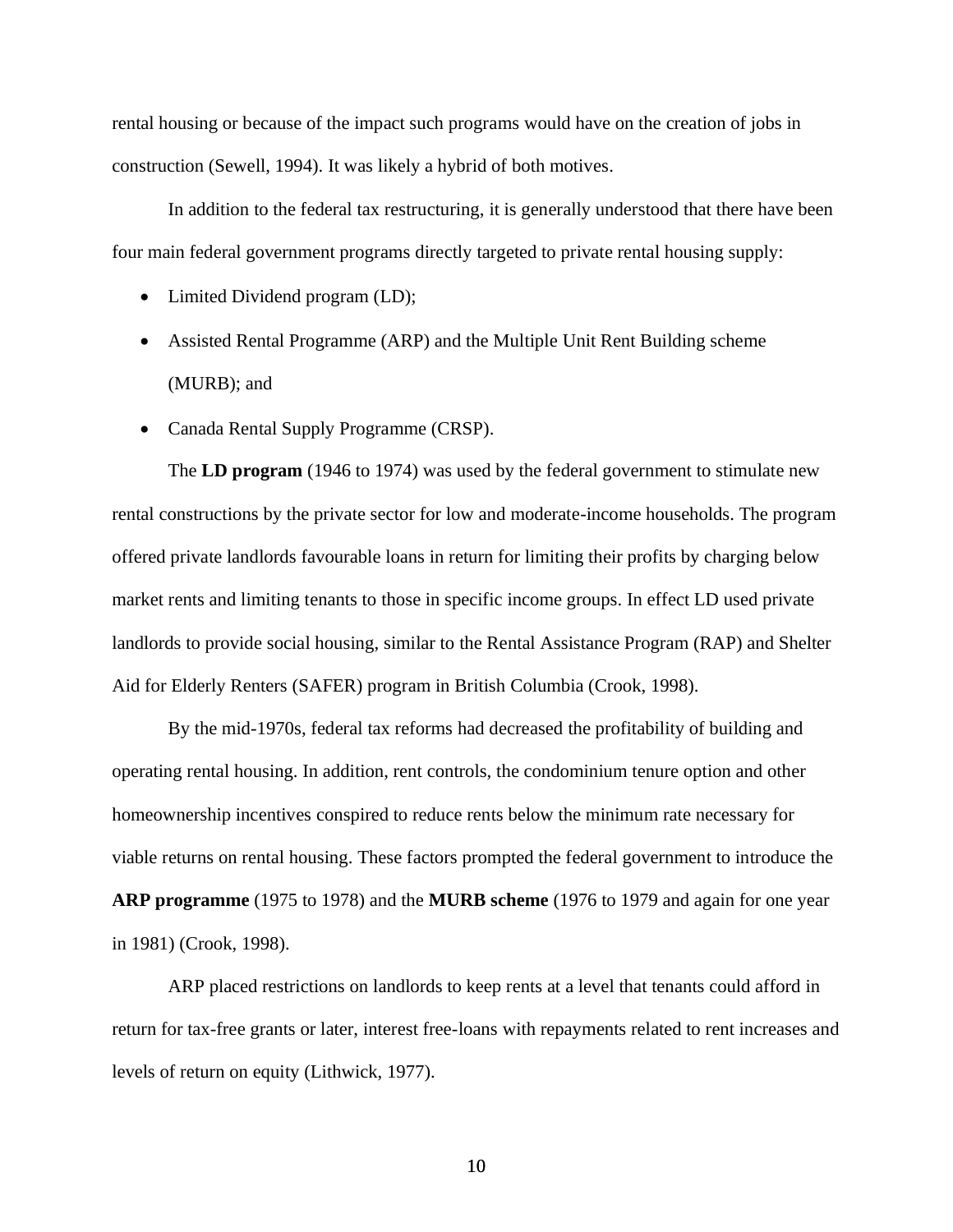rental housing or because of the impact such programs would have on the creation of jobs in construction (Sewell, 1994). It was likely a hybrid of both motives.

In addition to the federal tax restructuring, it is generally understood that there have been four main federal government programs directly targeted to private rental housing supply:

- Limited Dividend program (LD);
- Assisted Rental Programme (ARP) and the Multiple Unit Rent Building scheme (MURB); and
- Canada Rental Supply Programme (CRSP).

The **LD program** (1946 to 1974) was used by the federal government to stimulate new rental constructions by the private sector for low and moderate-income households. The program offered private landlords favourable loans in return for limiting their profits by charging below market rents and limiting tenants to those in specific income groups. In effect LD used private landlords to provide social housing, similar to the Rental Assistance Program (RAP) and Shelter Aid for Elderly Renters (SAFER) program in British Columbia (Crook, 1998).

By the mid-1970s, federal tax reforms had decreased the profitability of building and operating rental housing. In addition, rent controls, the condominium tenure option and other homeownership incentives conspired to reduce rents below the minimum rate necessary for viable returns on rental housing. These factors prompted the federal government to introduce the **ARP programme** (1975 to 1978) and the **MURB scheme** (1976 to 1979 and again for one year in 1981) (Crook, 1998).

ARP placed restrictions on landlords to keep rents at a level that tenants could afford in return for tax-free grants or later, interest free-loans with repayments related to rent increases and levels of return on equity (Lithwick, 1977).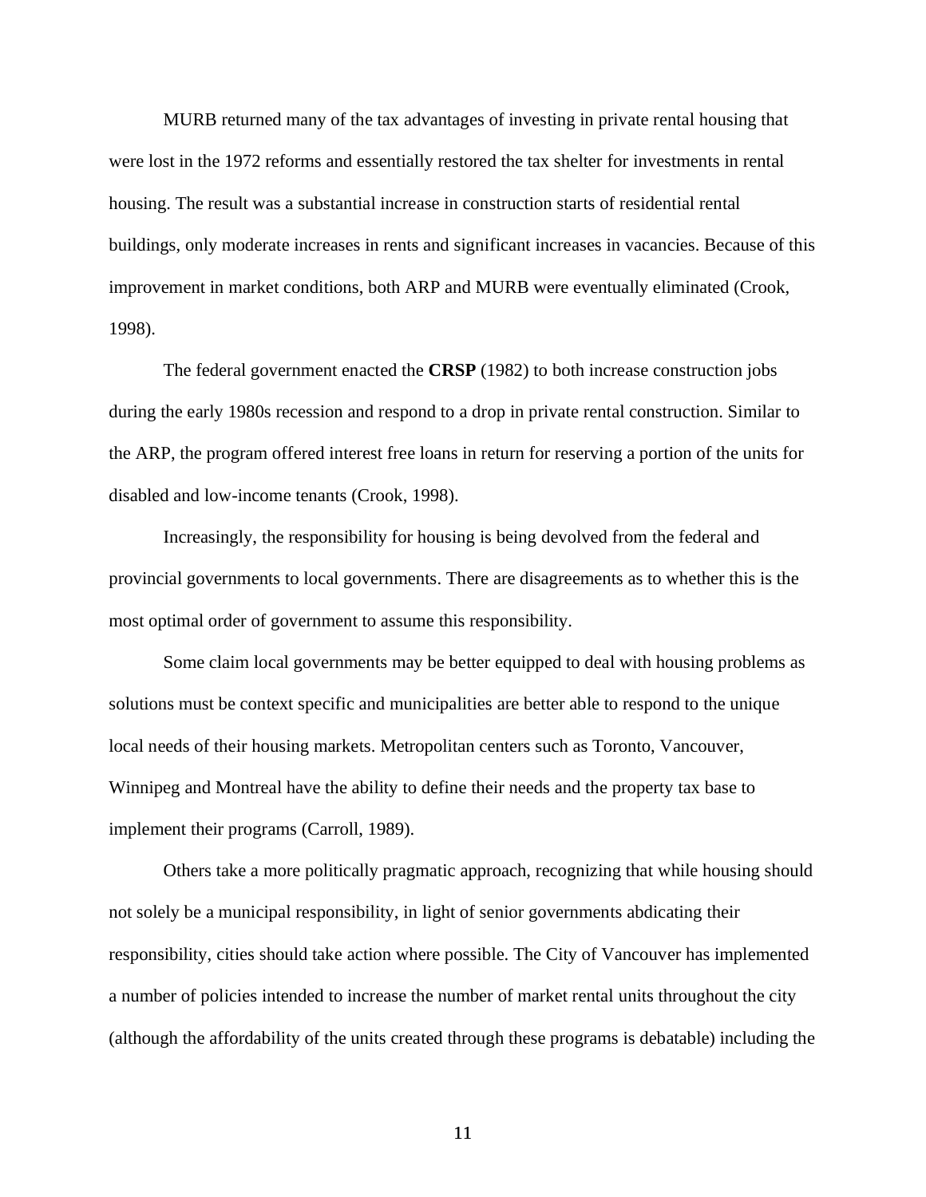MURB returned many of the tax advantages of investing in private rental housing that were lost in the 1972 reforms and essentially restored the tax shelter for investments in rental housing. The result was a substantial increase in construction starts of residential rental buildings, only moderate increases in rents and significant increases in vacancies. Because of this improvement in market conditions, both ARP and MURB were eventually eliminated (Crook, 1998).

The federal government enacted the **CRSP** (1982) to both increase construction jobs during the early 1980s recession and respond to a drop in private rental construction. Similar to the ARP, the program offered interest free loans in return for reserving a portion of the units for disabled and low-income tenants (Crook, 1998).

Increasingly, the responsibility for housing is being devolved from the federal and provincial governments to local governments. There are disagreements as to whether this is the most optimal order of government to assume this responsibility.

Some claim local governments may be better equipped to deal with housing problems as solutions must be context specific and municipalities are better able to respond to the unique local needs of their housing markets. Metropolitan centers such as Toronto, Vancouver, Winnipeg and Montreal have the ability to define their needs and the property tax base to implement their programs (Carroll, 1989).

Others take a more politically pragmatic approach, recognizing that while housing should not solely be a municipal responsibility, in light of senior governments abdicating their responsibility, cities should take action where possible. The City of Vancouver has implemented a number of policies intended to increase the number of market rental units throughout the city (although the affordability of the units created through these programs is debatable) including the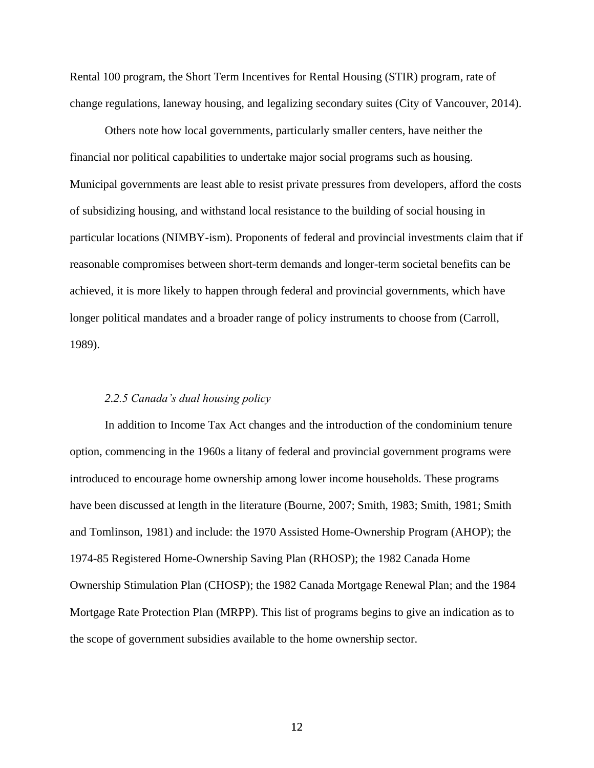Rental 100 program, the Short Term Incentives for Rental Housing (STIR) program, rate of change regulations, laneway housing, and legalizing secondary suites (City of Vancouver, 2014).

Others note how local governments, particularly smaller centers, have neither the financial nor political capabilities to undertake major social programs such as housing. Municipal governments are least able to resist private pressures from developers, afford the costs of subsidizing housing, and withstand local resistance to the building of social housing in particular locations (NIMBY-ism). Proponents of federal and provincial investments claim that if reasonable compromises between short-term demands and longer-term societal benefits can be achieved, it is more likely to happen through federal and provincial governments, which have longer political mandates and a broader range of policy instruments to choose from (Carroll, 1989).

#### *2.2.5 Canada's dual housing policy*

In addition to Income Tax Act changes and the introduction of the condominium tenure option, commencing in the 1960s a litany of federal and provincial government programs were introduced to encourage home ownership among lower income households. These programs have been discussed at length in the literature (Bourne, 2007; Smith, 1983; Smith, 1981; Smith and Tomlinson, 1981) and include: the 1970 Assisted Home-Ownership Program (AHOP); the 1974-85 Registered Home-Ownership Saving Plan (RHOSP); the 1982 Canada Home Ownership Stimulation Plan (CHOSP); the 1982 Canada Mortgage Renewal Plan; and the 1984 Mortgage Rate Protection Plan (MRPP). This list of programs begins to give an indication as to the scope of government subsidies available to the home ownership sector.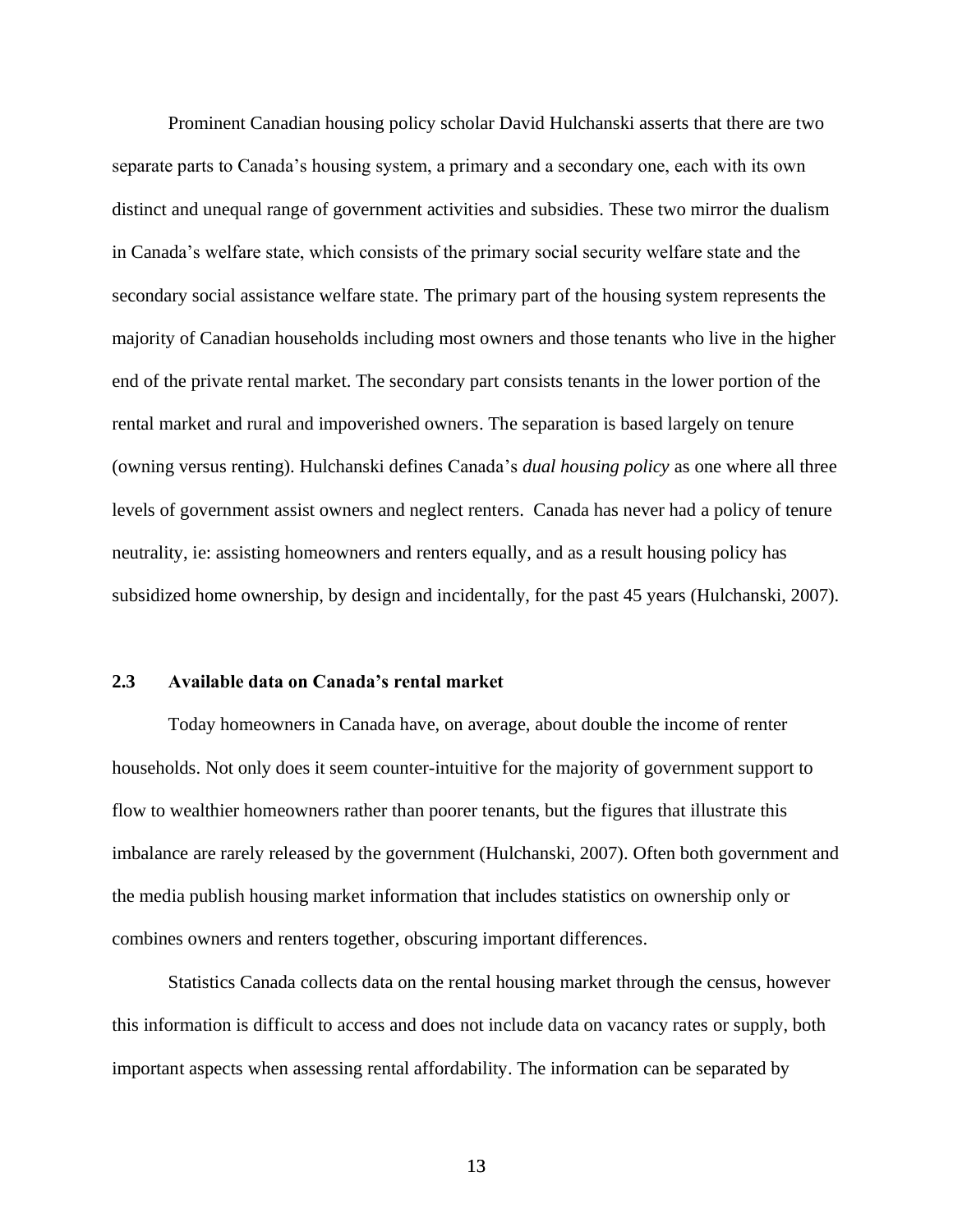Prominent Canadian housing policy scholar David Hulchanski asserts that there are two separate parts to Canada's housing system, a primary and a secondary one, each with its own distinct and unequal range of government activities and subsidies. These two mirror the dualism in Canada's welfare state, which consists of the primary social security welfare state and the secondary social assistance welfare state. The primary part of the housing system represents the majority of Canadian households including most owners and those tenants who live in the higher end of the private rental market. The secondary part consists tenants in the lower portion of the rental market and rural and impoverished owners. The separation is based largely on tenure (owning versus renting). Hulchanski defines Canada's *dual housing policy* as one where all three levels of government assist owners and neglect renters. Canada has never had a policy of tenure neutrality, ie: assisting homeowners and renters equally, and as a result housing policy has subsidized home ownership, by design and incidentally, for the past 45 years (Hulchanski, 2007).

### 2.3 Available data on Canada's rental market

Today homeowners in Canada have, on average, about double the income of renter households. Not only does it seem counter-intuitive for the majority of government support to flow to wealthier homeowners rather than poorer tenants, but the figures that illustrate this imbalance are rarely released by the government (Hulchanski, 2007). Often both government and the media publish housing market information that includes statistics on ownership only or combines owners and renters together, obscuring important differences.

Statistics Canada collects data on the rental housing market through the census, however this information is difficult to access and does not include data on vacancy rates or supply, both important aspects when assessing rental affordability. The information can be separated by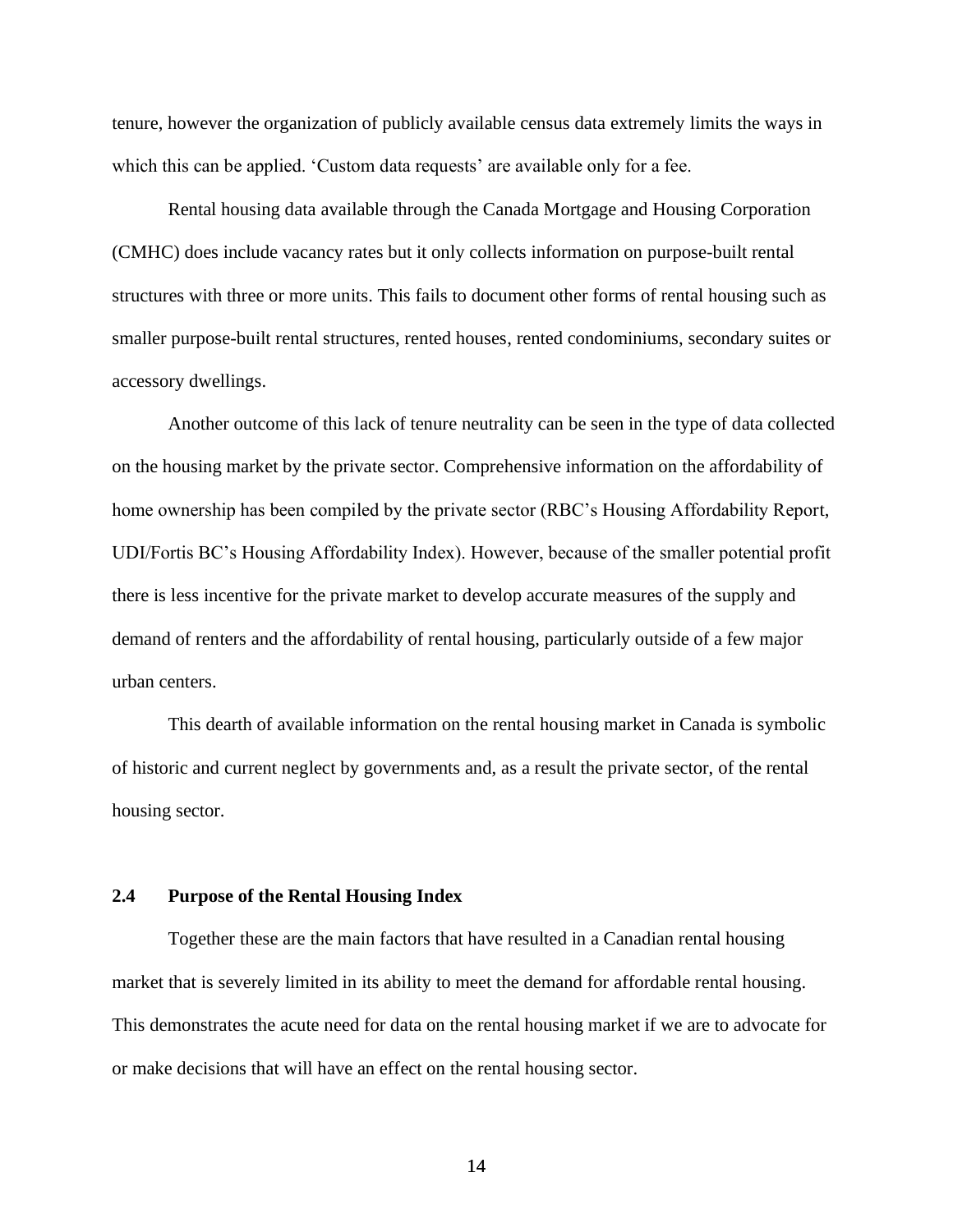tenure, however the organization of publicly available census data extremely limits the ways in which this can be applied. 'Custom data requests' are available only for a fee.

Rental housing data available through the Canada Mortgage and Housing Corporation (CMHC) does include vacancy rates but it only collects information on purpose-built rental structures with three or more units. This fails to document other forms of rental housing such as smaller purpose-built rental structures, rented houses, rented condominiums, secondary suites or accessory dwellings.

Another outcome of this lack of tenure neutrality can be seen in the type of data collected on the housing market by the private sector. Comprehensive information on the affordability of home ownership has been compiled by the private sector (RBC's Housing Affordability Report, UDI/Fortis BC's Housing Affordability Index). However, because of the smaller potential profit there is less incentive for the private market to develop accurate measures of the supply and demand of renters and the affordability of rental housing, particularly outside of a few major urban centers.

This dearth of available information on the rental housing market in Canada is symbolic of historic and current neglect by governments and, as a result the private sector, of the rental housing sector.

### 2.4 Purpose of the Rental Housing Index

Together these are the main factors that have resulted in a Canadian rental housing market that is severely limited in its ability to meet the demand for affordable rental housing. This demonstrates the acute need for data on the rental housing market if we are to advocate for or make decisions that will have an effect on the rental housing sector.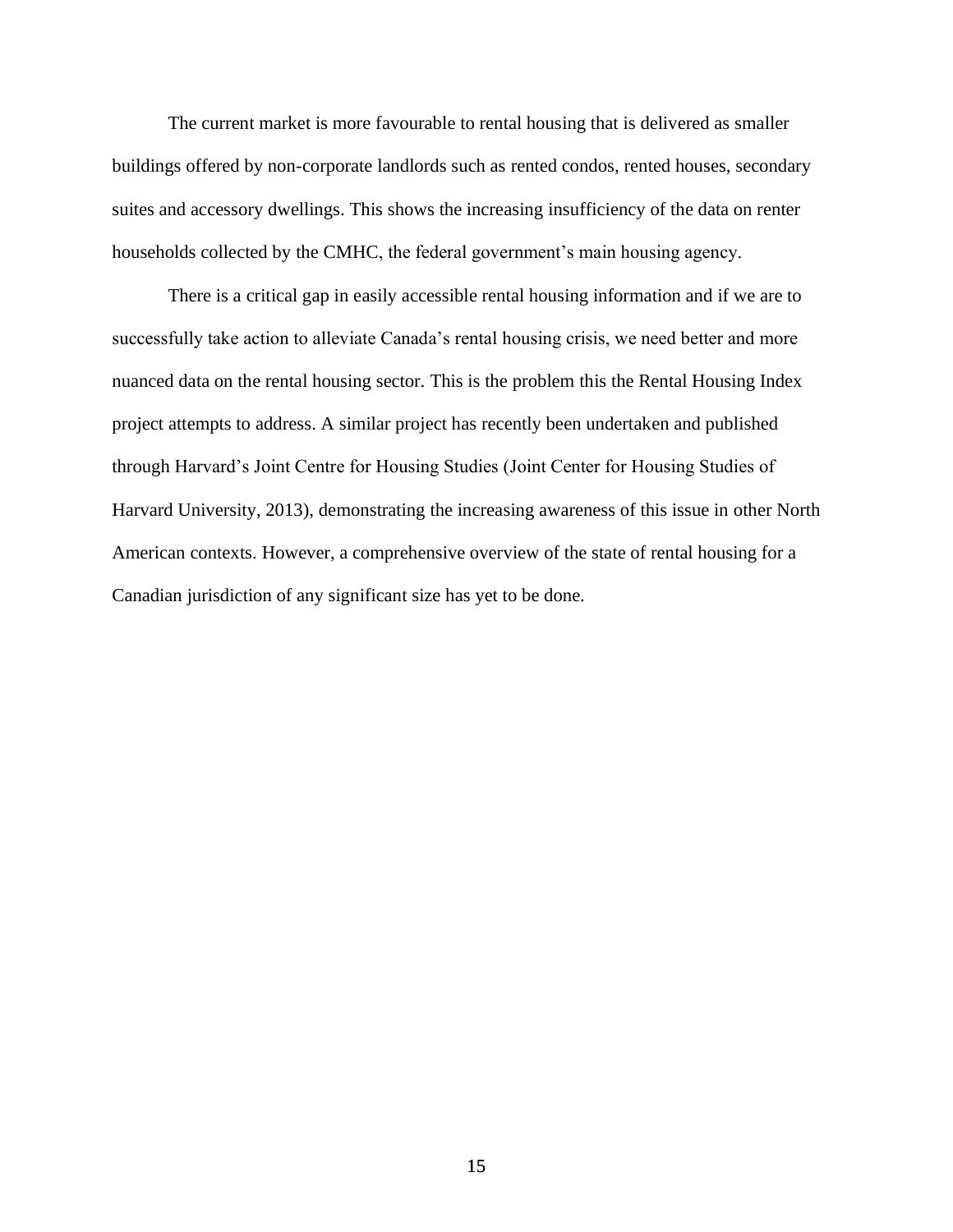The current market is more favourable to rental housing that is delivered as smaller buildings offered by non-corporate landlords such as rented condos, rented houses, secondary suites and accessory dwellings. This shows the increasing insufficiency of the data on renter households collected by the CMHC, the federal government's main housing agency.

There is a critical gap in easily accessible rental housing information and if we are to successfully take action to alleviate Canada's rental housing crisis, we need better and more nuanced data on the rental housing sector. This is the problem this the Rental Housing Index project attempts to address. A similar project has recently been undertaken and published through Harvard's Joint Centre for Housing Studies (Joint Center for Housing Studies of Harvard University, 2013), demonstrating the increasing awareness of this issue in other North American contexts. However, a comprehensive overview of the state of rental housing for a Canadian jurisdiction of any significant size has yet to be done.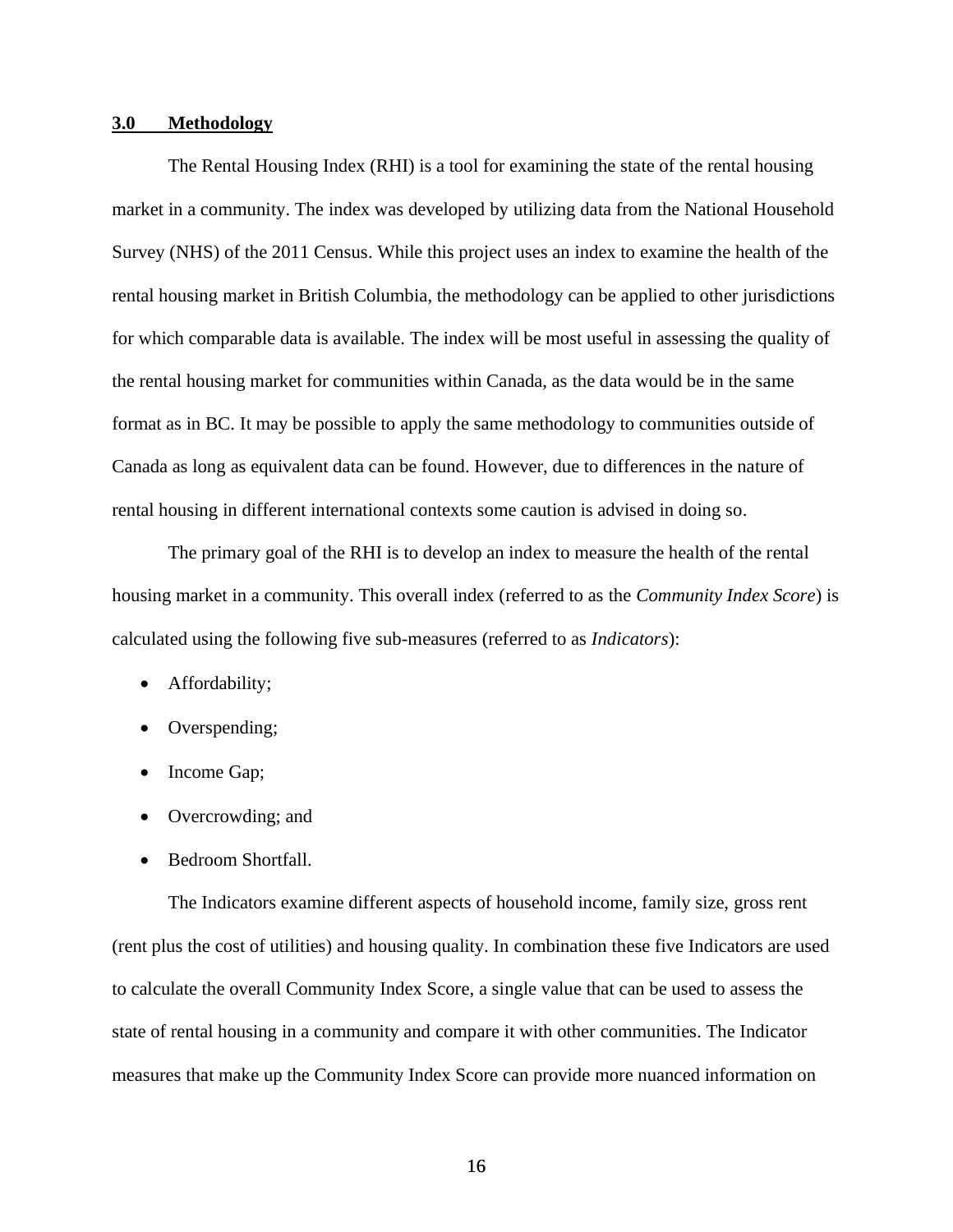## 3.0 Methodology

The Rental Housing Index (RHI) is a tool for examining the state of the rental housing market in a community. The index was developed by utilizing data from the National Household Survey (NHS) of the 2011 Census. While this project uses an index to examine the health of the rental housing market in British Columbia, the methodology can be applied to other jurisdictions for which comparable data is available. The index will be most useful in assessing the quality of the rental housing market for communities within Canada, as the data would be in the same format as in BC. It may be possible to apply the same methodology to communities outside of Canada as long as equivalent data can be found. However, due to differences in the nature of rental housing in different international contexts some caution is advised in doing so.

The primary goal of the RHI is to develop an index to measure the health of the rental housing market in a community. This overall index (referred to as the *Community Index Score*) is calculated using the following five sub-measures (referred to as *Indicators*):

- Affordability;
- Overspending;
- Income Gap;
- Overcrowding; and
- Bedroom Shortfall.

The Indicators examine different aspects of household income, family size, gross rent (rent plus the cost of utilities) and housing quality. In combination these five Indicators are used to calculate the overall Community Index Score, a single value that can be used to assess the state of rental housing in a community and compare it with other communities. The Indicator measures that make up the Community Index Score can provide more nuanced information on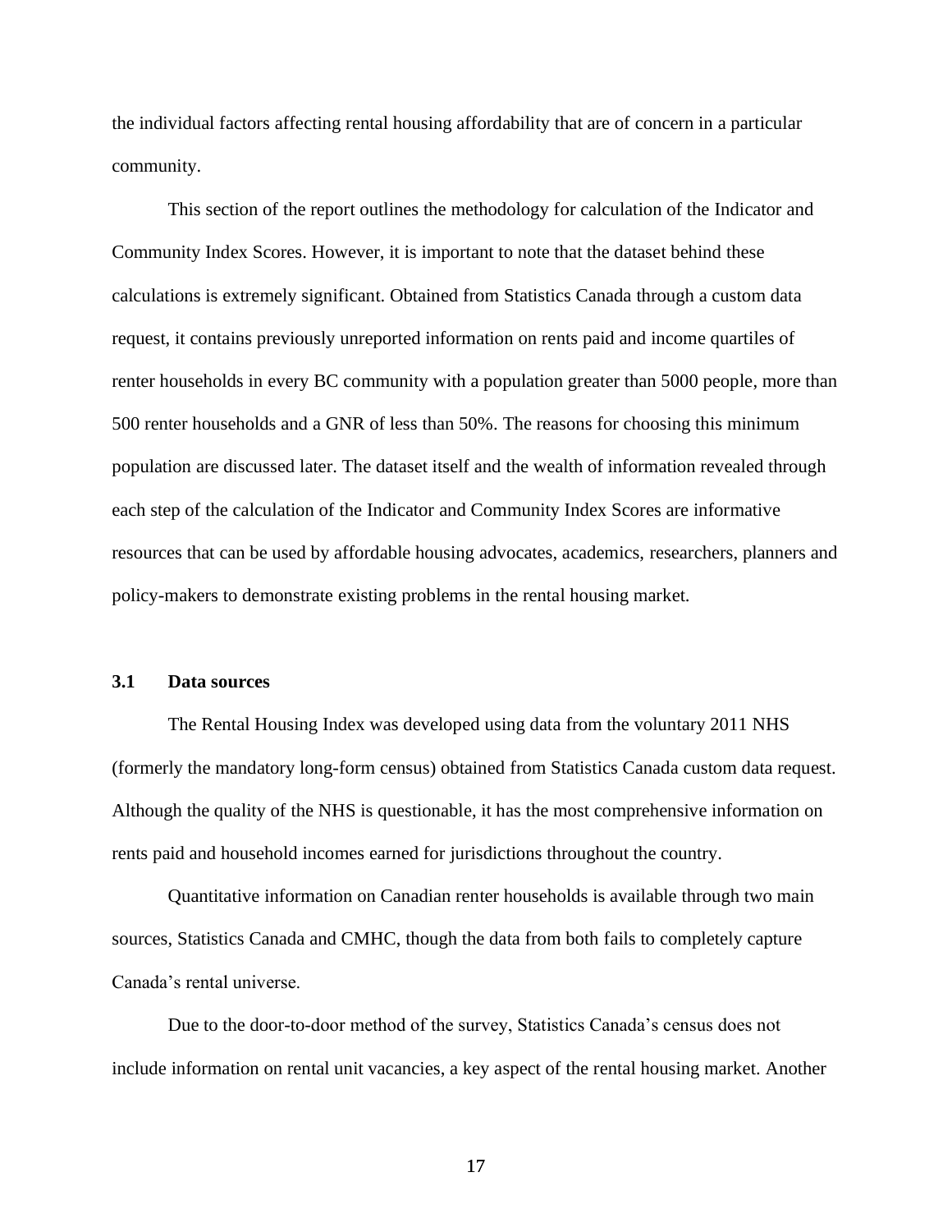the individual factors affecting rental housing affordability that are of concern in a particular community.

This section of the report outlines the methodology for calculation of the Indicator and Community Index Scores. However, it is important to note that the dataset behind these calculations is extremely significant. Obtained from Statistics Canada through a custom data request, it contains previously unreported information on rents paid and income quartiles of renter households in every BC community with a population greater than 5000 people, more than 500 renter households and a GNR of less than 50%. The reasons for choosing this minimum population are discussed later. The dataset itself and the wealth of information revealed through each step of the calculation of the Indicator and Community Index Scores are informative resources that can be used by affordable housing advocates, academics, researchers, planners and policy-makers to demonstrate existing problems in the rental housing market.

### 3.1 Data sources

The Rental Housing Index was developed using data from the voluntary 2011 NHS (formerly the mandatory long-form census) obtained from Statistics Canada custom data request. Although the quality of the NHS is questionable, it has the most comprehensive information on rents paid and household incomes earned for jurisdictions throughout the country.

Quantitative information on Canadian renter households is available through two main sources, Statistics Canada and CMHC, though the data from both fails to completely capture Canada's rental universe.

Due to the door-to-door method of the survey, Statistics Canada's census does not include information on rental unit vacancies, a key aspect of the rental housing market. Another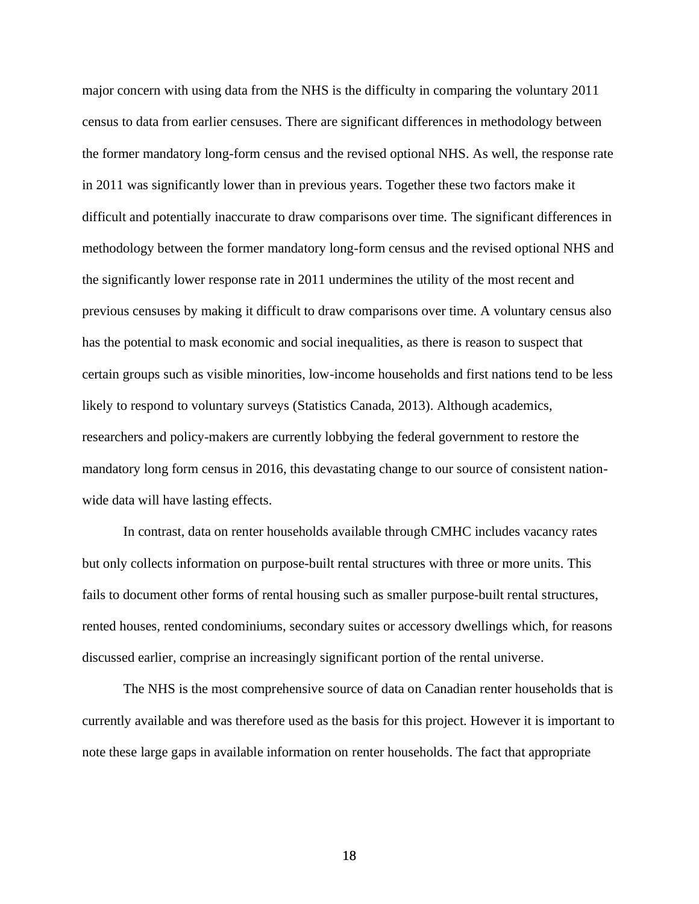major concern with using data from the NHS is the difficulty in comparing the voluntary 2011 census to data from earlier censuses. There are significant differences in methodology between the former mandatory long-form census and the revised optional NHS. As well, the response rate in 2011 was significantly lower than in previous years. Together these two factors make it difficult and potentially inaccurate to draw comparisons over time. The significant differences in methodology between the former mandatory long-form census and the revised optional NHS and the significantly lower response rate in 2011 undermines the utility of the most recent and previous censuses by making it difficult to draw comparisons over time. A voluntary census also has the potential to mask economic and social inequalities, as there is reason to suspect that certain groups such as visible minorities, low-income households and first nations tend to be less likely to respond to voluntary surveys (Statistics Canada, 2013). Although academics, researchers and policy-makers are currently lobbying the federal government to restore the mandatory long form census in 2016, this devastating change to our source of consistent nation-wide data will have lasting effects.

In contrast, data on renter households available through CMHC includes vacancy rates but only collects information on purpose-built rental structures with three or more units. This fails to document other forms of rental housing such as smaller purpose-built rental structures, rented houses, rented condominiums, secondary suites or accessory dwellings which, for reasons discussed earlier, comprise an increasingly significant portion of the rental universe.

The NHS is the most comprehensive source of data on Canadian renter households that is currently available and was therefore used as the basis for this project. However it is important to note these large gaps in available information on renter households. The fact that appropriate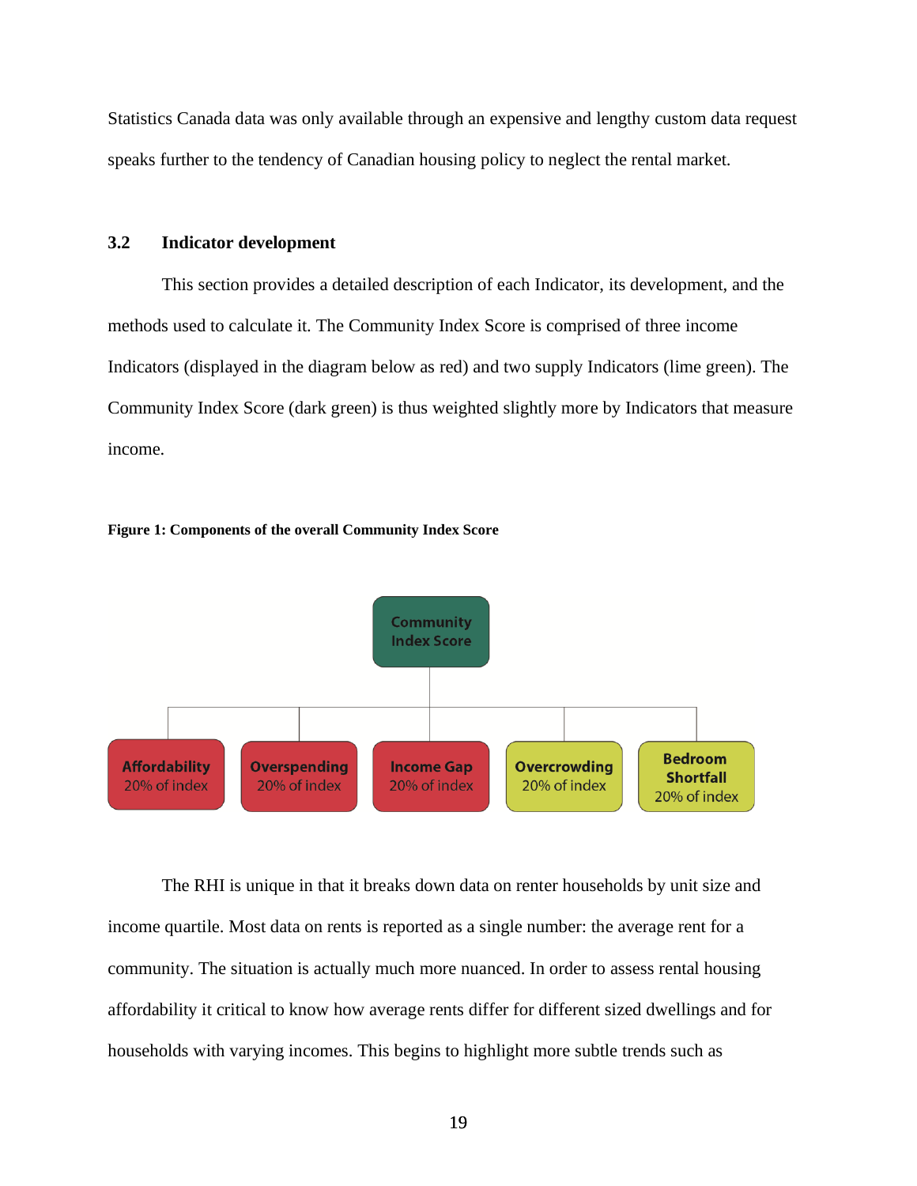Statistics Canada data was only available through an expensive and lengthy custom data request speaks further to the tendency of Canadian housing policy to neglect the rental market.

## 3.2 Indicator development

This section provides a detailed description of each Indicator, its development, and the methods used to calculate it. The Community Index Score is comprised of three income Indicators (displayed in the diagram below as red) and two supply Indicators (lime green). The Community Index Score (dark green) is thus weighted slightly more by Indicators that measure income.

**Figure 1: Components of the overall Community Index Score**

Community Index Score

- Affordability 20% of index
- Overspending 20% of index
- Income Gap 20% of index
- Overcrowding 20% of index
- Bedroom Shortfall 20% of index

The RHI is unique in that it breaks down data on renter households by unit size and income quartile. Most data on rents is reported as a single number: the average rent for a community. The situation is actually much more nuanced. In order to assess rental housing affordability it critical to know how average rents differ for different sized dwellings and for households with varying incomes. This begins to highlight more subtle trends such as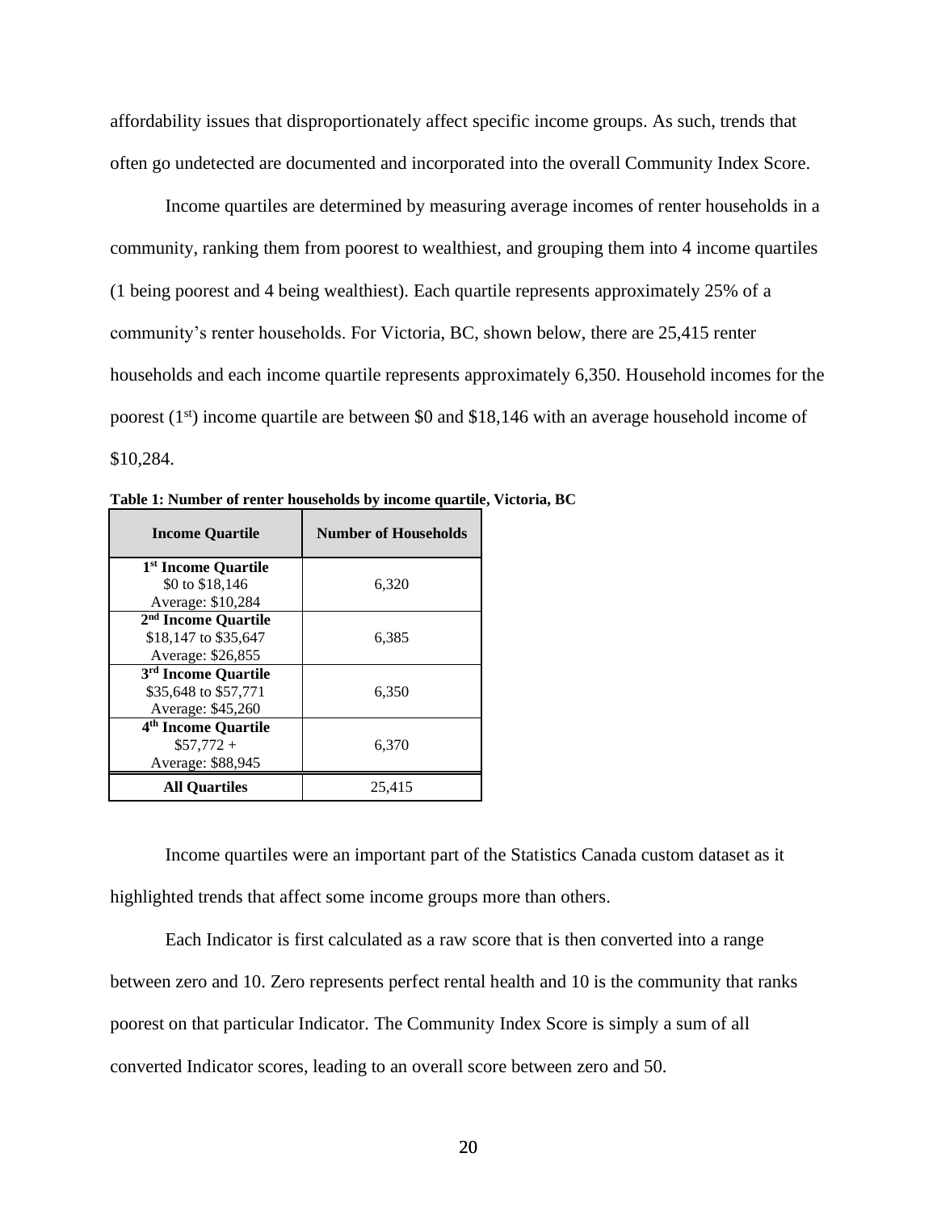affordability issues that disproportionately affect specific income groups. As such, trends that often go undetected are documented and incorporated into the overall Community Index Score.

Income quartiles are determined by measuring average incomes of renter households in a community, ranking them from poorest to wealthiest, and grouping them into 4 income quartiles (1 being poorest and 4 being wealthiest). Each quartile represents approximately 25% of a community's renter households. For Victoria, BC, shown below, there are 25,415 renter households and each income quartile represents approximately 6,350. Household incomes for the poorest (1st) income quartile are between $0 and $18,146 with an average household income of $10,284.

**Table 1: Number of renter households by income quartile, Victoria, BC**

| Income Quartile | Number of Households |
|---|---|
| **1st Income Quartile** <br> $0 to $18,146 <br> Average: $10,284 | 6,320 |
| **2nd Income Quartile** <br> $18,147 to $35,647 <br> Average: $26,855 | 6,385 |
| **3rd Income Quartile** <br> $35,648 to $57,771 <br> Average: $45,260 | 6,350 |
| **4th Income Quartile** <br> $57,772 + <br> Average: $88,945 | 6,370 |
| **All Quartiles** | 25,415 |

Income quartiles were an important part of the Statistics Canada custom dataset as it highlighted trends that affect some income groups more than others.

Each Indicator is first calculated as a raw score that is then converted into a range between zero and 10. Zero represents perfect rental health and 10 is the community that ranks poorest on that particular Indicator. The Community Index Score is simply a sum of all converted Indicator scores, leading to an overall score between zero and 50.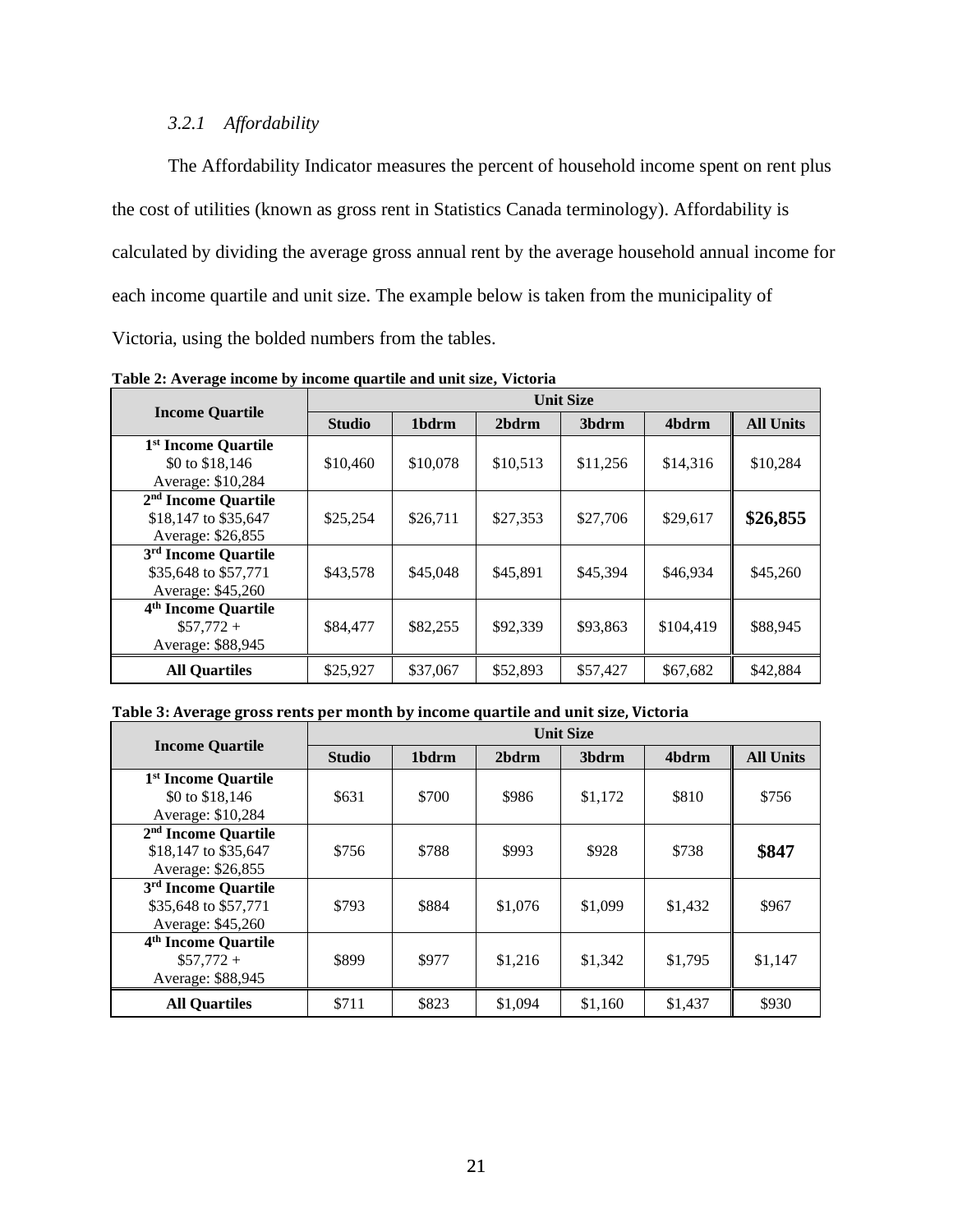### *3.2.1 Affordability*

The Affordability Indicator measures the percent of household income spent on rent plus the cost of utilities (known as gross rent in Statistics Canada terminology). Affordability is calculated by dividing the average gross annual rent by the average household annual income for each income quartile and unit size. The example below is taken from the municipality of Victoria, using the bolded numbers from the tables.

**Table 2: Average income by income quartile and unit size, Victoria**

| Income Quartile | Unit Size | | | | | |
|---|---|---|---|---|---|---|
| | **Studio** | **1bdrm** | **2bdrm** | **3bdrm** | **4bdrm** | **All Units** |
| **1st Income Quartile** \$0 to \$18,146 Average: \$10,284 | \$10,460 | \$10,078 | \$10,513 | \$11,256 | \$14,316 | \$10,284 |
| **2nd Income Quartile** \$18,147 to \$35,647 Average: \$26,855 | \$25,254 | \$26,711 | \$27,353 | \$27,706 | \$29,617 | **\$26,855** |
| **3rd Income Quartile** \$35,648 to \$57,771 Average: \$45,260 | \$43,578 | \$45,048 | \$45,891 | \$45,394 | \$46,934 | \$45,260 |
| **4th Income Quartile** \$57,772 + Average: \$88,945 | \$84,477 | \$82,255 | \$92,339 | \$93,863 | \$104,419 | \$88,945 |
| **All Quartiles** | \$25,927 | \$37,067 | \$52,893 | \$57,427 | \$67,682 | \$42,884 |

**Table 3: Average gross rents per month by income quartile and unit size, Victoria**

| Income Quartile | Unit Size | | | | | |
|---|---|---|---|---|---|---|
| | **Studio** | **1bdrm** | **2bdrm** | **3bdrm** | **4bdrm** | **All Units** |
| **1st Income Quartile** \$0 to \$18,146 Average: \$10,284 | \$631 | \$700 | \$986 | \$1,172 | \$810 | \$756 |
| **2nd Income Quartile** \$18,147 to \$35,647 Average: \$26,855 | \$756 | \$788 | \$993 | \$928 | \$738 | **\$847** |
| **3rd Income Quartile** \$35,648 to \$57,771 Average: \$45,260 | \$793 | \$884 | \$1,076 | \$1,099 | \$1,432 | \$967 |
| **4th Income Quartile** \$57,772 + Average: \$88,945 | \$899 | \$977 | \$1,216 | \$1,342 | \$1,795 | \$1,147 |
| **All Quartiles** | \$711 | \$823 | \$1,094 | \$1,160 | \$1,437 | \$930 |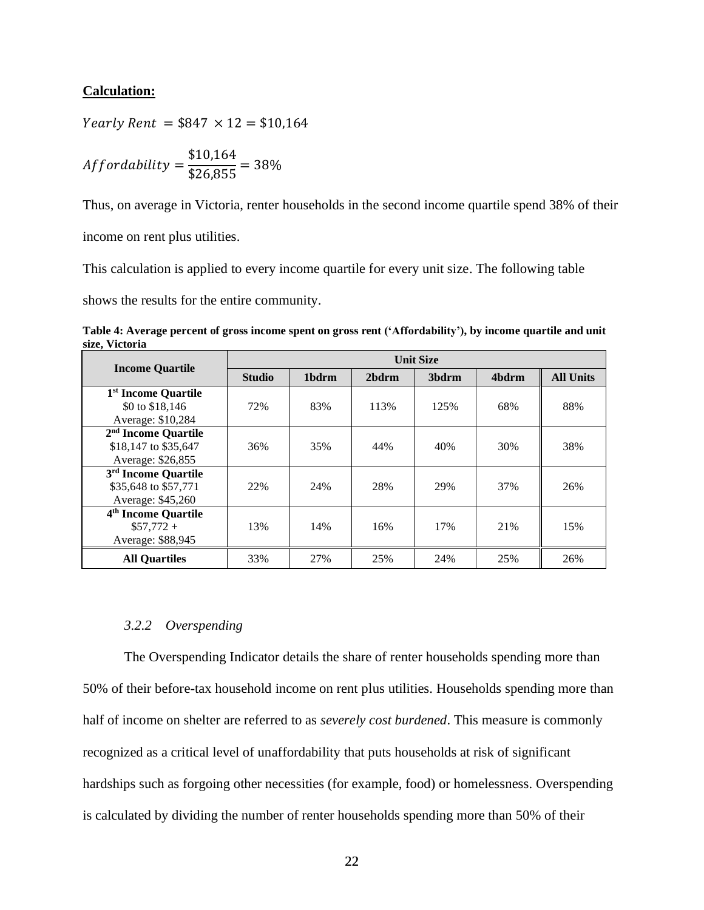**Calculation:**

$$Yearly\ Rent\ = \$847\ \times 12 = \$10{,}164$$

$$Affordability = \frac{\$10{,}164}{\$26{,}855} = 38\%$$

Thus, on average in Victoria, renter households in the second income quartile spend 38% of their income on rent plus utilities.

This calculation is applied to every income quartile for every unit size. The following table shows the results for the entire community.

**Table 4: Average percent of gross income spent on gross rent ('Affordability'), by income quartile and unit size, Victoria**

| Income Quartile | Unit Size | | | | | |
|---|---|---|---|---|---|---|
| | Studio | 1bdrm | 2bdrm | 3bdrm | 4bdrm | All Units |
| **1st Income Quartile** $0 to $18,146 Average: $10,284 | 72% | 83% | 113% | 125% | 68% | 88% |
| **2nd Income Quartile** $18,147 to $35,647 Average: $26,855 | 36% | 35% | 44% | 40% | 30% | 38% |
| **3rd Income Quartile** $35,648 to $57,771 Average: $45,260 | 22% | 24% | 28% | 29% | 37% | 26% |
| **4th Income Quartile** $57,772 + Average: $88,945 | 13% | 14% | 16% | 17% | 21% | 15% |
| **All Quartiles** | 33% | 27% | 25% | 24% | 25% | 26% |

### *3.2.2 Overspending*

The Overspending Indicator details the share of renter households spending more than 50% of their before-tax household income on rent plus utilities. Households spending more than half of income on shelter are referred to as *severely cost burdened*. This measure is commonly recognized as a critical level of unaffordability that puts households at risk of significant hardships such as forgoing other necessities (for example, food) or homelessness. Overspending is calculated by dividing the number of renter households spending more than 50% of their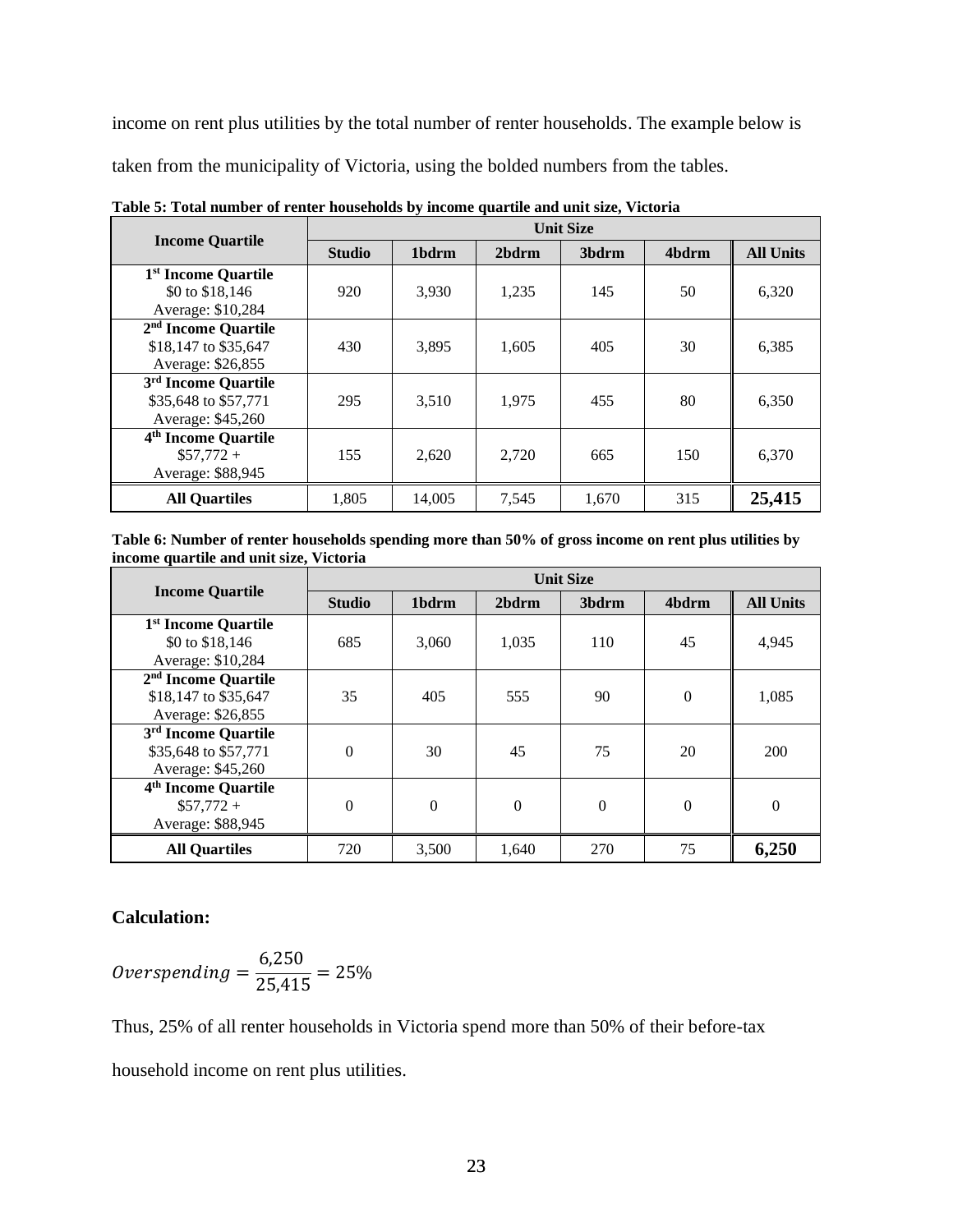income on rent plus utilities by the total number of renter households. The example below is taken from the municipality of Victoria, using the bolded numbers from the tables.

**Table 5: Total number of renter households by income quartile and unit size, Victoria**

| Income Quartile | Unit Size | | | | | |
|---|---|---|---|---|---|---|
| | **Studio** | **1bdrm** | **2bdrm** | **3bdrm** | **4bdrm** | **All Units** |
| **1st Income Quartile** $0 to $18,146 Average: $10,284 | 920 | 3,930 | 1,235 | 145 | 50 | 6,320 |
| **2nd Income Quartile** $18,147 to $35,647 Average: $26,855 | 430 | 3,895 | 1,605 | 405 | 30 | 6,385 |
| **3rd Income Quartile** $35,648 to $57,771 Average: $45,260 | 295 | 3,510 | 1,975 | 455 | 80 | 6,350 |
| **4th Income Quartile** $57,772 + Average: $88,945 | 155 | 2,620 | 2,720 | 665 | 150 | 6,370 |
| **All Quartiles** | 1,805 | 14,005 | 7,545 | 1,670 | 315 | **25,415** |

**Table 6: Number of renter households spending more than 50% of gross income on rent plus utilities by income quartile and unit size, Victoria**

| Income Quartile | Unit Size | | | | | |
|---|---|---|---|---|---|---|
| | **Studio** | **1bdrm** | **2bdrm** | **3bdrm** | **4bdrm** | **All Units** |
| **1st Income Quartile** $0 to $18,146 Average: $10,284 | 685 | 3,060 | 1,035 | 110 | 45 | 4,945 |
| **2nd Income Quartile** $18,147 to $35,647 Average: $26,855 | 35 | 405 | 555 | 90 | 0 | 1,085 |
| **3rd Income Quartile** $35,648 to $57,771 Average: $45,260 | 0 | 30 | 45 | 75 | 20 | 200 |
| **4th Income Quartile** $57,772 + Average: $88,945 | 0 | 0 | 0 | 0 | 0 | 0 |
| **All Quartiles** | 720 | 3,500 | 1,640 | 270 | 75 | **6,250** |

### Calculation:

$$Overspending = \frac{6{,}250}{25{,}415} = 25\%$$

Thus, 25% of all renter households in Victoria spend more than 50% of their before-tax household income on rent plus utilities.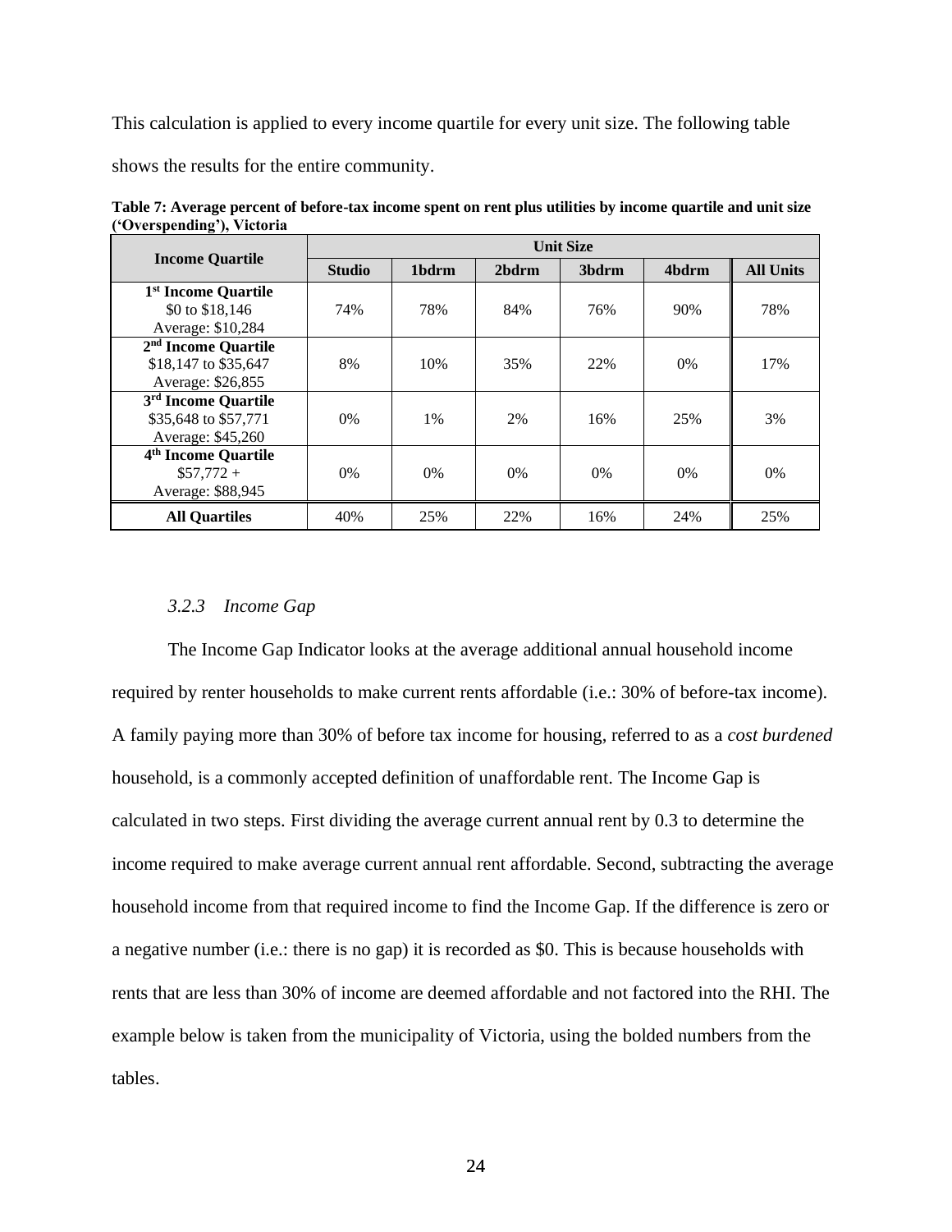This calculation is applied to every income quartile for every unit size. The following table shows the results for the entire community.

**Table 7: Average percent of before-tax income spent on rent plus utilities by income quartile and unit size ('Overspending'), Victoria**

| Income Quartile | Unit Size | | | | | |
|---|---|---|---|---|---|---|
| | Studio | 1bdrm | 2bdrm | 3bdrm | 4bdrm | All Units |
| **1st Income Quartile** $0 to $18,146 Average: $10,284 | 74% | 78% | 84% | 76% | 90% | 78% |
| **2nd Income Quartile** $18,147 to $35,647 Average: $26,855 | 8% | 10% | 35% | 22% | 0% | 17% |
| **3rd Income Quartile** $35,648 to $57,771 Average: $45,260 | 0% | 1% | 2% | 16% | 25% | 3% |
| **4th Income Quartile** $57,772 + Average: $88,945 | 0% | 0% | 0% | 0% | 0% | 0% |
| **All Quartiles** | 40% | 25% | 22% | 16% | 24% | 25% |

### *3.2.3 Income Gap*

The Income Gap Indicator looks at the average additional annual household income required by renter households to make current rents affordable (i.e.: 30% of before-tax income). A family paying more than 30% of before tax income for housing, referred to as a *cost burdened* household, is a commonly accepted definition of unaffordable rent. The Income Gap is calculated in two steps. First dividing the average current annual rent by 0.3 to determine the income required to make average current annual rent affordable. Second, subtracting the average household income from that required income to find the Income Gap. If the difference is zero or a negative number (i.e.: there is no gap) it is recorded as $0. This is because households with rents that are less than 30% of income are deemed affordable and not factored into the RHI. The example below is taken from the municipality of Victoria, using the bolded numbers from the tables.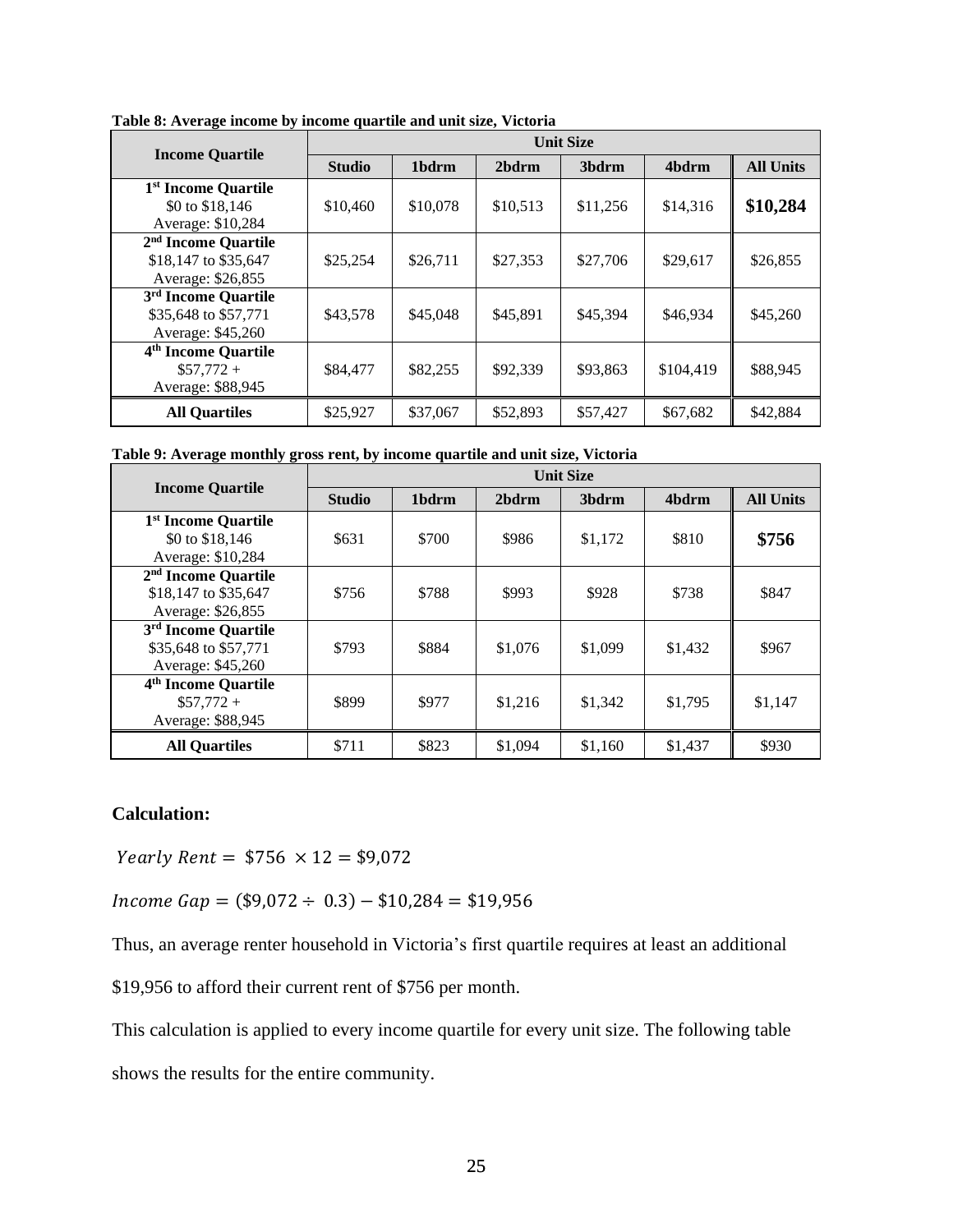**Table 8: Average income by income quartile and unit size, Victoria**

| Income Quartile | Unit Size | | | | | |
|---|---|---|---|---|---|---|
| | Studio | 1bdrm | 2bdrm | 3bdrm | 4bdrm | All Units |
| **1st Income Quartile** $0 to $18,146 Average: $10,284 | $10,460 | $10,078 | $10,513 | $11,256 | $14,316 | **$10,284** |
| **2nd Income Quartile** $18,147 to $35,647 Average: $26,855 | $25,254 | $26,711 | $27,353 | $27,706 | $29,617 | $26,855 |
| **3rd Income Quartile** $35,648 to $57,771 Average: $45,260 | $43,578 | $45,048 | $45,891 | $45,394 | $46,934 | $45,260 |
| **4th Income Quartile** $57,772 + Average: $88,945 | $84,477 | $82,255 | $92,339 | $93,863 | $104,419 | $88,945 |
| **All Quartiles** | $25,927 | $37,067 | $52,893 | $57,427 | $67,682 | $42,884 |

**Table 9: Average monthly gross rent, by income quartile and unit size, Victoria**

| Income Quartile | Unit Size | | | | | |
|---|---|---|---|---|---|---|
| | Studio | 1bdrm | 2bdrm | 3bdrm | 4bdrm | All Units |
| **1st Income Quartile** $0 to $18,146 Average: $10,284 | $631 | $700 | $986 | $1,172 | $810 | **$756** |
| **2nd Income Quartile** $18,147 to $35,647 Average: $26,855 | $756 | $788 | $993 | $928 | $738 | $847 |
| **3rd Income Quartile** $35,648 to $57,771 Average: $45,260 | $793 | $884 | $1,076 | $1,099 | $1,432 | $967 |
| **4th Income Quartile** $57,772 + Average: $88,945 | $899 | $977 | $1,216 | $1,342 | $1,795 | $1,147 |
| **All Quartiles** | $711 | $823 | $1,094 | $1,160 | $1,437 | $930 |

**Calculation:**

$$Yearly\ Rent = \$756 \times 12 = \$9{,}072$$

$$Income\ Gap = (\$9{,}072 \div 0.3) - \$10{,}284 = \$19{,}956$$

Thus, an average renter household in Victoria's first quartile requires at least an additional $19,956 to afford their current rent of $756 per month.

This calculation is applied to every income quartile for every unit size. The following table shows the results for the entire community.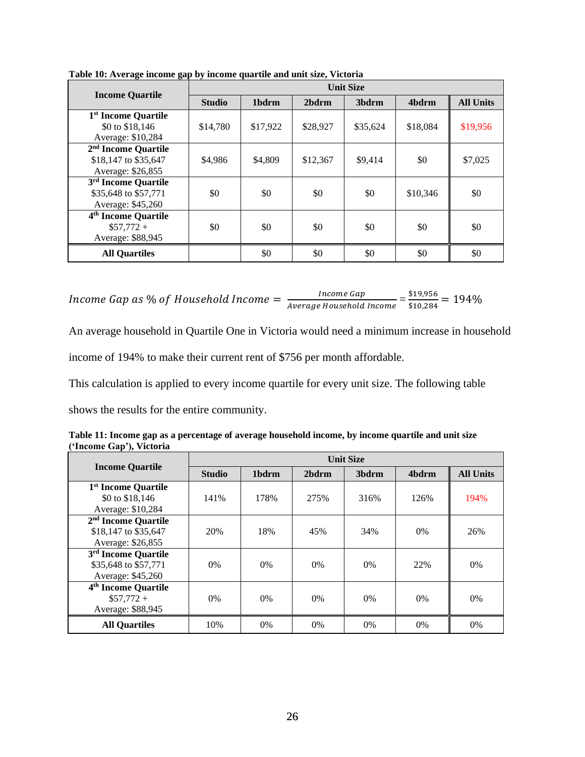**Table 10: Average income gap by income quartile and unit size, Victoria**

| Income Quartile | Unit Size | | | | | |
|---|---|---|---|---|---|---|
| | **Studio** | **1bdrm** | **2bdrm** | **3bdrm** | **4bdrm** | **All Units** |
| **1st Income Quartile** $0 to $18,146 Average: $10,284 | $14,780 | $17,922 | $28,927 | $35,624 | $18,084 | $19,956 |
| **2nd Income Quartile** $18,147 to $35,647 Average: $26,855 | $4,986 | $4,809 | $12,367 | $9,414 | $0 | $7,025 |
| **3rd Income Quartile** $35,648 to $57,771 Average: $45,260 | $0 | $0 | $0 | $0 | $10,346 | $0 |
| **4th Income Quartile** $57,772 + Average: $88,945 | $0 | $0 | $0 | $0 | $0 | $0 |
| **All Quartiles** | | $0 | $0 | $0 | $0 | $0 |

$$Income\ Gap\ as\ \%\ of\ Household\ Income = \frac{Income\ Gap}{Average\ Household\ Income} = \frac{\$19{,}956}{\$10{,}284} = 194\%$$

An average household in Quartile One in Victoria would need a minimum increase in household income of 194% to make their current rent of $756 per month affordable.

This calculation is applied to every income quartile for every unit size. The following table shows the results for the entire community.

**Table 11: Income gap as a percentage of average household income, by income quartile and unit size ('Income Gap'), Victoria**

| Income Quartile | Unit Size | | | | | |
|---|---|---|---|---|---|---|
| | **Studio** | **1bdrm** | **2bdrm** | **3bdrm** | **4bdrm** | **All Units** |
| **1st Income Quartile** $0 to $18,146 Average: $10,284 | 141% | 178% | 275% | 316% | 126% | 194% |
| **2nd Income Quartile** $18,147 to $35,647 Average: $26,855 | 20% | 18% | 45% | 34% | 0% | 26% |
| **3rd Income Quartile** $35,648 to $57,771 Average: $45,260 | 0% | 0% | 0% | 0% | 22% | 0% |
| **4th Income Quartile** $57,772 + Average: $88,945 | 0% | 0% | 0% | 0% | 0% | 0% |
| **All Quartiles** | 10% | 0% | 0% | 0% | 0% | 0% |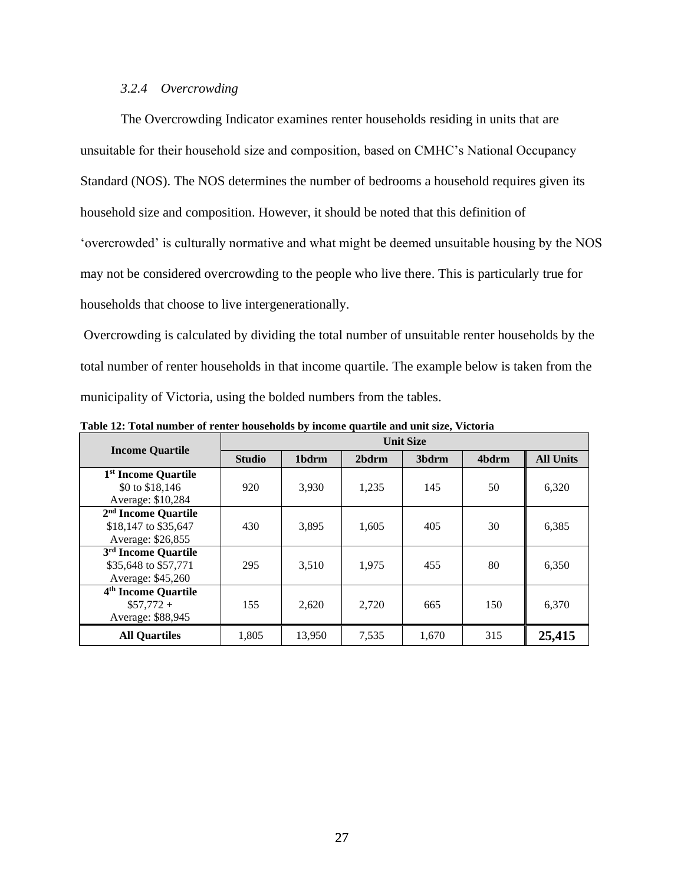### *3.2.4 Overcrowding*

The Overcrowding Indicator examines renter households residing in units that are unsuitable for their household size and composition, based on CMHC's National Occupancy Standard (NOS). The NOS determines the number of bedrooms a household requires given its household size and composition. However, it should be noted that this definition of 'overcrowded' is culturally normative and what might be deemed unsuitable housing by the NOS may not be considered overcrowding to the people who live there. This is particularly true for households that choose to live intergenerationally.

Overcrowding is calculated by dividing the total number of unsuitable renter households by the total number of renter households in that income quartile. The example below is taken from the municipality of Victoria, using the bolded numbers from the tables.

**Table 12: Total number of renter households by income quartile and unit size, Victoria**

| Income Quartile | Unit Size | | | | | |
|---|---|---|---|---|---|---|
| | **Studio** | **1bdrm** | **2bdrm** | **3bdrm** | **4bdrm** | **All Units** |
| **1st Income Quartile** $0 to $18,146 Average: $10,284 | 920 | 3,930 | 1,235 | 145 | 50 | 6,320 |
| **2nd Income Quartile** $18,147 to $35,647 Average: $26,855 | 430 | 3,895 | 1,605 | 405 | 30 | 6,385 |
| **3rd Income Quartile** $35,648 to $57,771 Average: $45,260 | 295 | 3,510 | 1,975 | 455 | 80 | 6,350 |
| **4th Income Quartile** $57,772 + Average: $88,945 | 155 | 2,620 | 2,720 | 665 | 150 | 6,370 |
| **All Quartiles** | 1,805 | 13,950 | 7,535 | 1,670 | 315 | **25,415** |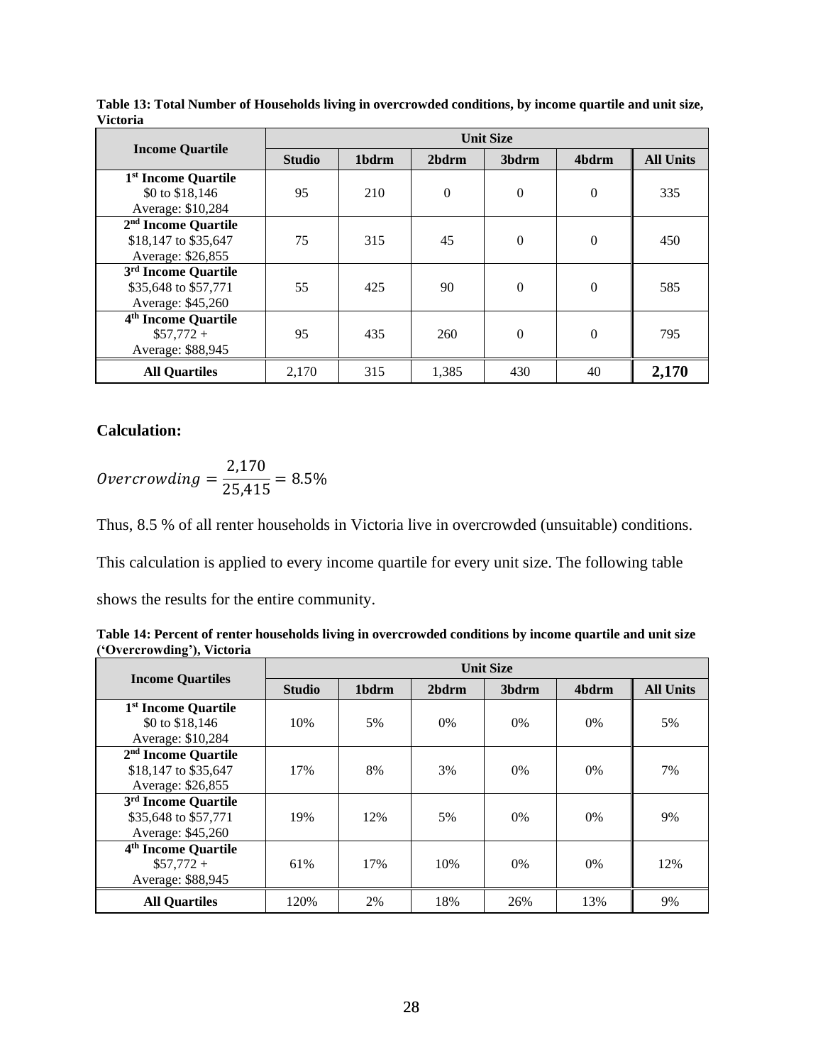**Table 13: Total Number of Households living in overcrowded conditions, by income quartile and unit size, Victoria**

| Income Quartile | Unit Size | | | | | |
|---|---|---|---|---|---|---|
| | Studio | 1bdrm | 2bdrm | 3bdrm | 4bdrm | All Units |
| **1st Income Quartile** $0 to $18,146 Average: $10,284 | 95 | 210 | 0 | 0 | 0 | 335 |
| **2nd Income Quartile** $18,147 to $35,647 Average: $26,855 | 75 | 315 | 45 | 0 | 0 | 450 |
| **3rd Income Quartile** $35,648 to $57,771 Average: $45,260 | 55 | 425 | 90 | 0 | 0 | 585 |
| **4th Income Quartile** $57,772 + Average: $88,945 | 95 | 435 | 260 | 0 | 0 | 795 |
| **All Quartiles** | 2,170 | 315 | 1,385 | 430 | 40 | **2,170** |

### Calculation:

$$Overcrowding = \frac{2{,}170}{25{,}415} = 8.5\%$$

Thus, 8.5 % of all renter households in Victoria live in overcrowded (unsuitable) conditions.

This calculation is applied to every income quartile for every unit size. The following table shows the results for the entire community.

**Table 14: Percent of renter households living in overcrowded conditions by income quartile and unit size ('Overcrowding'), Victoria**

| Income Quartiles | Unit Size | | | | | |
|---|---|---|---|---|---|---|
| | Studio | 1bdrm | 2bdrm | 3bdrm | 4bdrm | All Units |
| **1st Income Quartile** $0 to $18,146 Average: $10,284 | 10% | 5% | 0% | 0% | 0% | 5% |
| **2nd Income Quartile** $18,147 to $35,647 Average: $26,855 | 17% | 8% | 3% | 0% | 0% | 7% |
| **3rd Income Quartile** $35,648 to $57,771 Average: $45,260 | 19% | 12% | 5% | 0% | 0% | 9% |
| **4th Income Quartile** $57,772 + Average: $88,945 | 61% | 17% | 10% | 0% | 0% | 12% |
| **All Quartiles** | 120% | 2% | 18% | 26% | 13% | 9% |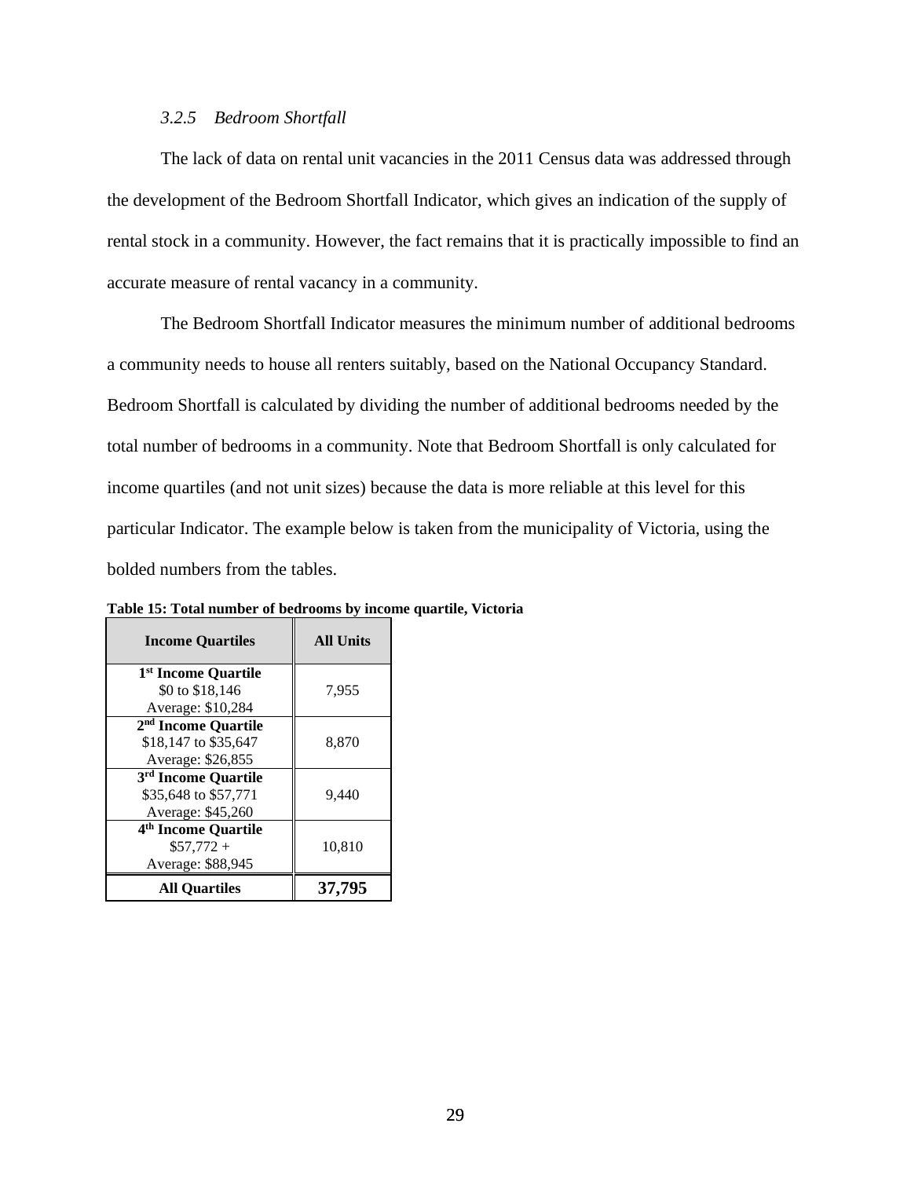#### *3.2.5 Bedroom Shortfall*

The lack of data on rental unit vacancies in the 2011 Census data was addressed through the development of the Bedroom Shortfall Indicator, which gives an indication of the supply of rental stock in a community. However, the fact remains that it is practically impossible to find an accurate measure of rental vacancy in a community.

The Bedroom Shortfall Indicator measures the minimum number of additional bedrooms a community needs to house all renters suitably, based on the National Occupancy Standard. Bedroom Shortfall is calculated by dividing the number of additional bedrooms needed by the total number of bedrooms in a community. Note that Bedroom Shortfall is only calculated for income quartiles (and not unit sizes) because the data is more reliable at this level for this particular Indicator. The example below is taken from the municipality of Victoria, using the bolded numbers from the tables.

**Table 15: Total number of bedrooms by income quartile, Victoria**

| Income Quartiles | All Units |
|---|---|
| **1st Income Quartile**<br>$0 to $18,146<br>Average: $10,284 | 7,955 |
| **2nd Income Quartile**<br>$18,147 to $35,647<br>Average: $26,855 | 8,870 |
| **3rd Income Quartile**<br>$35,648 to $57,771<br>Average: $45,260 | 9,440 |
| **4th Income Quartile**<br>$57,772 +<br>Average: $88,945 | 10,810 |
| **All Quartiles** | **37,795** |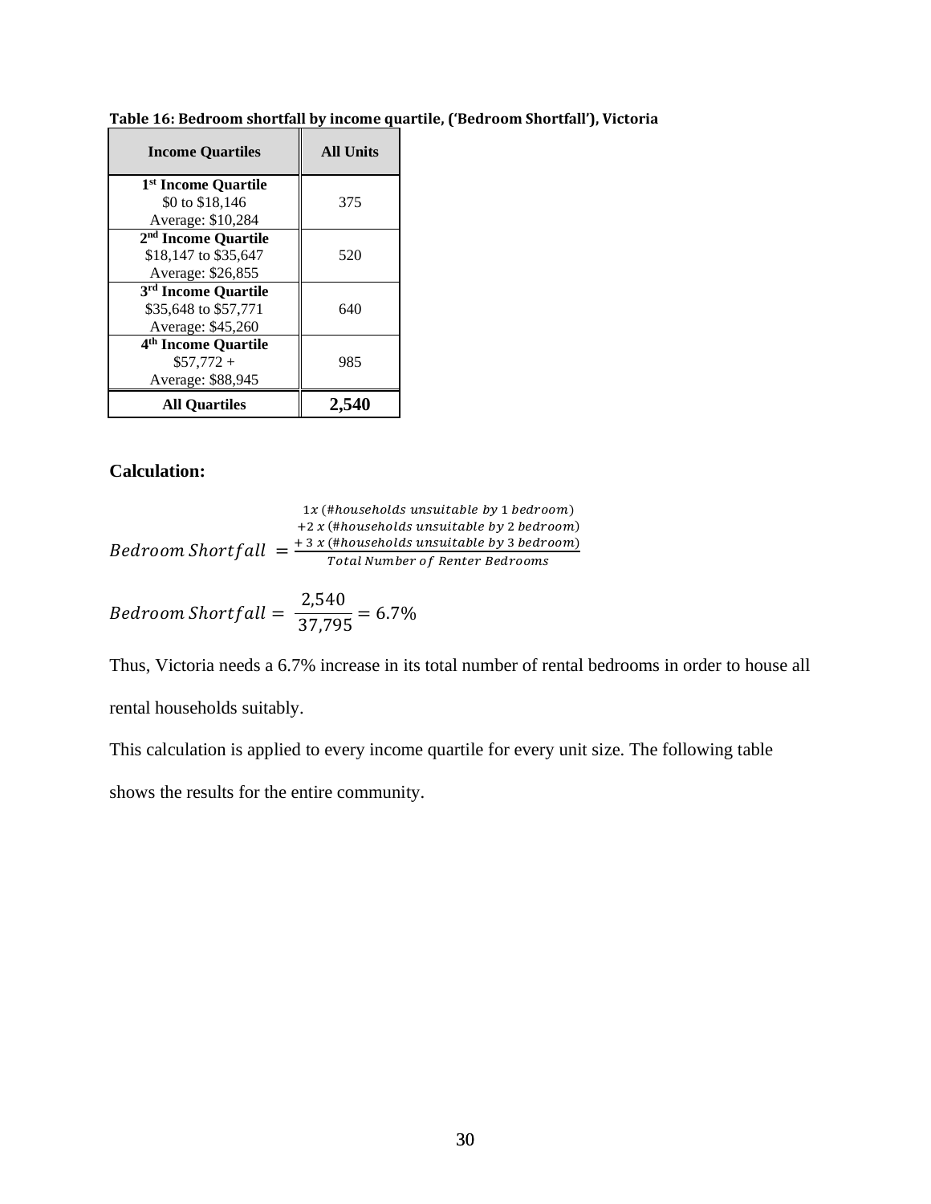**Table 16: Bedroom shortfall by income quartile, ('Bedroom Shortfall'), Victoria**

| Income Quartiles | All Units |
|---|---|
| **1st Income Quartile**<br>$0 to $18,146<br>Average: $10,284 | 375 |
| **2nd Income Quartile**<br>$18,147 to $35,647<br>Average: $26,855 | 520 |
| **3rd Income Quartile**<br>$35,648 to $57,771<br>Average: $45,260 | 640 |
| **4th Income Quartile**<br>$57,772 +<br>Average: $88,945 | 985 |
| **All Quartiles** | **2,540** |

### Calculation:

$$Bedroom\ Shortfall\ = \frac{\begin{array}{c} 1x\ (\#households\ unsuitable\ by\ 1\ bedroom) \\ +2\ x\ (\#households\ unsuitable\ by\ 2\ bedroom) \\ +\ 3\ x\ (\#households\ unsuitable\ by\ 3\ bedroom) \end{array}}{Total\ Number\ of\ Renter\ Bedrooms}$$

$$Bedroom\ Shortfall = \frac{2{,}540}{37{,}795} = 6.7\%$$

Thus, Victoria needs a 6.7% increase in its total number of rental bedrooms in order to house all rental households suitably.

This calculation is applied to every income quartile for every unit size. The following table shows the results for the entire community.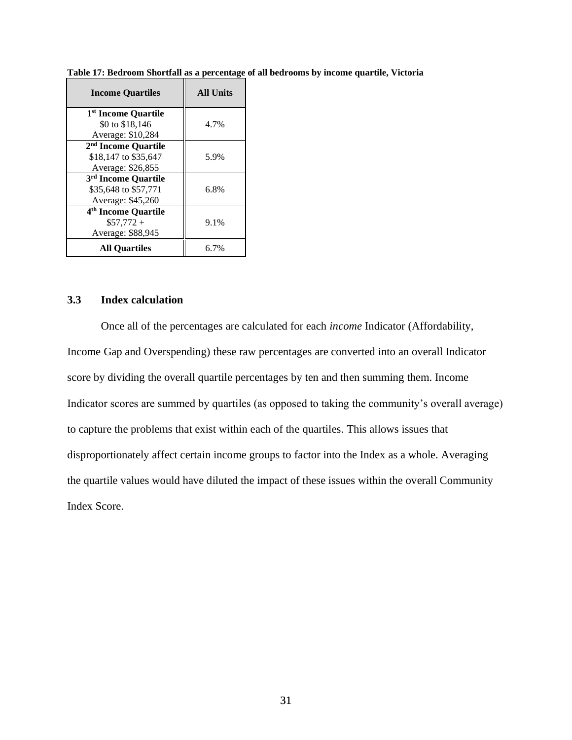**Table 17: Bedroom Shortfall as a percentage of all bedrooms by income quartile, Victoria**

| Income Quartiles | All Units |
|---|---|
| **1st Income Quartile** $0 to $18,146 Average: $10,284 | 4.7% |
| **2nd Income Quartile** $18,147 to $35,647 Average: $26,855 | 5.9% |
| **3rd Income Quartile** $35,648 to $57,771 Average: $45,260 | 6.8% |
| **4th Income Quartile** $57,772 + Average: $88,945 | 9.1% |
| **All Quartiles** | 6.7% |

### 3.3 Index calculation

Once all of the percentages are calculated for each *income* Indicator (Affordability, Income Gap and Overspending) these raw percentages are converted into an overall Indicator score by dividing the overall quartile percentages by ten and then summing them. Income Indicator scores are summed by quartiles (as opposed to taking the community's overall average) to capture the problems that exist within each of the quartiles. This allows issues that disproportionately affect certain income groups to factor into the Index as a whole. Averaging the quartile values would have diluted the impact of these issues within the overall Community Index Score.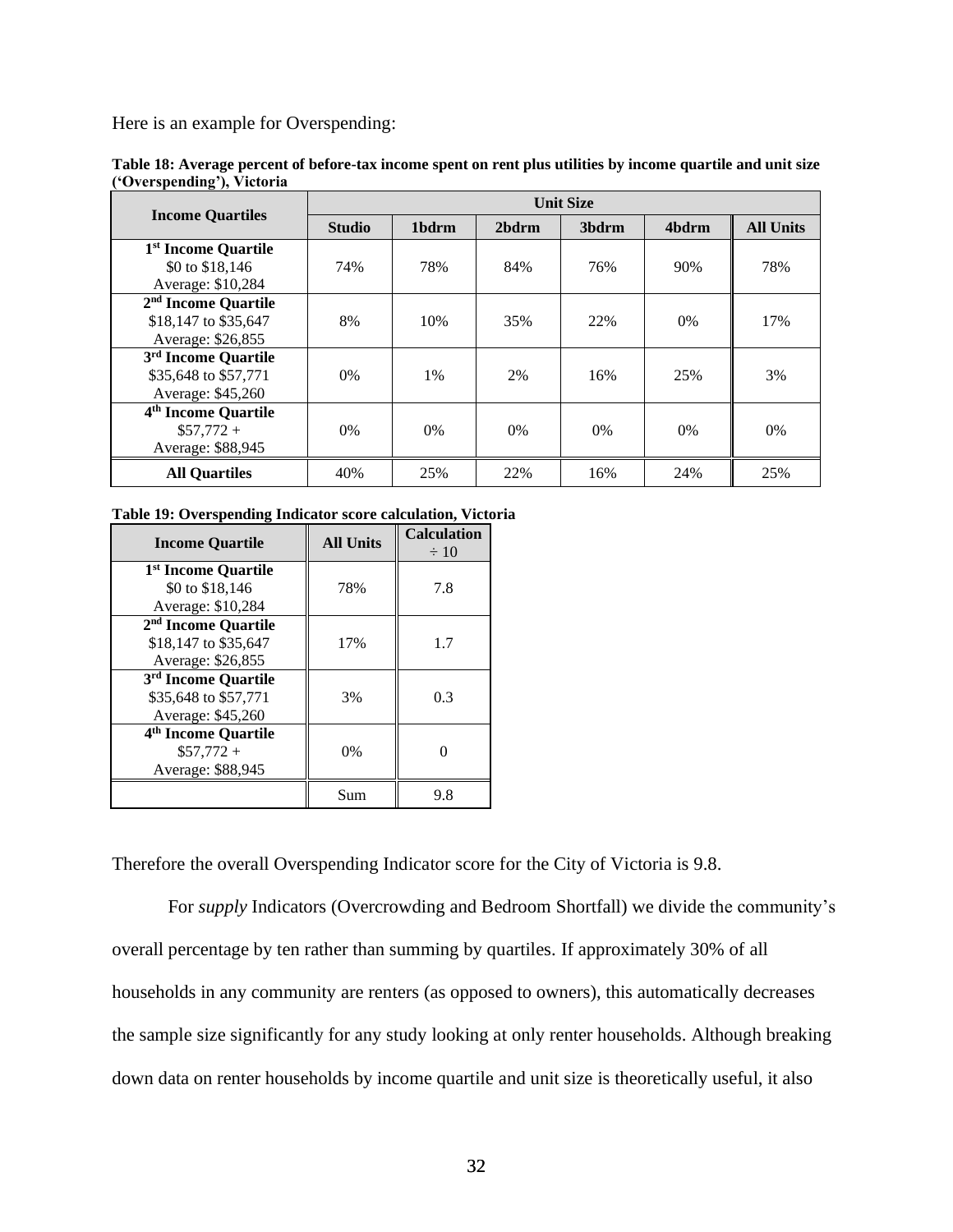Here is an example for Overspending:

**Table 18: Average percent of before-tax income spent on rent plus utilities by income quartile and unit size ('Overspending'), Victoria**

| Income Quartiles | Unit Size | | | | | |
|---|---|---|---|---|---|---|
| | **Studio** | **1bdrm** | **2bdrm** | **3bdrm** | **4bdrm** | **All Units** |
| **1st Income Quartile** $0 to $18,146 Average: $10,284 | 74% | 78% | 84% | 76% | 90% | 78% |
| **2nd Income Quartile** $18,147 to $35,647 Average: $26,855 | 8% | 10% | 35% | 22% | 0% | 17% |
| **3rd Income Quartile** $35,648 to $57,771 Average: $45,260 | 0% | 1% | 2% | 16% | 25% | 3% |
| **4th Income Quartile** $57,772 + Average: $88,945 | 0% | 0% | 0% | 0% | 0% | 0% |
| **All Quartiles** | 40% | 25% | 22% | 16% | 24% | 25% |

**Table 19: Overspending Indicator score calculation, Victoria**

| Income Quartile | All Units | Calculation ÷ 10 |
|---|---|---|
| **1st Income Quartile** $0 to $18,146 Average: $10,284 | 78% | 7.8 |
| **2nd Income Quartile** $18,147 to $35,647 Average: $26,855 | 17% | 1.7 |
| **3rd Income Quartile** $35,648 to $57,771 Average: $45,260 | 3% | 0.3 |
| **4th Income Quartile** $57,772 + Average: $88,945 | 0% | 0 |
| | Sum | 9.8 |

Therefore the overall Overspending Indicator score for the City of Victoria is 9.8.

For *supply* Indicators (Overcrowding and Bedroom Shortfall) we divide the community's overall percentage by ten rather than summing by quartiles. If approximately 30% of all households in any community are renters (as opposed to owners), this automatically decreases the sample size significantly for any study looking at only renter households. Although breaking down data on renter households by income quartile and unit size is theoretically useful, it also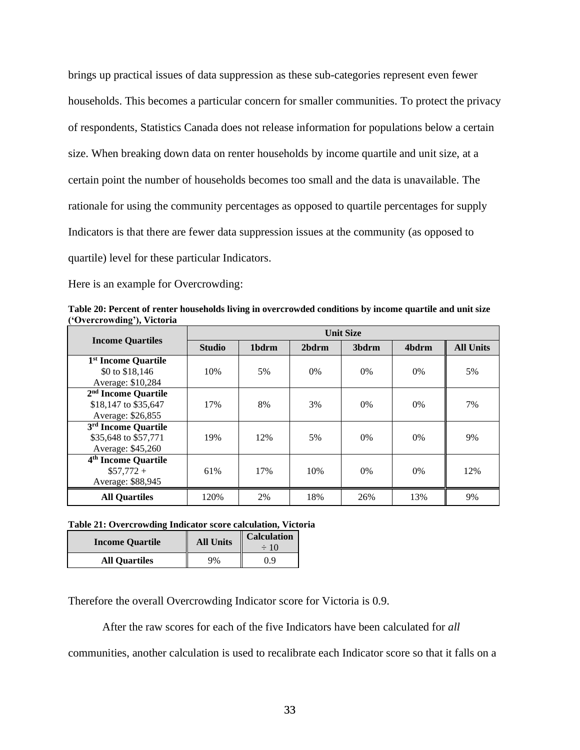brings up practical issues of data suppression as these sub-categories represent even fewer households. This becomes a particular concern for smaller communities. To protect the privacy of respondents, Statistics Canada does not release information for populations below a certain size. When breaking down data on renter households by income quartile and unit size, at a certain point the number of households becomes too small and the data is unavailable. The rationale for using the community percentages as opposed to quartile percentages for supply Indicators is that there are fewer data suppression issues at the community (as opposed to quartile) level for these particular Indicators.

Here is an example for Overcrowding:

**Table 20: Percent of renter households living in overcrowded conditions by income quartile and unit size ('Overcrowding'), Victoria**

| Income Quartiles | Unit Size | | | | | |
|---|---|---|---|---|---|---|
| | Studio | 1bdrm | 2bdrm | 3bdrm | 4bdrm | All Units |
| **1st Income Quartile** $0 to $18,146 Average: $10,284 | 10% | 5% | 0% | 0% | 0% | 5% |
| **2nd Income Quartile** $18,147 to $35,647 Average: $26,855 | 17% | 8% | 3% | 0% | 0% | 7% |
| **3rd Income Quartile** $35,648 to $57,771 Average: $45,260 | 19% | 12% | 5% | 0% | 0% | 9% |
| **4th Income Quartile** $57,772 + Average: $88,945 | 61% | 17% | 10% | 0% | 0% | 12% |
| **All Quartiles** | 120% | 2% | 18% | 26% | 13% | 9% |

**Table 21: Overcrowding Indicator score calculation, Victoria**

| Income Quartile | All Units | Calculation ÷ 10 |
|---|---|---|
| All Quartiles | 9% | 0.9 |

Therefore the overall Overcrowding Indicator score for Victoria is 0.9.

After the raw scores for each of the five Indicators have been calculated for *all* communities, another calculation is used to recalibrate each Indicator score so that it falls on a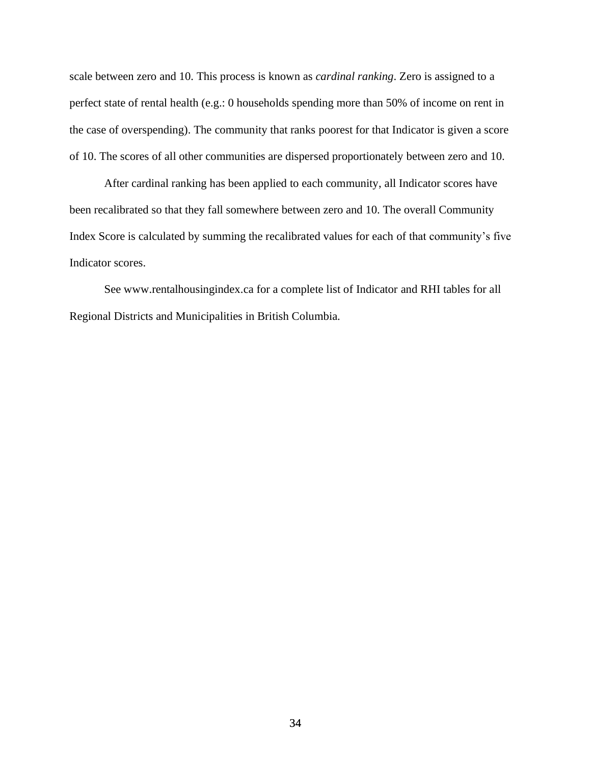scale between zero and 10. This process is known as *cardinal ranking*. Zero is assigned to a perfect state of rental health (e.g.: 0 households spending more than 50% of income on rent in the case of overspending). The community that ranks poorest for that Indicator is given a score of 10. The scores of all other communities are dispersed proportionately between zero and 10.

After cardinal ranking has been applied to each community, all Indicator scores have been recalibrated so that they fall somewhere between zero and 10. The overall Community Index Score is calculated by summing the recalibrated values for each of that community's five Indicator scores.

See www.rentalhousingindex.ca for a complete list of Indicator and RHI tables for all Regional Districts and Municipalities in British Columbia.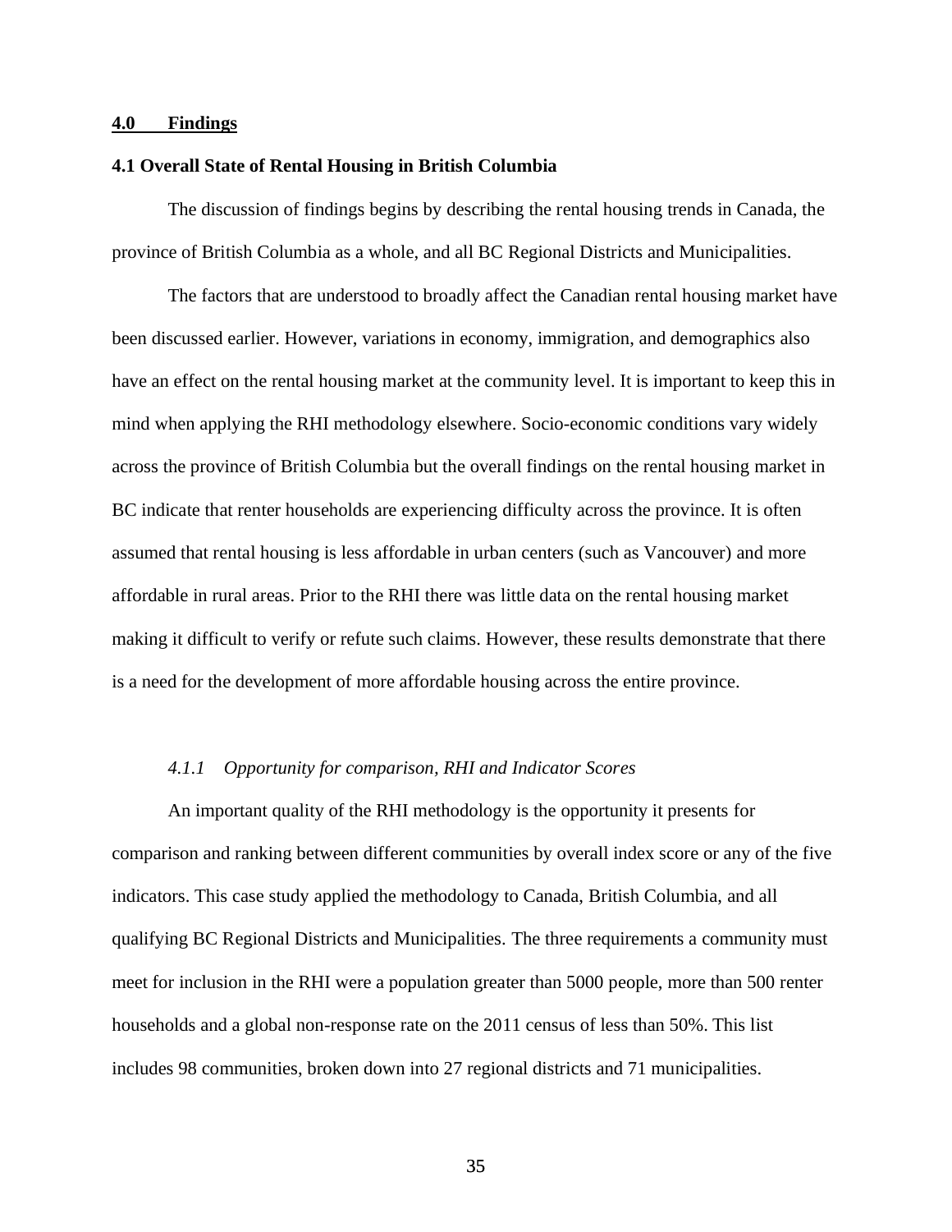## 4.0 Findings

### 4.1 Overall State of Rental Housing in British Columbia

The discussion of findings begins by describing the rental housing trends in Canada, the province of British Columbia as a whole, and all BC Regional Districts and Municipalities.

The factors that are understood to broadly affect the Canadian rental housing market have been discussed earlier. However, variations in economy, immigration, and demographics also have an effect on the rental housing market at the community level. It is important to keep this in mind when applying the RHI methodology elsewhere. Socio-economic conditions vary widely across the province of British Columbia but the overall findings on the rental housing market in BC indicate that renter households are experiencing difficulty across the province. It is often assumed that rental housing is less affordable in urban centers (such as Vancouver) and more affordable in rural areas. Prior to the RHI there was little data on the rental housing market making it difficult to verify or refute such claims. However, these results demonstrate that there is a need for the development of more affordable housing across the entire province.

#### *4.1.1 Opportunity for comparison, RHI and Indicator Scores*

An important quality of the RHI methodology is the opportunity it presents for comparison and ranking between different communities by overall index score or any of the five indicators. This case study applied the methodology to Canada, British Columbia, and all qualifying BC Regional Districts and Municipalities. The three requirements a community must meet for inclusion in the RHI were a population greater than 5000 people, more than 500 renter households and a global non-response rate on the 2011 census of less than 50%. This list includes 98 communities, broken down into 27 regional districts and 71 municipalities.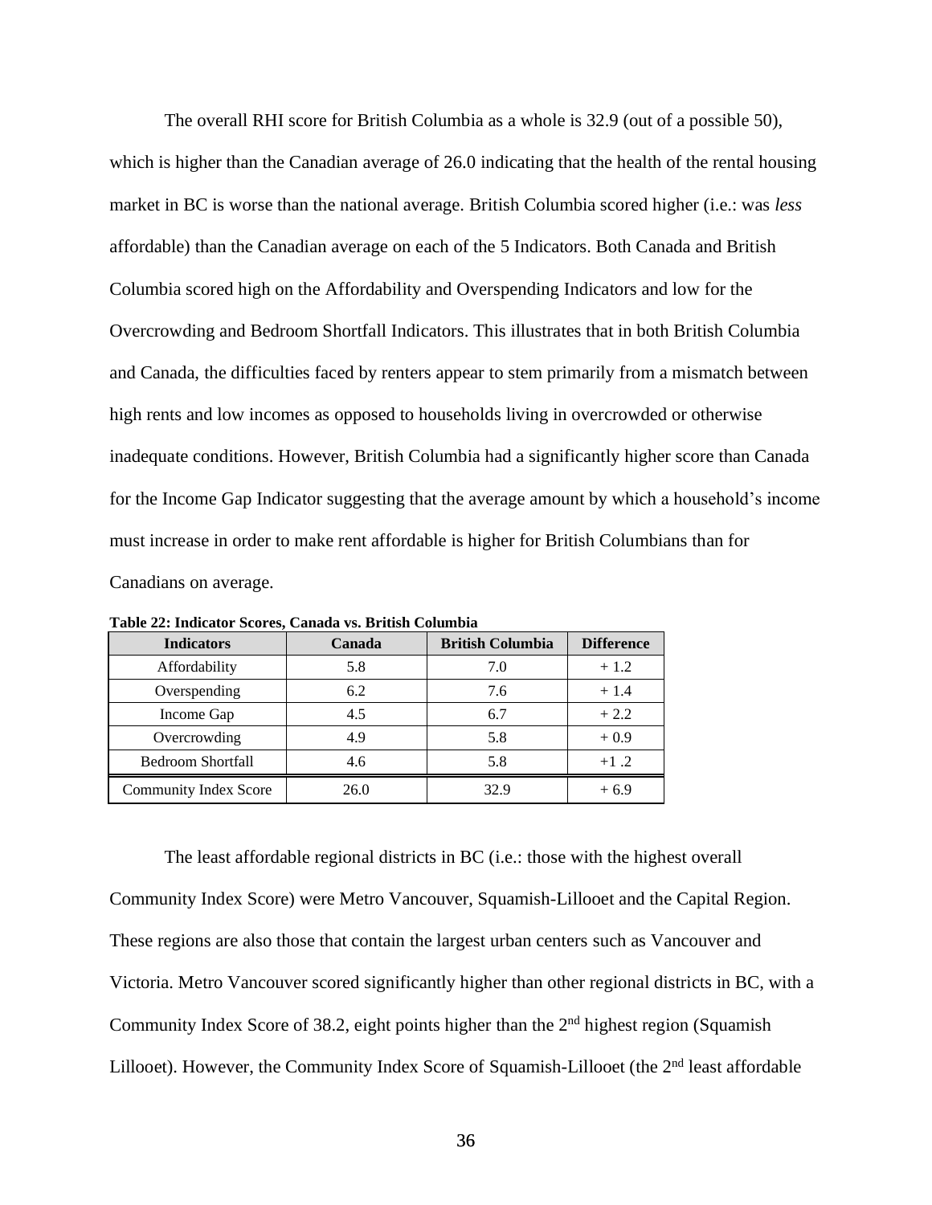The overall RHI score for British Columbia as a whole is 32.9 (out of a possible 50), which is higher than the Canadian average of 26.0 indicating that the health of the rental housing market in BC is worse than the national average. British Columbia scored higher (i.e.: was *less* affordable) than the Canadian average on each of the 5 Indicators. Both Canada and British Columbia scored high on the Affordability and Overspending Indicators and low for the Overcrowding and Bedroom Shortfall Indicators. This illustrates that in both British Columbia and Canada, the difficulties faced by renters appear to stem primarily from a mismatch between high rents and low incomes as opposed to households living in overcrowded or otherwise inadequate conditions. However, British Columbia had a significantly higher score than Canada for the Income Gap Indicator suggesting that the average amount by which a household's income must increase in order to make rent affordable is higher for British Columbians than for Canadians on average.

**Table 22: Indicator Scores, Canada vs. British Columbia**

| Indicators | Canada | British Columbia | Difference |
|---|---|---|---|
| Affordability | 5.8 | 7.0 | + 1.2 |
| Overspending | 6.2 | 7.6 | + 1.4 |
| Income Gap | 4.5 | 6.7 | + 2.2 |
| Overcrowding | 4.9 | 5.8 | + 0.9 |
| Bedroom Shortfall | 4.6 | 5.8 | +1 .2 |
| Community Index Score | 26.0 | 32.9 | + 6.9 |

The least affordable regional districts in BC (i.e.: those with the highest overall Community Index Score) were Metro Vancouver, Squamish-Lillooet and the Capital Region. These regions are also those that contain the largest urban centers such as Vancouver and Victoria. Metro Vancouver scored significantly higher than other regional districts in BC, with a Community Index Score of 38.2, eight points higher than the 2nd highest region (Squamish Lillooet). However, the Community Index Score of Squamish-Lillooet (the 2nd least affordable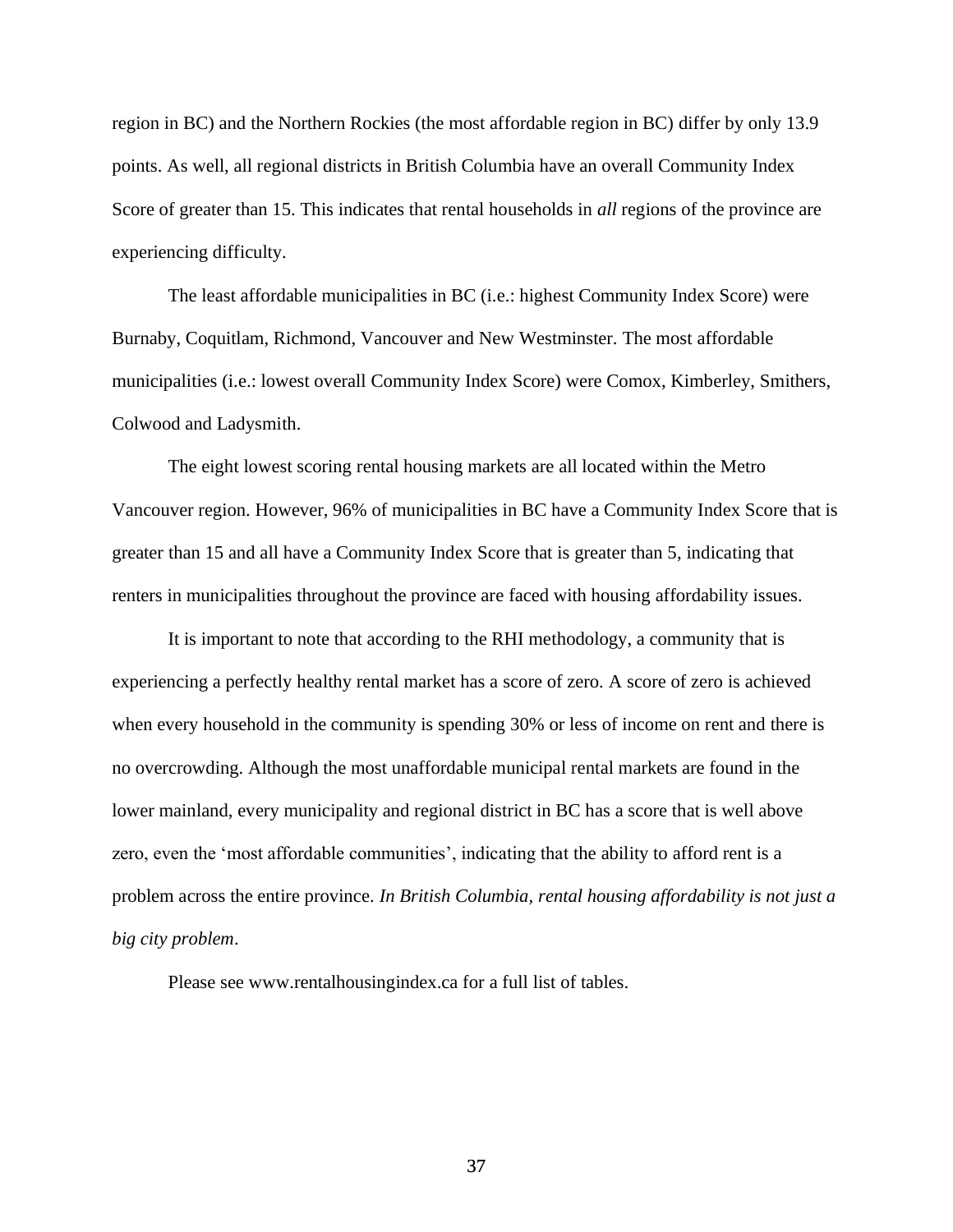region in BC) and the Northern Rockies (the most affordable region in BC) differ by only 13.9 points. As well, all regional districts in British Columbia have an overall Community Index Score of greater than 15. This indicates that rental households in *all* regions of the province are experiencing difficulty.

The least affordable municipalities in BC (i.e.: highest Community Index Score) were Burnaby, Coquitlam, Richmond, Vancouver and New Westminster. The most affordable municipalities (i.e.: lowest overall Community Index Score) were Comox, Kimberley, Smithers, Colwood and Ladysmith.

The eight lowest scoring rental housing markets are all located within the Metro Vancouver region. However, 96% of municipalities in BC have a Community Index Score that is greater than 15 and all have a Community Index Score that is greater than 5, indicating that renters in municipalities throughout the province are faced with housing affordability issues.

It is important to note that according to the RHI methodology, a community that is experiencing a perfectly healthy rental market has a score of zero. A score of zero is achieved when every household in the community is spending 30% or less of income on rent and there is no overcrowding. Although the most unaffordable municipal rental markets are found in the lower mainland, every municipality and regional district in BC has a score that is well above zero, even the 'most affordable communities', indicating that the ability to afford rent is a problem across the entire province. *In British Columbia, rental housing affordability is not just a big city problem*.

Please see www.rentalhousingindex.ca for a full list of tables.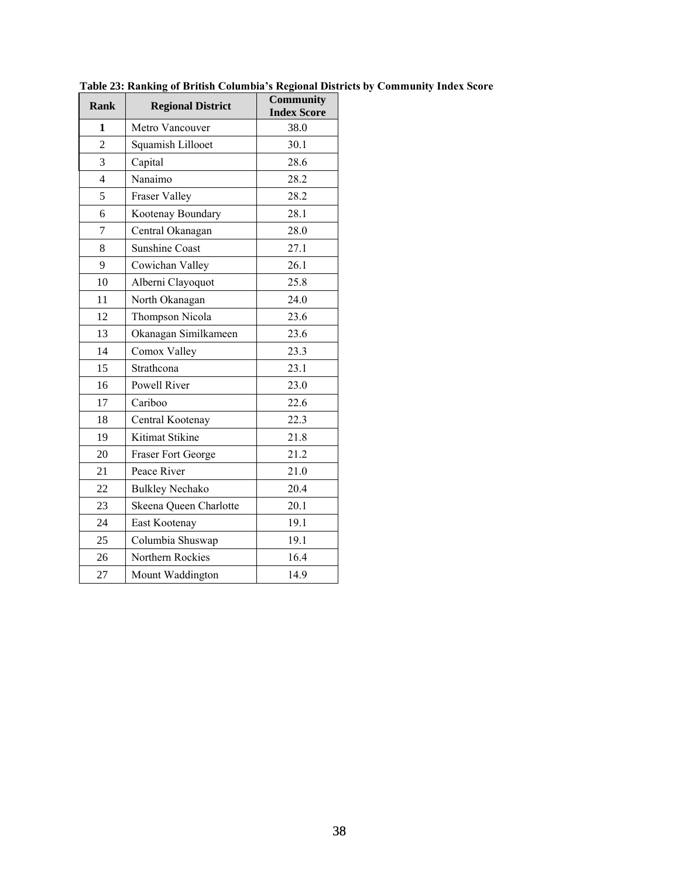**Table 23: Ranking of British Columbia's Regional Districts by Community Index Score**

| Rank | Regional District | Community Index Score |
|---|---|---|
| **1** | Metro Vancouver | 38.0 |
| 2 | Squamish Lillooet | 30.1 |
| 3 | Capital | 28.6 |
| 4 | Nanaimo | 28.2 |
| 5 | Fraser Valley | 28.2 |
| 6 | Kootenay Boundary | 28.1 |
| 7 | Central Okanagan | 28.0 |
| 8 | Sunshine Coast | 27.1 |
| 9 | Cowichan Valley | 26.1 |
| 10 | Alberni Clayoquot | 25.8 |
| 11 | North Okanagan | 24.0 |
| 12 | Thompson Nicola | 23.6 |
| 13 | Okanagan Similkameen | 23.6 |
| 14 | Comox Valley | 23.3 |
| 15 | Strathcona | 23.1 |
| 16 | Powell River | 23.0 |
| 17 | Cariboo | 22.6 |
| 18 | Central Kootenay | 22.3 |
| 19 | Kitimat Stikine | 21.8 |
| 20 | Fraser Fort George | 21.2 |
| 21 | Peace River | 21.0 |
| 22 | Bulkley Nechako | 20.4 |
| 23 | Skeena Queen Charlotte | 20.1 |
| 24 | East Kootenay | 19.1 |
| 25 | Columbia Shuswap | 19.1 |
| 26 | Northern Rockies | 16.4 |
| 27 | Mount Waddington | 14.9 |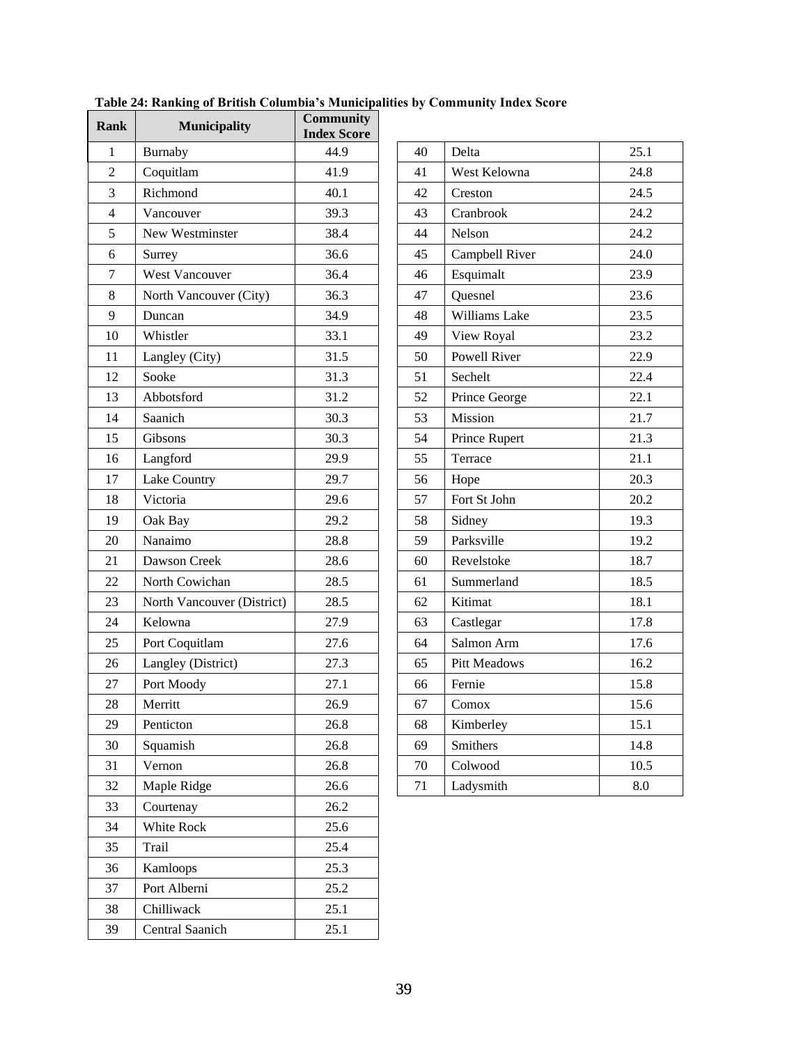**Table 24: Ranking of British Columbia's Municipalities by Community Index Score**

| Rank | Municipality | Community Index Score |
|---|---|---|
| 1 | Burnaby | 44.9 |
| 2 | Coquitlam | 41.9 |
| 3 | Richmond | 40.1 |
| 4 | Vancouver | 39.3 |
| 5 | New Westminster | 38.4 |
| 6 | Surrey | 36.6 |
| 7 | West Vancouver | 36.4 |
| 8 | North Vancouver (City) | 36.3 |
| 9 | Duncan | 34.9 |
| 10 | Whistler | 33.1 |
| 11 | Langley (City) | 31.5 |
| 12 | Sooke | 31.3 |
| 13 | Abbotsford | 31.2 |
| 14 | Saanich | 30.3 |
| 15 | Gibsons | 30.3 |
| 16 | Langford | 29.9 |
| 17 | Lake Country | 29.7 |
| 18 | Victoria | 29.6 |
| 19 | Oak Bay | 29.2 |
| 20 | Nanaimo | 28.8 |
| 21 | Dawson Creek | 28.6 |
| 22 | North Cowichan | 28.5 |
| 23 | North Vancouver (District) | 28.5 |
| 24 | Kelowna | 27.9 |
| 25 | Port Coquitlam | 27.6 |
| 26 | Langley (District) | 27.3 |
| 27 | Port Moody | 27.1 |
| 28 | Merritt | 26.9 |
| 29 | Penticton | 26.8 |
| 30 | Squamish | 26.8 |
| 31 | Vernon | 26.8 |
| 32 | Maple Ridge | 26.6 |
| 33 | Courtenay | 26.2 |
| 34 | White Rock | 25.6 |
| 35 | Trail | 25.4 |
| 36 | Kamloops | 25.3 |
| 37 | Port Alberni | 25.2 |
| 38 | Chilliwack | 25.1 |
| 39 | Central Saanich | 25.1 |
| 40 | Delta | 25.1 |
| 41 | West Kelowna | 24.8 |
| 42 | Creston | 24.5 |
| 43 | Cranbrook | 24.2 |
| 44 | Nelson | 24.2 |
| 45 | Campbell River | 24.0 |
| 46 | Esquimalt | 23.9 |
| 47 | Quesnel | 23.6 |
| 48 | Williams Lake | 23.5 |
| 49 | View Royal | 23.2 |
| 50 | Powell River | 22.9 |
| 51 | Sechelt | 22.4 |
| 52 | Prince George | 22.1 |
| 53 | Mission | 21.7 |
| 54 | Prince Rupert | 21.3 |
| 55 | Terrace | 21.1 |
| 56 | Hope | 20.3 |
| 57 | Fort St John | 20.2 |
| 58 | Sidney | 19.3 |
| 59 | Parksville | 19.2 |
| 60 | Revelstoke | 18.7 |
| 61 | Summerland | 18.5 |
| 62 | Kitimat | 18.1 |
| 63 | Castlegar | 17.8 |
| 64 | Salmon Arm | 17.6 |
| 65 | Pitt Meadows | 16.2 |
| 66 | Fernie | 15.8 |
| 67 | Comox | 15.6 |
| 68 | Kimberley | 15.1 |
| 69 | Smithers | 14.8 |
| 70 | Colwood | 10.5 |
| 71 | Ladysmith | 8.0 |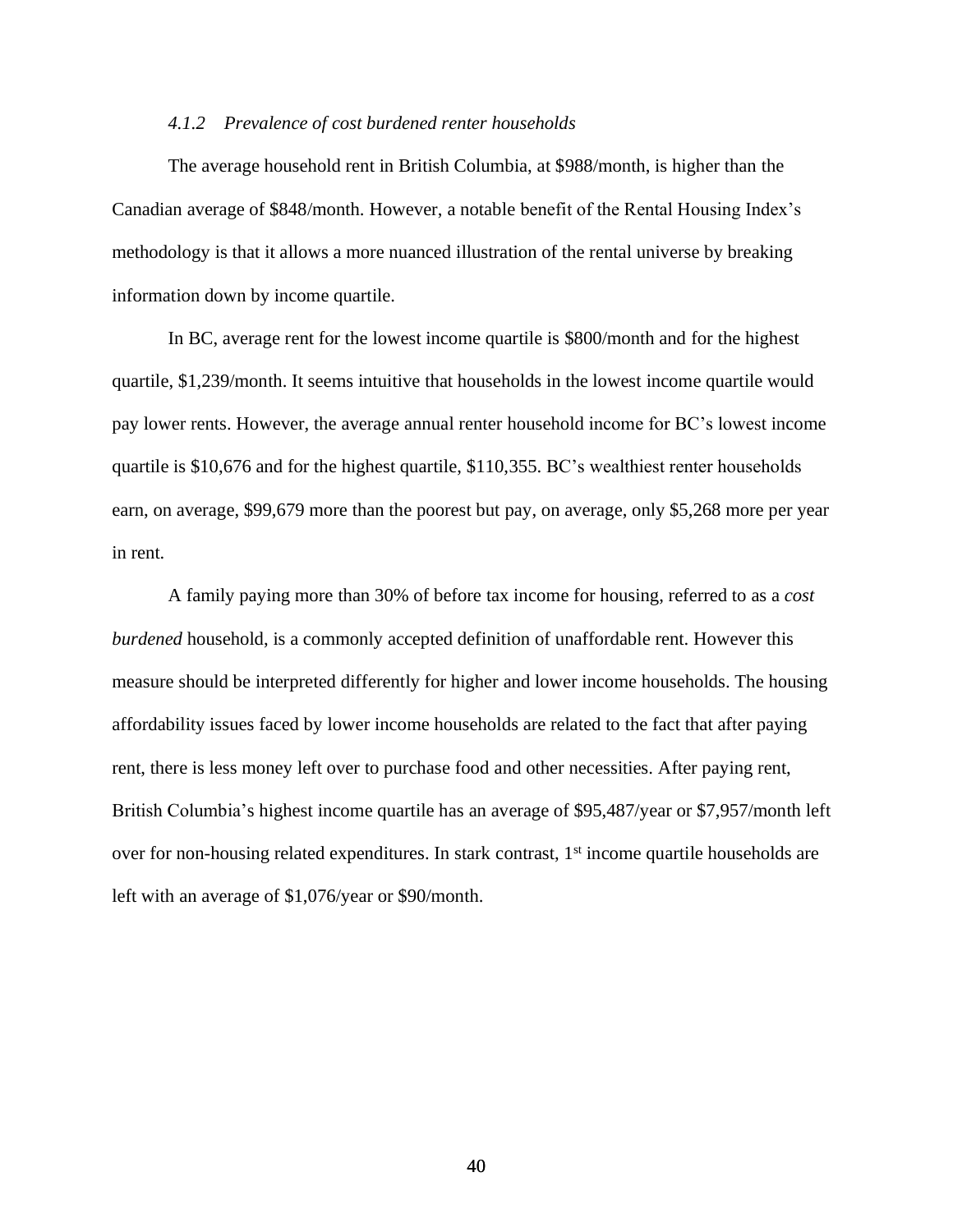#### *4.1.2 Prevalence of cost burdened renter households*

The average household rent in British Columbia, at $988/month, is higher than the Canadian average of $848/month. However, a notable benefit of the Rental Housing Index's methodology is that it allows a more nuanced illustration of the rental universe by breaking information down by income quartile.

In BC, average rent for the lowest income quartile is $800/month and for the highest quartile, $1,239/month. It seems intuitive that households in the lowest income quartile would pay lower rents. However, the average annual renter household income for BC's lowest income quartile is $10,676 and for the highest quartile, $110,355. BC's wealthiest renter households earn, on average, $99,679 more than the poorest but pay, on average, only $5,268 more per year in rent.

A family paying more than 30% of before tax income for housing, referred to as a *cost burdened* household, is a commonly accepted definition of unaffordable rent. However this measure should be interpreted differently for higher and lower income households. The housing affordability issues faced by lower income households are related to the fact that after paying rent, there is less money left over to purchase food and other necessities. After paying rent, British Columbia's highest income quartile has an average of $95,487/year or $7,957/month left over for non-housing related expenditures. In stark contrast, 1st income quartile households are left with an average of $1,076/year or $90/month.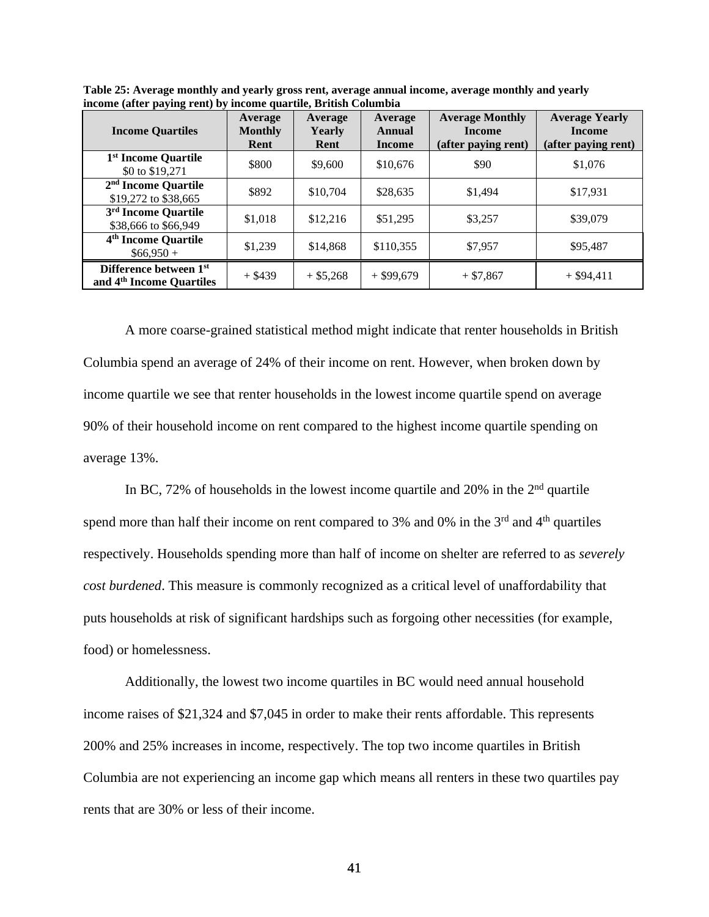**Table 25: Average monthly and yearly gross rent, average annual income, average monthly and yearly income (after paying rent) by income quartile, British Columbia**

| Income Quartiles | Average Monthly Rent | Average Yearly Rent | Average Annual Income | Average Monthly Income (after paying rent) | Average Yearly Income (after paying rent) |
|---|---|---|---|---|---|
| **1st Income Quartile** $0 to $19,271 | $800 | $9,600 | $10,676 | $90 | $1,076 |
| **2nd Income Quartile** $19,272 to $38,665 | $892 | $10,704 | $28,635 | $1,494 | $17,931 |
| **3rd Income Quartile** $38,666 to $66,949 | $1,018 | $12,216 | $51,295 | $3,257 | $39,079 |
| **4th Income Quartile** $66,950 + | $1,239 | $14,868 | $110,355 | $7,957 | $95,487 |
| **Difference between 1st and 4th Income Quartiles** | + $439 | + $5,268 | + $99,679 | + $7,867 | + $94,411 |

A more coarse-grained statistical method might indicate that renter households in British Columbia spend an average of 24% of their income on rent. However, when broken down by income quartile we see that renter households in the lowest income quartile spend on average 90% of their household income on rent compared to the highest income quartile spending on average 13%.

In BC, 72% of households in the lowest income quartile and 20% in the 2nd quartile spend more than half their income on rent compared to 3% and 0% in the 3rd and 4th quartiles respectively. Households spending more than half of income on shelter are referred to as *severely cost burdened*. This measure is commonly recognized as a critical level of unaffordability that puts households at risk of significant hardships such as forgoing other necessities (for example, food) or homelessness.

Additionally, the lowest two income quartiles in BC would need annual household income raises of $21,324 and $7,045 in order to make their rents affordable. This represents 200% and 25% increases in income, respectively. The top two income quartiles in British Columbia are not experiencing an income gap which means all renters in these two quartiles pay rents that are 30% or less of their income.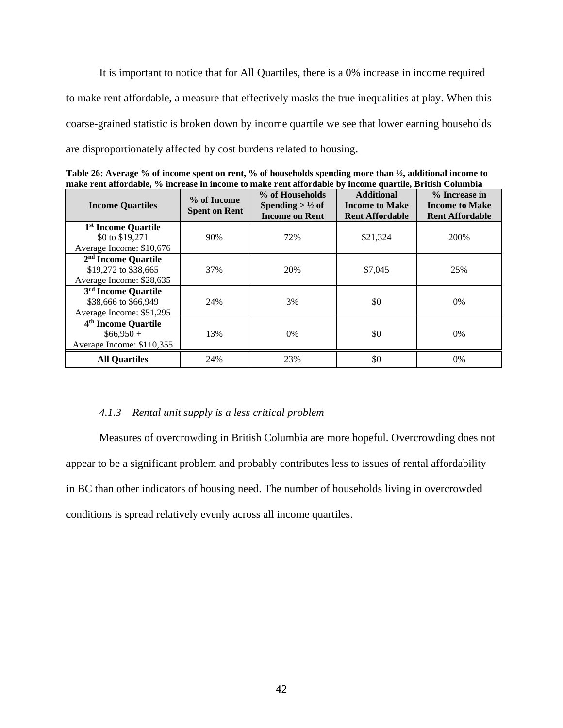It is important to notice that for All Quartiles, there is a 0% increase in income required to make rent affordable, a measure that effectively masks the true inequalities at play. When this coarse-grained statistic is broken down by income quartile we see that lower earning households are disproportionately affected by cost burdens related to housing.

**Table 26: Average % of income spent on rent, % of households spending more than ½, additional income to make rent affordable, % increase in income to make rent affordable by income quartile, British Columbia**

| Income Quartiles | % of Income Spent on Rent | % of Households Spending > ½ of Income on Rent | Additional Income to Make Rent Affordable | % Increase in Income to Make Rent Affordable |
|---|---|---|---|---|
| **1st Income Quartile** $0 to $19,271 Average Income: $10,676 | 90% | 72% | $21,324 | 200% |
| **2nd Income Quartile** $19,272 to $38,665 Average Income: $28,635 | 37% | 20% | $7,045 | 25% |
| **3rd Income Quartile** $38,666 to $66,949 Average Income: $51,295 | 24% | 3% | $0 | 0% |
| **4th Income Quartile** $66,950 + Average Income: $110,355 | 13% | 0% | $0 | 0% |
| **All Quartiles** | 24% | 23% | $0 | 0% |

### *4.1.3 Rental unit supply is a less critical problem*

Measures of overcrowding in British Columbia are more hopeful. Overcrowding does not appear to be a significant problem and probably contributes less to issues of rental affordability in BC than other indicators of housing need. The number of households living in overcrowded conditions is spread relatively evenly across all income quartiles.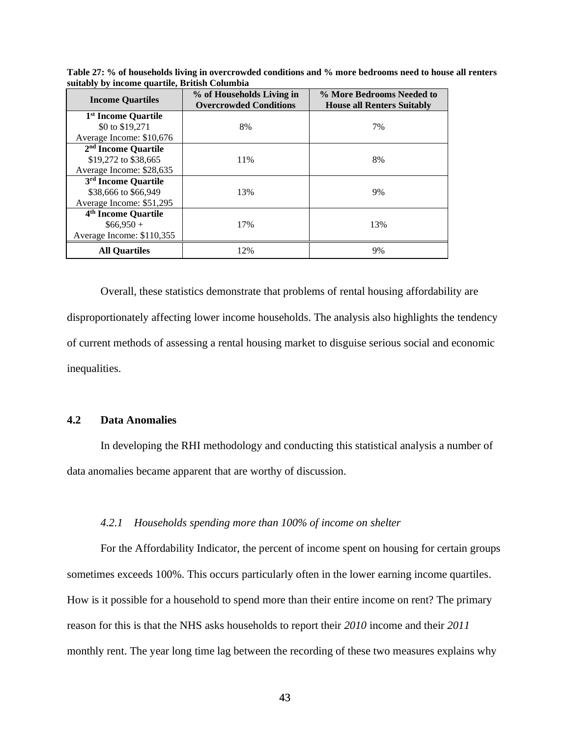**Table 27: % of households living in overcrowded conditions and % more bedrooms need to house all renters suitably by income quartile, British Columbia**

| Income Quartiles | % of Households Living in Overcrowded Conditions | % More Bedrooms Needed to House all Renters Suitably |
|---|---|---|
| **1st Income Quartile**<br>$0 to $19,271<br>Average Income: $10,676 | 8% | 7% |
| **2nd Income Quartile**<br>$19,272 to $38,665<br>Average Income: $28,635 | 11% | 8% |
| **3rd Income Quartile**<br>$38,666 to $66,949<br>Average Income: $51,295 | 13% | 9% |
| **4th Income Quartile**<br>$66,950 +<br>Average Income: $110,355 | 17% | 13% |
| **All Quartiles** | 12% | 9% |

Overall, these statistics demonstrate that problems of rental housing affordability are disproportionately affecting lower income households. The analysis also highlights the tendency of current methods of assessing a rental housing market to disguise serious social and economic inequalities.

## 4.2 Data Anomalies

In developing the RHI methodology and conducting this statistical analysis a number of data anomalies became apparent that are worthy of discussion.

### *4.2.1 Households spending more than 100% of income on shelter*

For the Affordability Indicator, the percent of income spent on housing for certain groups sometimes exceeds 100%. This occurs particularly often in the lower earning income quartiles. How is it possible for a household to spend more than their entire income on rent? The primary reason for this is that the NHS asks households to report their *2010* income and their *2011* monthly rent. The year long time lag between the recording of these two measures explains why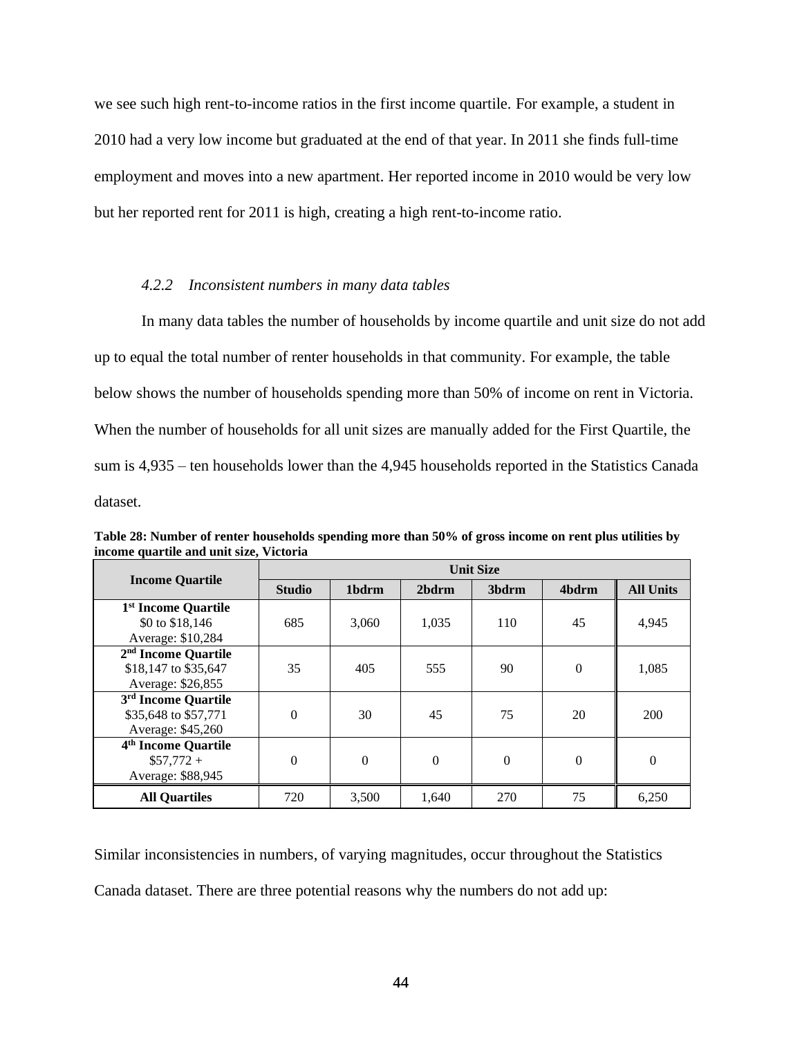we see such high rent-to-income ratios in the first income quartile. For example, a student in 2010 had a very low income but graduated at the end of that year. In 2011 she finds full-time employment and moves into a new apartment. Her reported income in 2010 would be very low but her reported rent for 2011 is high, creating a high rent-to-income ratio.

#### *4.2.2 Inconsistent numbers in many data tables*

In many data tables the number of households by income quartile and unit size do not add up to equal the total number of renter households in that community. For example, the table below shows the number of households spending more than 50% of income on rent in Victoria. When the number of households for all unit sizes are manually added for the First Quartile, the sum is 4,935 – ten households lower than the 4,945 households reported in the Statistics Canada dataset.

**Table 28: Number of renter households spending more than 50% of gross income on rent plus utilities by income quartile and unit size, Victoria**

| Income Quartile | Unit Size | | | | | |
|---|---|---|---|---|---|---|
| | Studio | 1bdrm | 2bdrm | 3bdrm | 4bdrm | All Units |
| **1st Income Quartile** $0 to $18,146 Average: $10,284 | 685 | 3,060 | 1,035 | 110 | 45 | 4,945 |
| **2nd Income Quartile** $18,147 to $35,647 Average: $26,855 | 35 | 405 | 555 | 90 | 0 | 1,085 |
| **3rd Income Quartile** $35,648 to $57,771 Average: $45,260 | 0 | 30 | 45 | 75 | 20 | 200 |
| **4th Income Quartile** $57,772 + Average: $88,945 | 0 | 0 | 0 | 0 | 0 | 0 |
| **All Quartiles** | 720 | 3,500 | 1,640 | 270 | 75 | 6,250 |

Similar inconsistencies in numbers, of varying magnitudes, occur throughout the Statistics Canada dataset. There are three potential reasons why the numbers do not add up: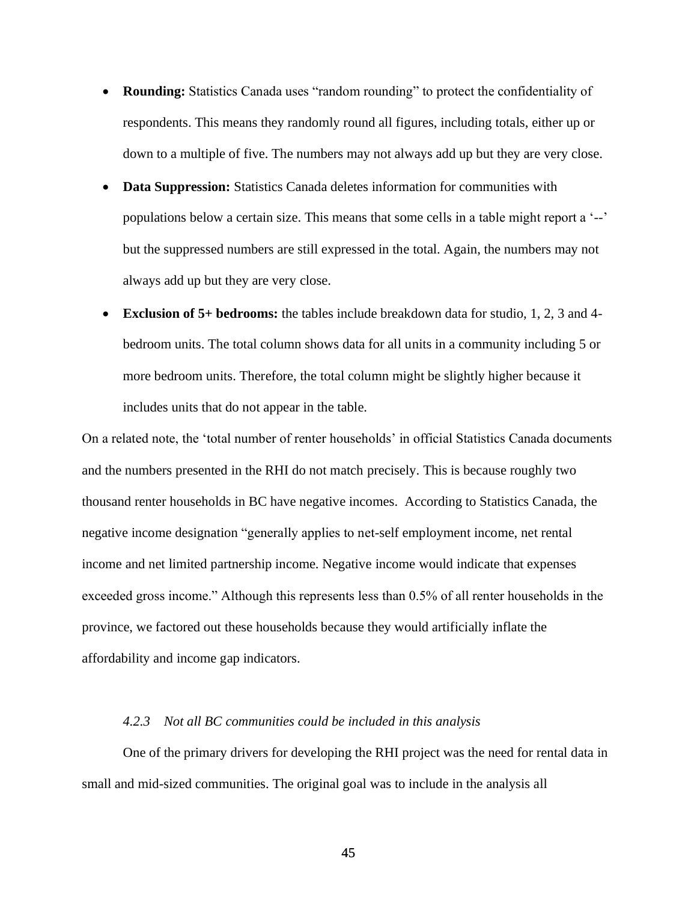- **Rounding:** Statistics Canada uses "random rounding" to protect the confidentiality of respondents. This means they randomly round all figures, including totals, either up or down to a multiple of five. The numbers may not always add up but they are very close.
- **Data Suppression:** Statistics Canada deletes information for communities with populations below a certain size. This means that some cells in a table might report a '--' but the suppressed numbers are still expressed in the total. Again, the numbers may not always add up but they are very close.
- **Exclusion of 5+ bedrooms:** the tables include breakdown data for studio, 1, 2, 3 and 4-bedroom units. The total column shows data for all units in a community including 5 or more bedroom units. Therefore, the total column might be slightly higher because it includes units that do not appear in the table.

On a related note, the 'total number of renter households' in official Statistics Canada documents and the numbers presented in the RHI do not match precisely. This is because roughly two thousand renter households in BC have negative incomes. According to Statistics Canada, the negative income designation "generally applies to net-self employment income, net rental income and net limited partnership income. Negative income would indicate that expenses exceeded gross income." Although this represents less than 0.5% of all renter households in the province, we factored out these households because they would artificially inflate the affordability and income gap indicators.

#### *4.2.3 Not all BC communities could be included in this analysis*

One of the primary drivers for developing the RHI project was the need for rental data in small and mid-sized communities. The original goal was to include in the analysis all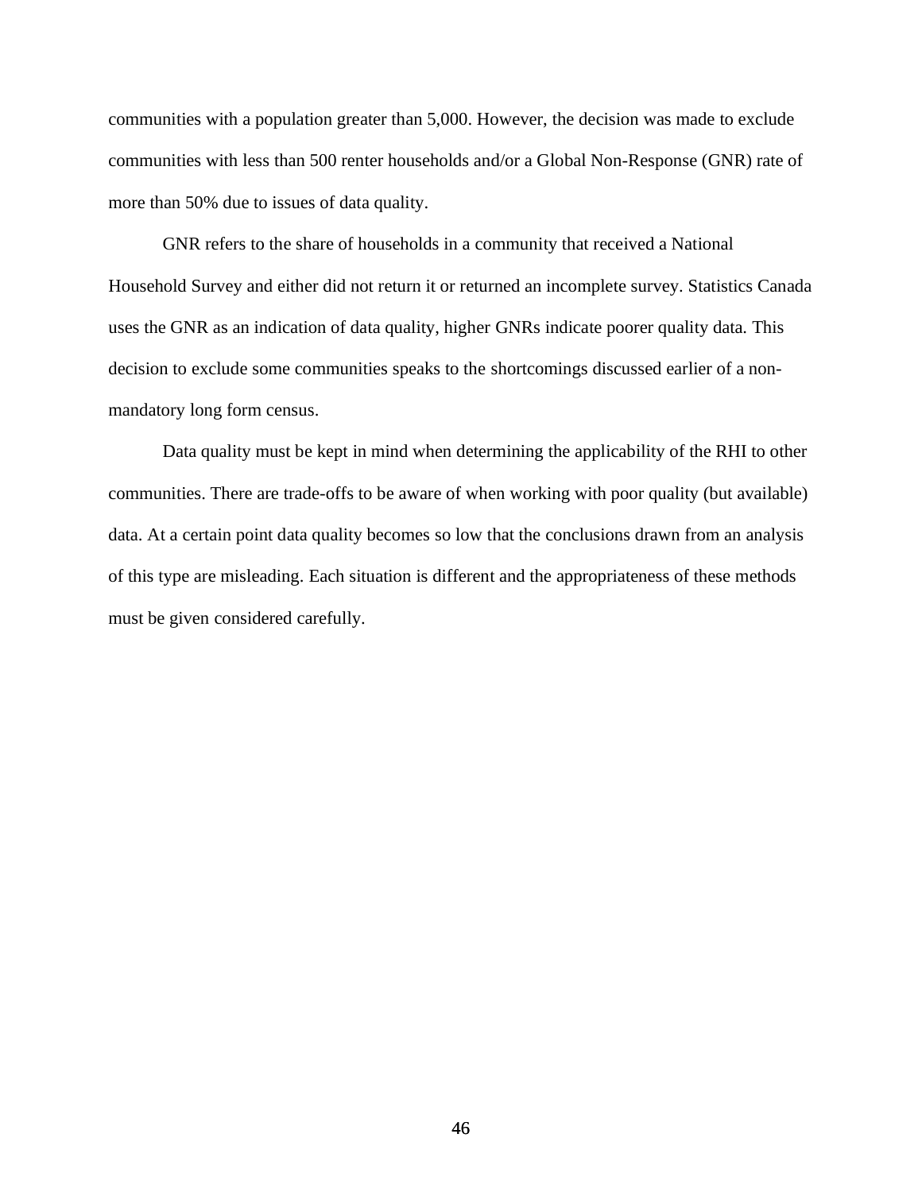communities with a population greater than 5,000. However, the decision was made to exclude communities with less than 500 renter households and/or a Global Non-Response (GNR) rate of more than 50% due to issues of data quality.

GNR refers to the share of households in a community that received a National Household Survey and either did not return it or returned an incomplete survey. Statistics Canada uses the GNR as an indication of data quality, higher GNRs indicate poorer quality data. This decision to exclude some communities speaks to the shortcomings discussed earlier of a non-mandatory long form census.

Data quality must be kept in mind when determining the applicability of the RHI to other communities. There are trade-offs to be aware of when working with poor quality (but available) data. At a certain point data quality becomes so low that the conclusions drawn from an analysis of this type are misleading. Each situation is different and the appropriateness of these methods must be given considered carefully.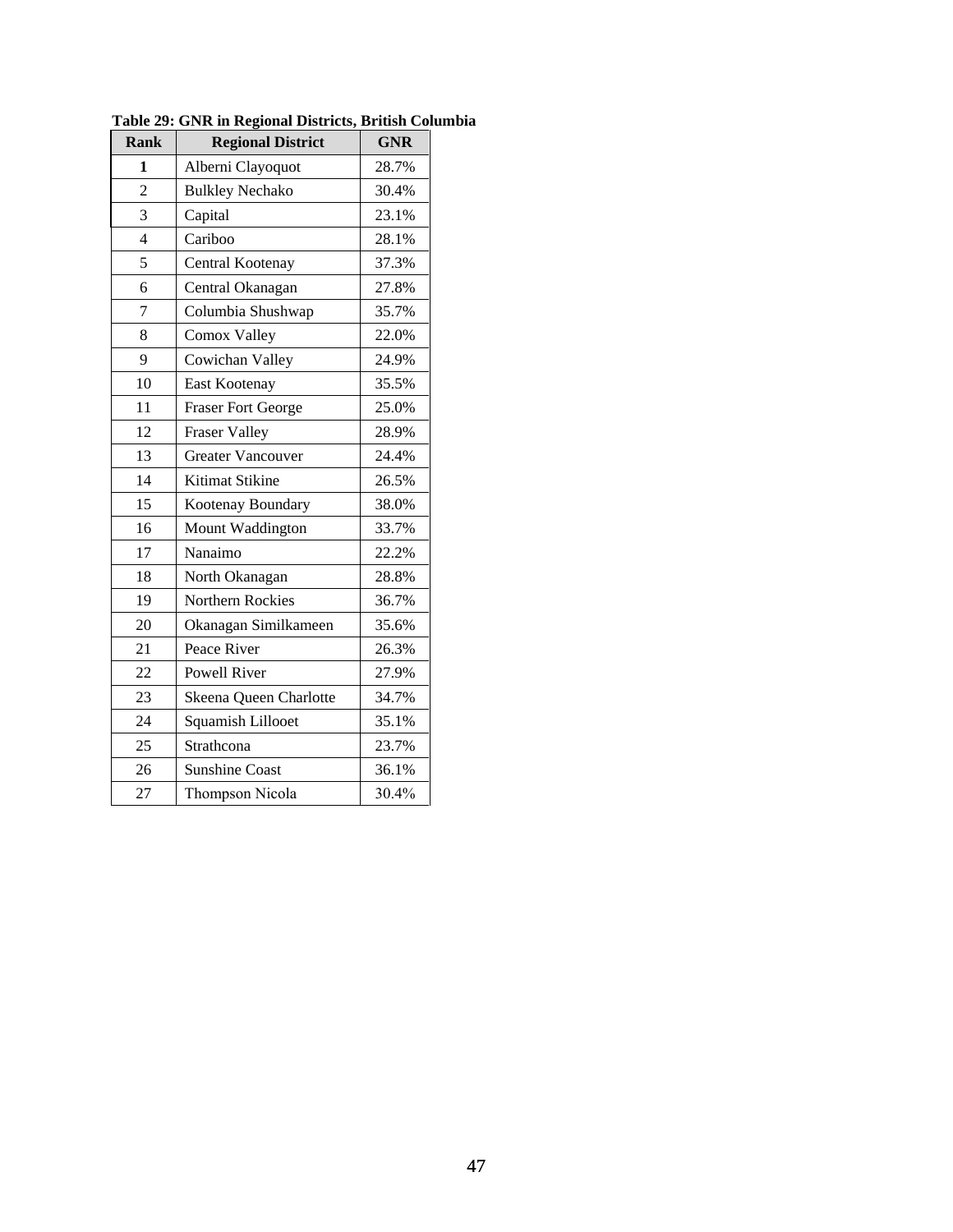**Table 29: GNR in Regional Districts, British Columbia**

| Rank | Regional District | GNR |
|---|---|---|
| **1** | Alberni Clayoquot | 28.7% |
| 2 | Bulkley Nechako | 30.4% |
| 3 | Capital | 23.1% |
| 4 | Cariboo | 28.1% |
| 5 | Central Kootenay | 37.3% |
| 6 | Central Okanagan | 27.8% |
| 7 | Columbia Shushwap | 35.7% |
| 8 | Comox Valley | 22.0% |
| 9 | Cowichan Valley | 24.9% |
| 10 | East Kootenay | 35.5% |
| 11 | Fraser Fort George | 25.0% |
| 12 | Fraser Valley | 28.9% |
| 13 | Greater Vancouver | 24.4% |
| 14 | Kitimat Stikine | 26.5% |
| 15 | Kootenay Boundary | 38.0% |
| 16 | Mount Waddington | 33.7% |
| 17 | Nanaimo | 22.2% |
| 18 | North Okanagan | 28.8% |
| 19 | Northern Rockies | 36.7% |
| 20 | Okanagan Similkameen | 35.6% |
| 21 | Peace River | 26.3% |
| 22 | Powell River | 27.9% |
| 23 | Skeena Queen Charlotte | 34.7% |
| 24 | Squamish Lillooet | 35.1% |
| 25 | Strathcona | 23.7% |
| 26 | Sunshine Coast | 36.1% |
| 27 | Thompson Nicola | 30.4% |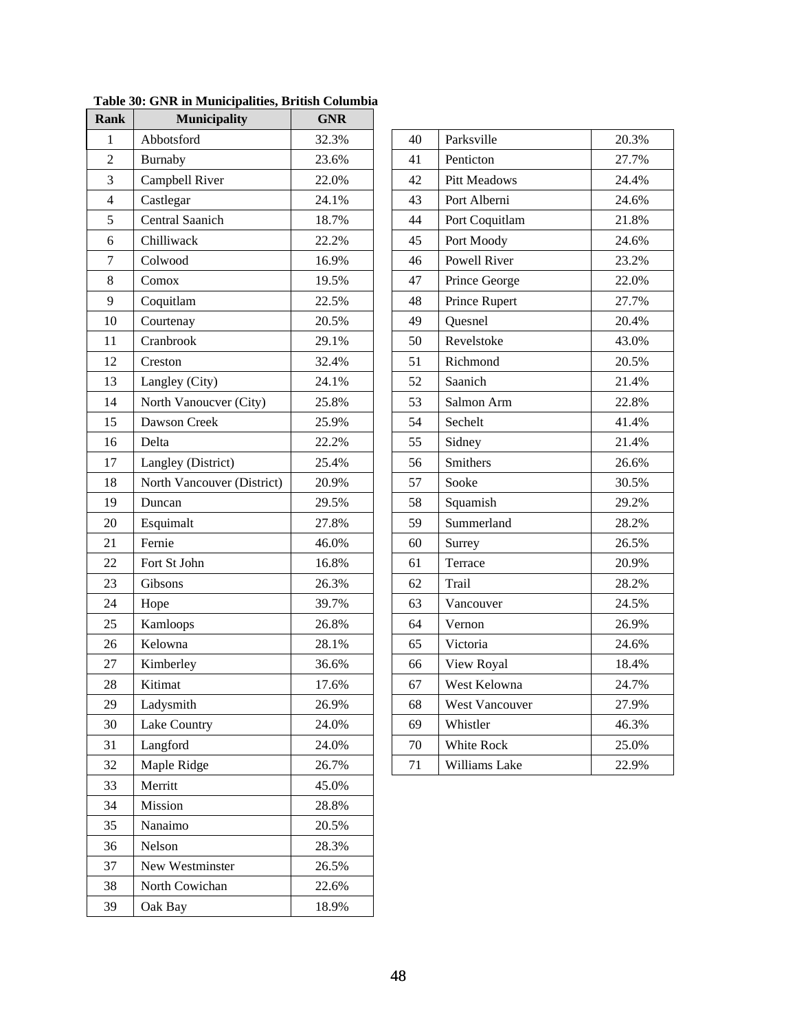**Table 30: GNR in Municipalities, British Columbia**

| Rank | Municipality | GNR |
|---|---|---|
| 1 | Abbotsford | 32.3% |
| 2 | Burnaby | 23.6% |
| 3 | Campbell River | 22.0% |
| 4 | Castlegar | 24.1% |
| 5 | Central Saanich | 18.7% |
| 6 | Chilliwack | 22.2% |
| 7 | Colwood | 16.9% |
| 8 | Comox | 19.5% |
| 9 | Coquitlam | 22.5% |
| 10 | Courtenay | 20.5% |
| 11 | Cranbrook | 29.1% |
| 12 | Creston | 32.4% |
| 13 | Langley (City) | 24.1% |
| 14 | North Vanoucver (City) | 25.8% |
| 15 | Dawson Creek | 25.9% |
| 16 | Delta | 22.2% |
| 17 | Langley (District) | 25.4% |
| 18 | North Vancouver (District) | 20.9% |
| 19 | Duncan | 29.5% |
| 20 | Esquimalt | 27.8% |
| 21 | Fernie | 46.0% |
| 22 | Fort St John | 16.8% |
| 23 | Gibsons | 26.3% |
| 24 | Hope | 39.7% |
| 25 | Kamloops | 26.8% |
| 26 | Kelowna | 28.1% |
| 27 | Kimberley | 36.6% |
| 28 | Kitimat | 17.6% |
| 29 | Ladysmith | 26.9% |
| 30 | Lake Country | 24.0% |
| 31 | Langford | 24.0% |
| 32 | Maple Ridge | 26.7% |
| 33 | Merritt | 45.0% |
| 34 | Mission | 28.8% |
| 35 | Nanaimo | 20.5% |
| 36 | Nelson | 28.3% |
| 37 | New Westminster | 26.5% |
| 38 | North Cowichan | 22.6% |
| 39 | Oak Bay | 18.9% |
| 40 | Parksville | 20.3% |
| 41 | Penticton | 27.7% |
| 42 | Pitt Meadows | 24.4% |
| 43 | Port Alberni | 24.6% |
| 44 | Port Coquitlam | 21.8% |
| 45 | Port Moody | 24.6% |
| 46 | Powell River | 23.2% |
| 47 | Prince George | 22.0% |
| 48 | Prince Rupert | 27.7% |
| 49 | Quesnel | 20.4% |
| 50 | Revelstoke | 43.0% |
| 51 | Richmond | 20.5% |
| 52 | Saanich | 21.4% |
| 53 | Salmon Arm | 22.8% |
| 54 | Sechelt | 41.4% |
| 55 | Sidney | 21.4% |
| 56 | Smithers | 26.6% |
| 57 | Sooke | 30.5% |
| 58 | Squamish | 29.2% |
| 59 | Summerland | 28.2% |
| 60 | Surrey | 26.5% |
| 61 | Terrace | 20.9% |
| 62 | Trail | 28.2% |
| 63 | Vancouver | 24.5% |
| 64 | Vernon | 26.9% |
| 65 | Victoria | 24.6% |
| 66 | View Royal | 18.4% |
| 67 | West Kelowna | 24.7% |
| 68 | West Vancouver | 27.9% |
| 69 | Whistler | 46.3% |
| 70 | White Rock | 25.0% |
| 71 | Williams Lake | 22.9% |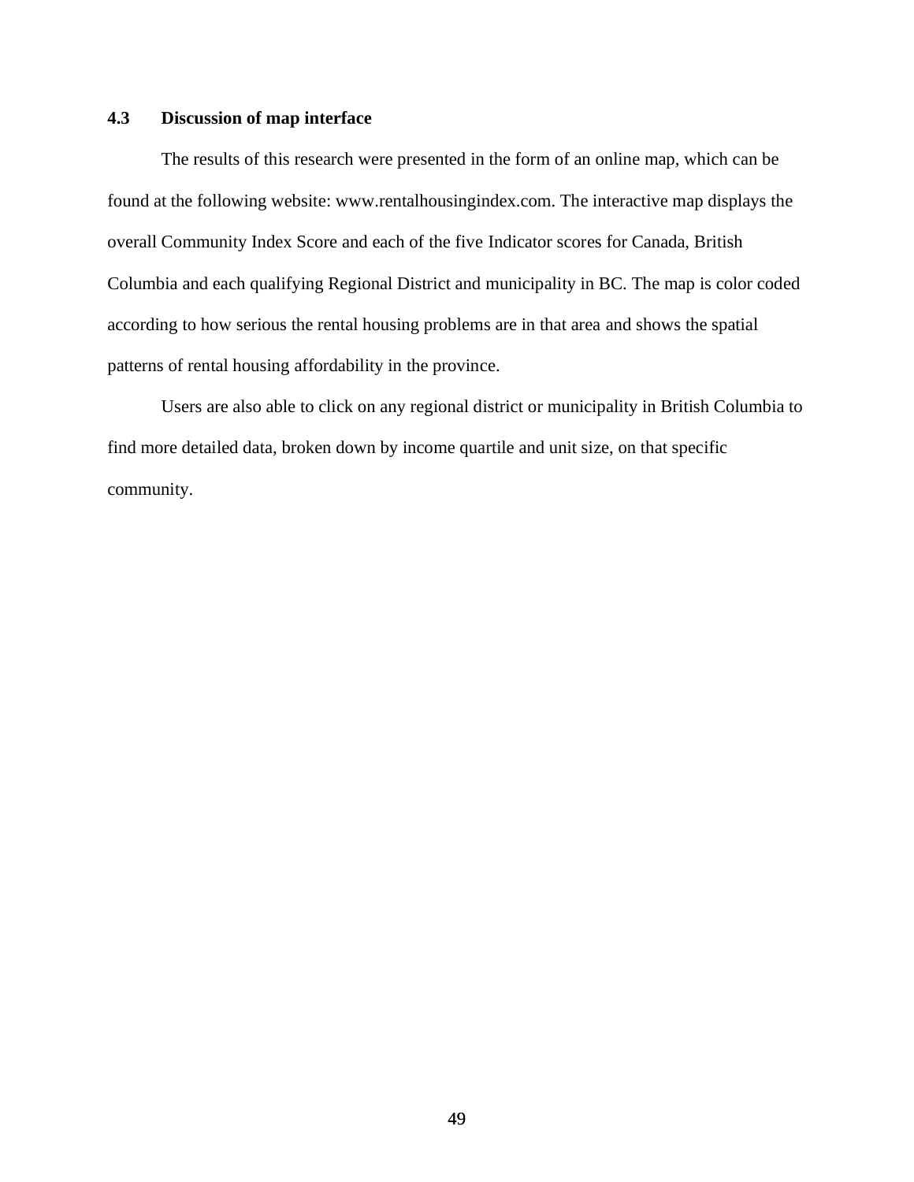### 4.3 Discussion of map interface

The results of this research were presented in the form of an online map, which can be found at the following website: www.rentalhousingindex.com. The interactive map displays the overall Community Index Score and each of the five Indicator scores for Canada, British Columbia and each qualifying Regional District and municipality in BC. The map is color coded according to how serious the rental housing problems are in that area and shows the spatial patterns of rental housing affordability in the province.

Users are also able to click on any regional district or municipality in British Columbia to find more detailed data, broken down by income quartile and unit size, on that specific community.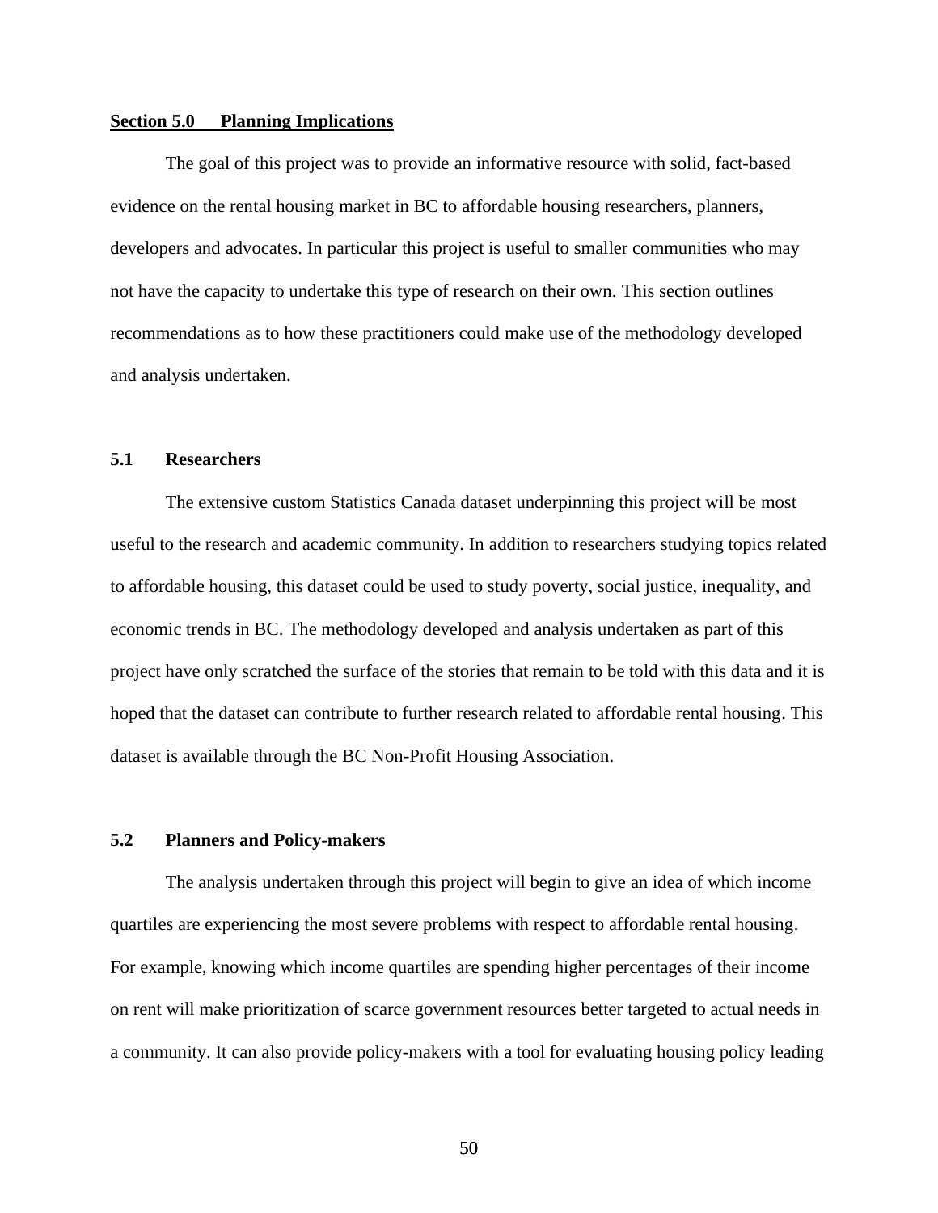## Section 5.0 Planning Implications

The goal of this project was to provide an informative resource with solid, fact-based evidence on the rental housing market in BC to affordable housing researchers, planners, developers and advocates. In particular this project is useful to smaller communities who may not have the capacity to undertake this type of research on their own. This section outlines recommendations as to how these practitioners could make use of the methodology developed and analysis undertaken.

### 5.1 Researchers

The extensive custom Statistics Canada dataset underpinning this project will be most useful to the research and academic community. In addition to researchers studying topics related to affordable housing, this dataset could be used to study poverty, social justice, inequality, and economic trends in BC. The methodology developed and analysis undertaken as part of this project have only scratched the surface of the stories that remain to be told with this data and it is hoped that the dataset can contribute to further research related to affordable rental housing. This dataset is available through the BC Non-Profit Housing Association.

### 5.2 Planners and Policy-makers

The analysis undertaken through this project will begin to give an idea of which income quartiles are experiencing the most severe problems with respect to affordable rental housing. For example, knowing which income quartiles are spending higher percentages of their income on rent will make prioritization of scarce government resources better targeted to actual needs in a community. It can also provide policy-makers with a tool for evaluating housing policy leading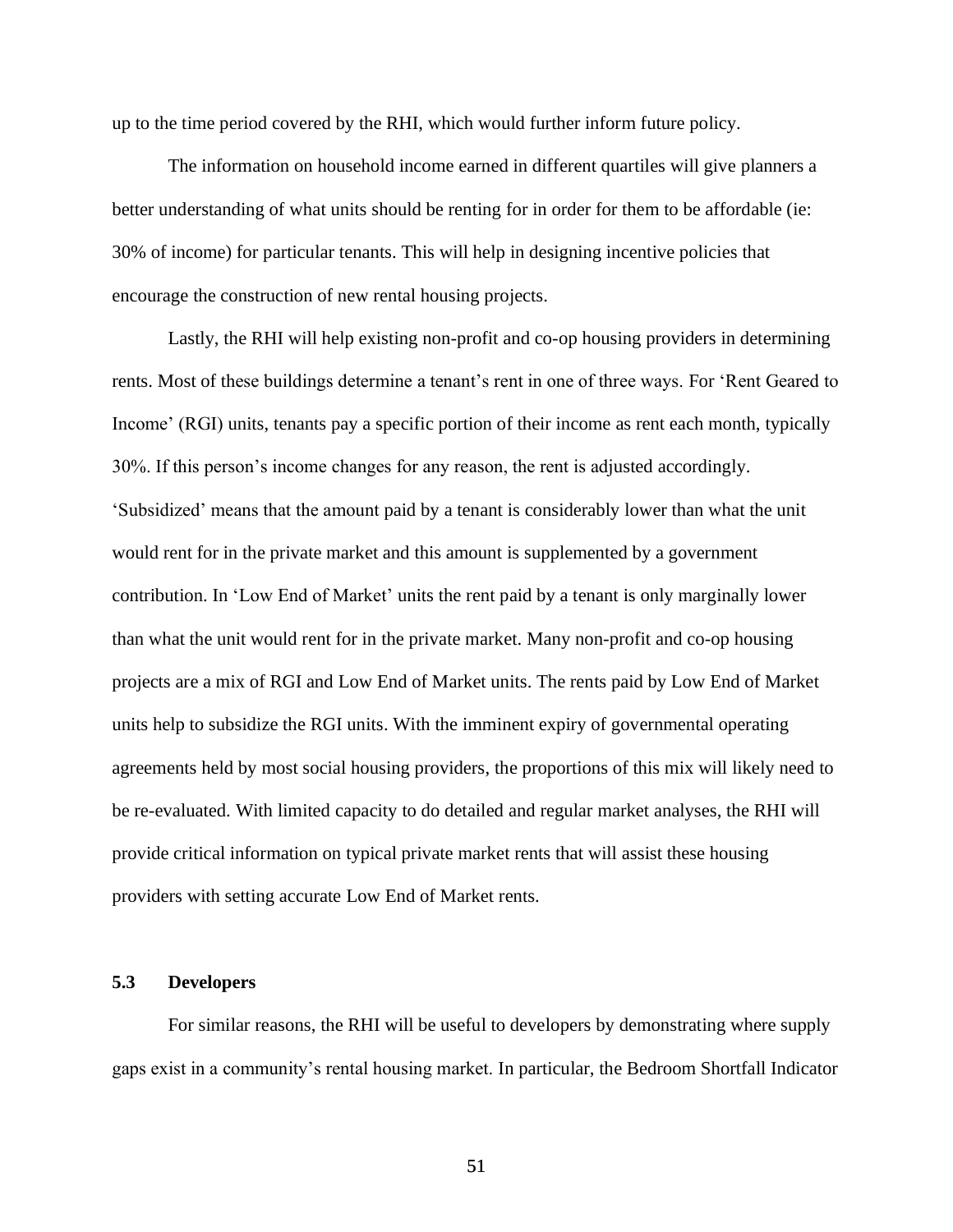up to the time period covered by the RHI, which would further inform future policy.

The information on household income earned in different quartiles will give planners a better understanding of what units should be renting for in order for them to be affordable (ie: 30% of income) for particular tenants. This will help in designing incentive policies that encourage the construction of new rental housing projects.

Lastly, the RHI will help existing non-profit and co-op housing providers in determining rents. Most of these buildings determine a tenant's rent in one of three ways. For 'Rent Geared to Income' (RGI) units, tenants pay a specific portion of their income as rent each month, typically 30%. If this person's income changes for any reason, the rent is adjusted accordingly. 'Subsidized' means that the amount paid by a tenant is considerably lower than what the unit would rent for in the private market and this amount is supplemented by a government contribution. In 'Low End of Market' units the rent paid by a tenant is only marginally lower than what the unit would rent for in the private market. Many non-profit and co-op housing projects are a mix of RGI and Low End of Market units. The rents paid by Low End of Market units help to subsidize the RGI units. With the imminent expiry of governmental operating agreements held by most social housing providers, the proportions of this mix will likely need to be re-evaluated. With limited capacity to do detailed and regular market analyses, the RHI will provide critical information on typical private market rents that will assist these housing providers with setting accurate Low End of Market rents.

### 5.3 Developers

For similar reasons, the RHI will be useful to developers by demonstrating where supply gaps exist in a community's rental housing market. In particular, the Bedroom Shortfall Indicator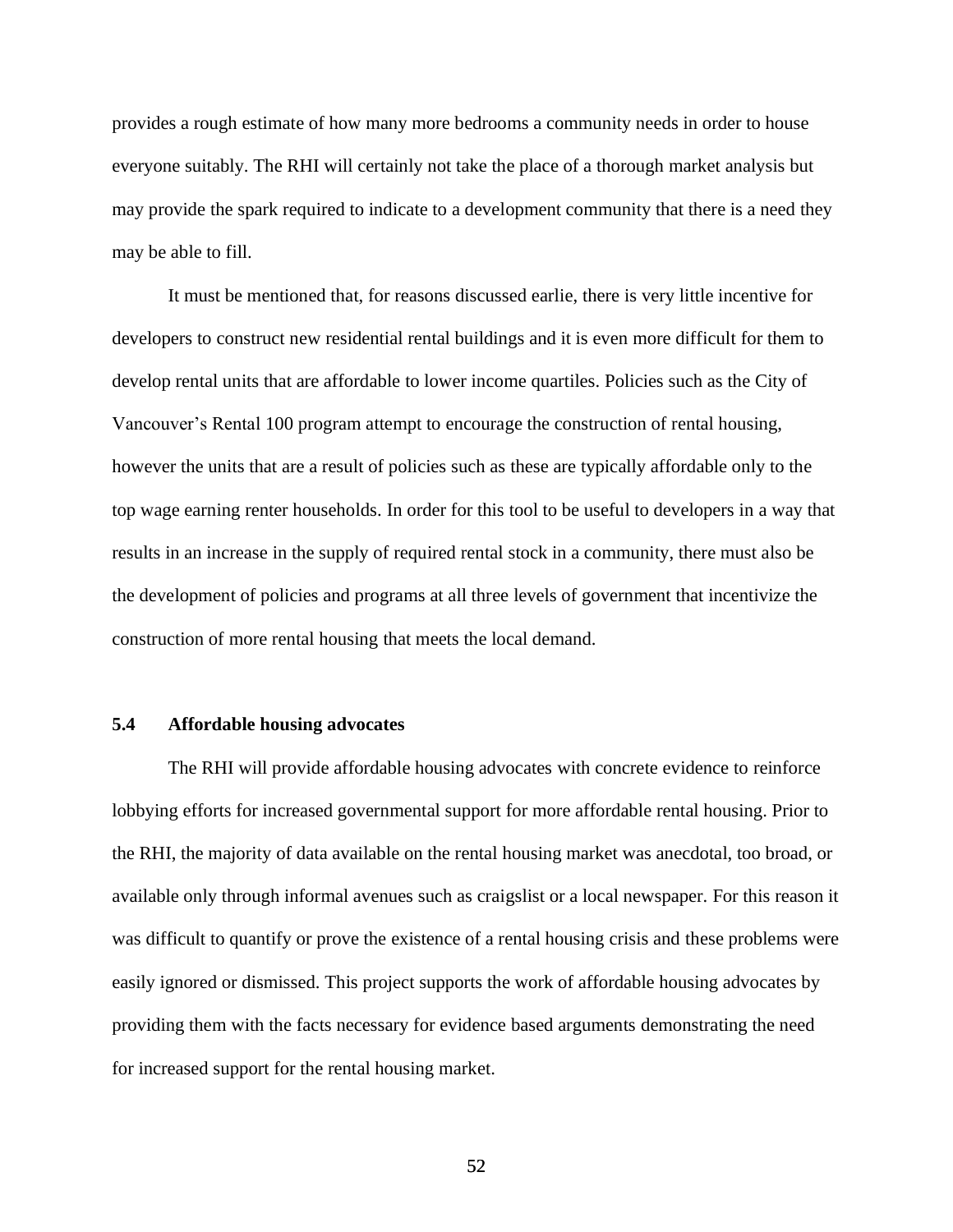provides a rough estimate of how many more bedrooms a community needs in order to house everyone suitably. The RHI will certainly not take the place of a thorough market analysis but may provide the spark required to indicate to a development community that there is a need they may be able to fill.

It must be mentioned that, for reasons discussed earlie, there is very little incentive for developers to construct new residential rental buildings and it is even more difficult for them to develop rental units that are affordable to lower income quartiles. Policies such as the City of Vancouver's Rental 100 program attempt to encourage the construction of rental housing, however the units that are a result of policies such as these are typically affordable only to the top wage earning renter households. In order for this tool to be useful to developers in a way that results in an increase in the supply of required rental stock in a community, there must also be the development of policies and programs at all three levels of government that incentivize the construction of more rental housing that meets the local demand.

### 5.4 Affordable housing advocates

The RHI will provide affordable housing advocates with concrete evidence to reinforce lobbying efforts for increased governmental support for more affordable rental housing. Prior to the RHI, the majority of data available on the rental housing market was anecdotal, too broad, or available only through informal avenues such as craigslist or a local newspaper. For this reason it was difficult to quantify or prove the existence of a rental housing crisis and these problems were easily ignored or dismissed. This project supports the work of affordable housing advocates by providing them with the facts necessary for evidence based arguments demonstrating the need for increased support for the rental housing market.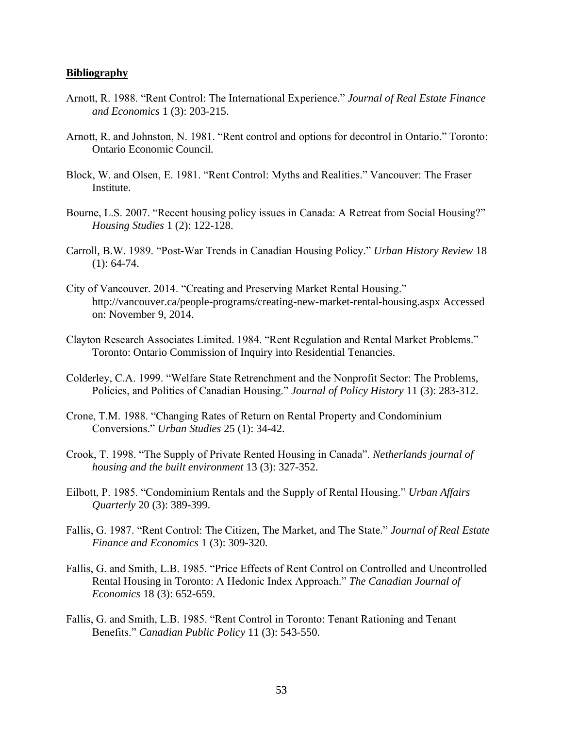## **Bibliography**

Arnott, R. 1988. "Rent Control: The International Experience." *Journal of Real Estate Finance and Economics* 1 (3): 203-215.

Arnott, R. and Johnston, N. 1981. "Rent control and options for decontrol in Ontario." Toronto: Ontario Economic Council.

Block, W. and Olsen, E. 1981. "Rent Control: Myths and Realities." Vancouver: The Fraser Institute.

Bourne, L.S. 2007. "Recent housing policy issues in Canada: A Retreat from Social Housing?" *Housing Studies* 1 (2): 122-128.

Carroll, B.W. 1989. "Post-War Trends in Canadian Housing Policy." *Urban History Review* 18 (1): 64-74.

City of Vancouver. 2014. "Creating and Preserving Market Rental Housing." http://vancouver.ca/people-programs/creating-new-market-rental-housing.aspx Accessed on: November 9, 2014.

Clayton Research Associates Limited. 1984. "Rent Regulation and Rental Market Problems." Toronto: Ontario Commission of Inquiry into Residential Tenancies.

Colderley, C.A. 1999. "Welfare State Retrenchment and the Nonprofit Sector: The Problems, Policies, and Politics of Canadian Housing." *Journal of Policy History* 11 (3): 283-312.

Crone, T.M. 1988. "Changing Rates of Return on Rental Property and Condominium Conversions." *Urban Studies* 25 (1): 34-42.

Crook, T. 1998. "The Supply of Private Rented Housing in Canada". *Netherlands journal of housing and the built environment* 13 (3): 327-352.

Eilbott, P. 1985. "Condominium Rentals and the Supply of Rental Housing." *Urban Affairs Quarterly* 20 (3): 389-399.

Fallis, G. 1987. "Rent Control: The Citizen, The Market, and The State." *Journal of Real Estate Finance and Economics* 1 (3): 309-320.

Fallis, G. and Smith, L.B. 1985. "Price Effects of Rent Control on Controlled and Uncontrolled Rental Housing in Toronto: A Hedonic Index Approach." *The Canadian Journal of Economics* 18 (3): 652-659.

Fallis, G. and Smith, L.B. 1985. "Rent Control in Toronto: Tenant Rationing and Tenant Benefits." *Canadian Public Policy* 11 (3): 543-550.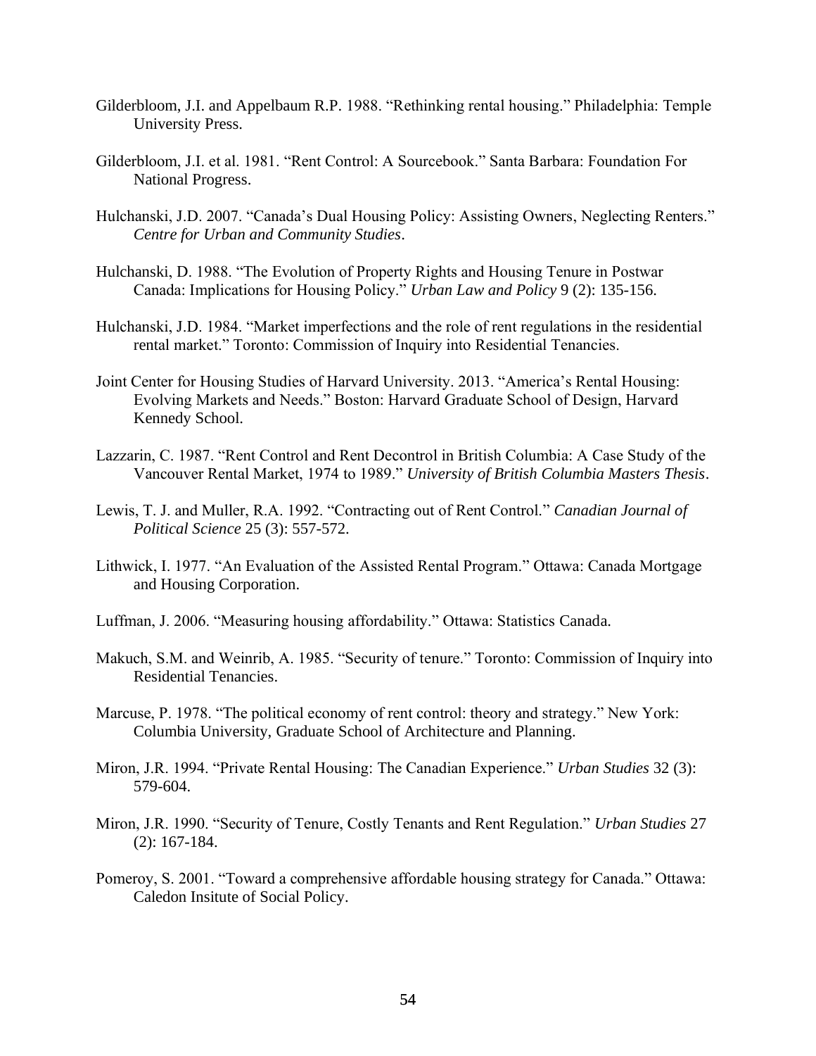Gilderbloom, J.I. and Appelbaum R.P. 1988. "Rethinking rental housing." Philadelphia: Temple University Press.

Gilderbloom, J.I. et al. 1981. "Rent Control: A Sourcebook." Santa Barbara: Foundation For National Progress.

Hulchanski, J.D. 2007. "Canada's Dual Housing Policy: Assisting Owners, Neglecting Renters." *Centre for Urban and Community Studies*.

Hulchanski, D. 1988. "The Evolution of Property Rights and Housing Tenure in Postwar Canada: Implications for Housing Policy." *Urban Law and Policy* 9 (2): 135-156.

Hulchanski, J.D. 1984. "Market imperfections and the role of rent regulations in the residential rental market." Toronto: Commission of Inquiry into Residential Tenancies.

Joint Center for Housing Studies of Harvard University. 2013. "America's Rental Housing: Evolving Markets and Needs." Boston: Harvard Graduate School of Design, Harvard Kennedy School.

Lazzarin, C. 1987. "Rent Control and Rent Decontrol in British Columbia: A Case Study of the Vancouver Rental Market, 1974 to 1989." *University of British Columbia Masters Thesis*.

Lewis, T. J. and Muller, R.A. 1992. "Contracting out of Rent Control." *Canadian Journal of Political Science* 25 (3): 557-572.

Lithwick, I. 1977. "An Evaluation of the Assisted Rental Program." Ottawa: Canada Mortgage and Housing Corporation.

Luffman, J. 2006. "Measuring housing affordability." Ottawa: Statistics Canada.

Makuch, S.M. and Weinrib, A. 1985. "Security of tenure." Toronto: Commission of Inquiry into Residential Tenancies.

Marcuse, P. 1978. "The political economy of rent control: theory and strategy." New York: Columbia University, Graduate School of Architecture and Planning.

Miron, J.R. 1994. "Private Rental Housing: The Canadian Experience." *Urban Studies* 32 (3): 579-604.

Miron, J.R. 1990. "Security of Tenure, Costly Tenants and Rent Regulation." *Urban Studies* 27 (2): 167-184.

Pomeroy, S. 2001. "Toward a comprehensive affordable housing strategy for Canada." Ottawa: Caledon Insitute of Social Policy.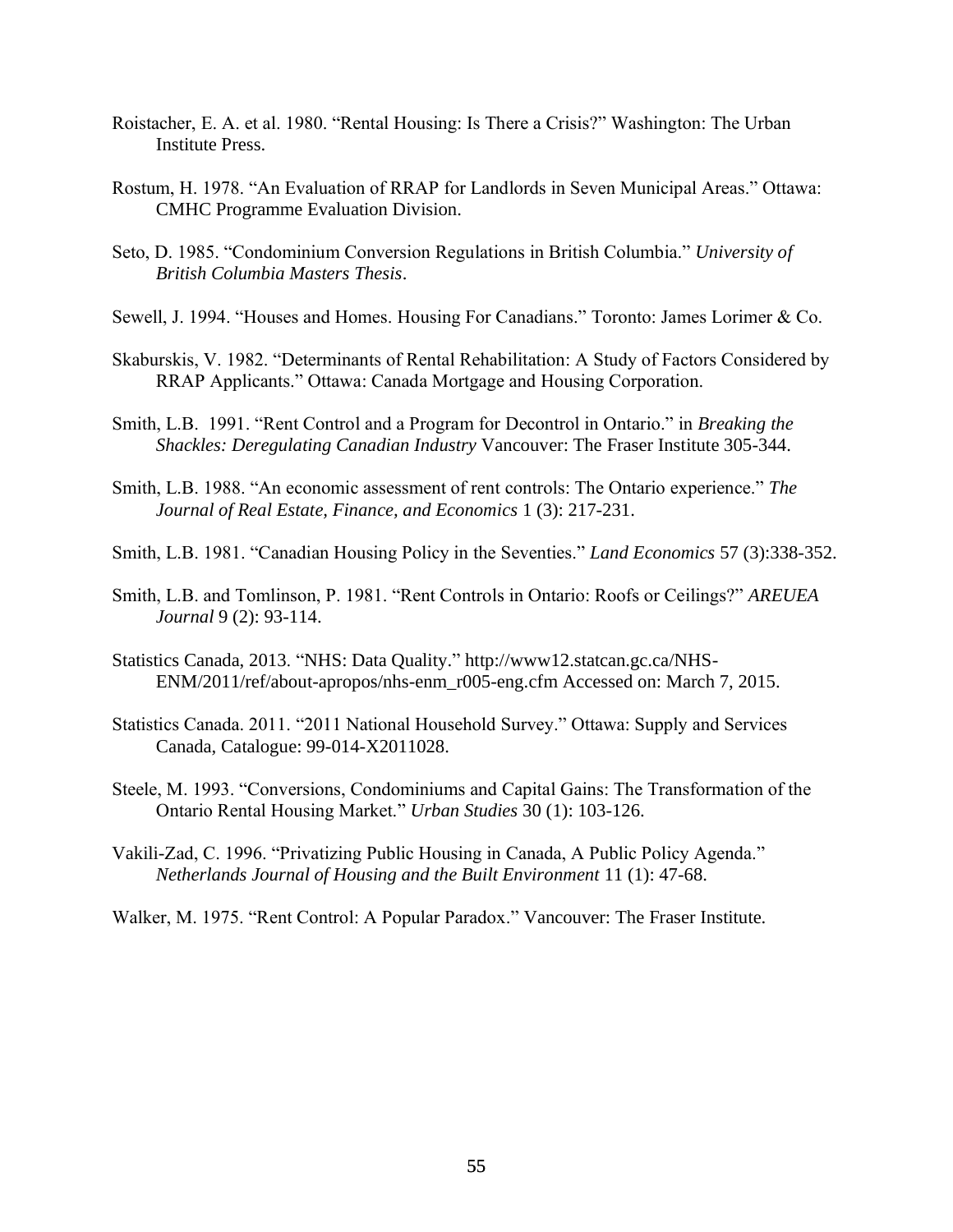Roistacher, E. A. et al. 1980. "Rental Housing: Is There a Crisis?" Washington: The Urban Institute Press.

Rostum, H. 1978. "An Evaluation of RRAP for Landlords in Seven Municipal Areas." Ottawa: CMHC Programme Evaluation Division.

Seto, D. 1985. "Condominium Conversion Regulations in British Columbia." *University of British Columbia Masters Thesis*.

Sewell, J. 1994. "Houses and Homes. Housing For Canadians." Toronto: James Lorimer & Co.

Skaburskis, V. 1982. "Determinants of Rental Rehabilitation: A Study of Factors Considered by RRAP Applicants." Ottawa: Canada Mortgage and Housing Corporation.

Smith, L.B. 1991. "Rent Control and a Program for Decontrol in Ontario." in *Breaking the Shackles: Deregulating Canadian Industry* Vancouver: The Fraser Institute 305-344.

Smith, L.B. 1988. "An economic assessment of rent controls: The Ontario experience." *The Journal of Real Estate, Finance, and Economics* 1 (3): 217-231.

Smith, L.B. 1981. "Canadian Housing Policy in the Seventies." *Land Economics* 57 (3):338-352.

Smith, L.B. and Tomlinson, P. 1981. "Rent Controls in Ontario: Roofs or Ceilings?" *AREUEA Journal* 9 (2): 93-114.

Statistics Canada, 2013. "NHS: Data Quality." http://www12.statcan.gc.ca/NHS-ENM/2011/ref/about-apropos/nhs-enm_r005-eng.cfm Accessed on: March 7, 2015.

Statistics Canada. 2011. "2011 National Household Survey." Ottawa: Supply and Services Canada, Catalogue: 99-014-X2011028.

Steele, M. 1993. "Conversions, Condominiums and Capital Gains: The Transformation of the Ontario Rental Housing Market." *Urban Studies* 30 (1): 103-126.

Vakili-Zad, C. 1996. "Privatizing Public Housing in Canada, A Public Policy Agenda." *Netherlands Journal of Housing and the Built Environment* 11 (1): 47-68.

Walker, M. 1975. "Rent Control: A Popular Paradox." Vancouver: The Fraser Institute.